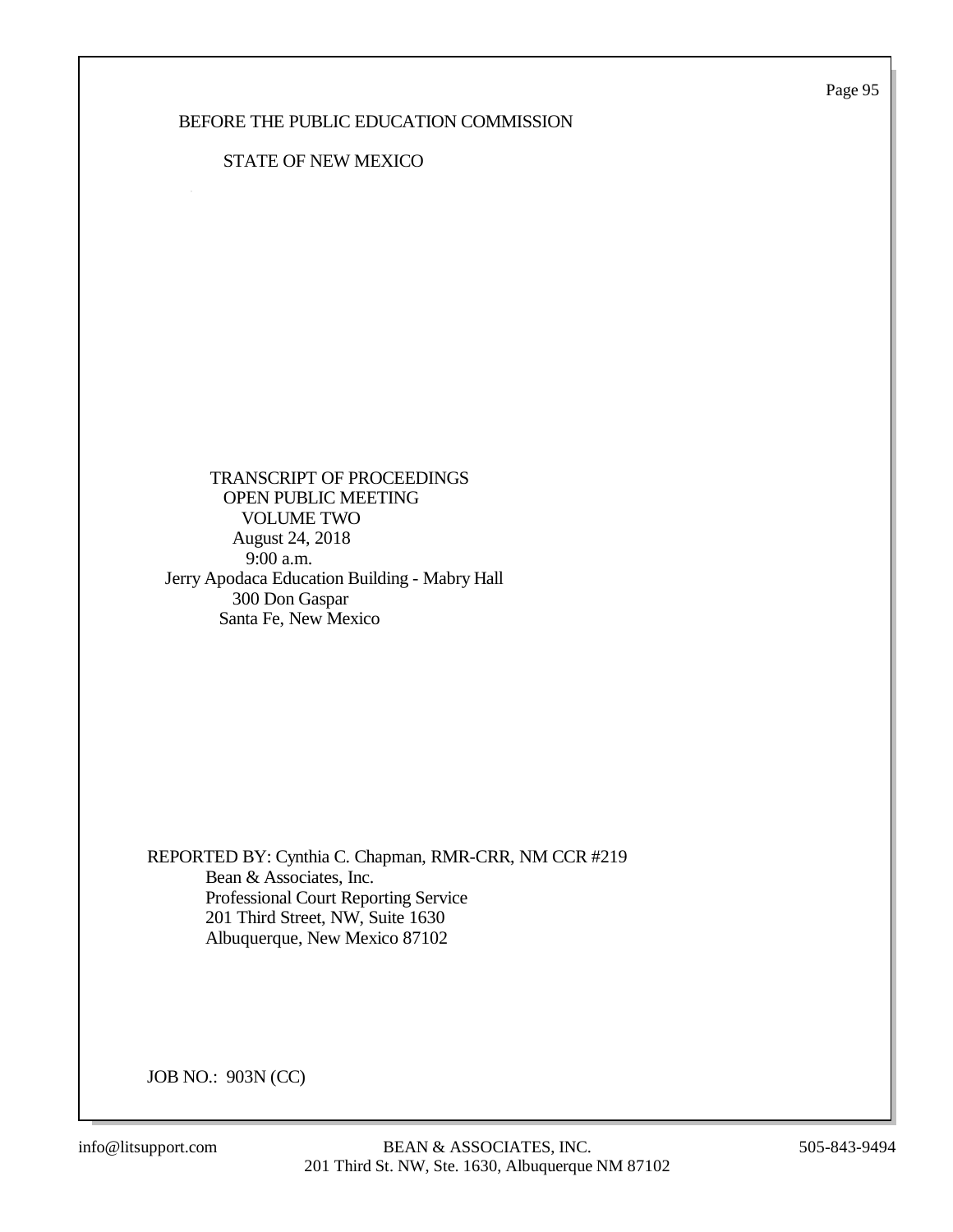BEFORE THE PUBLIC EDUCATION COMMISSION

STATE OF NEW MEXICO

TRANSCRIPT OF PROCEEDINGS
OPEN PUBLIC MEETING
VOLUME TWO
August 24, 2018
9:00 a.m.
Jerry Apodaca Education Building - Mabry Hall
300 Don Gaspar
Santa Fe, New Mexico

REPORTED BY: Cynthia C. Chapman, RMR-CRR, NM CCR #219
Bean & Associates, Inc.
Professional Court Reporting Service
201 Third Street, NW, Suite 1630
Albuquerque, New Mexico 87102

JOB NO.: 903N (CC)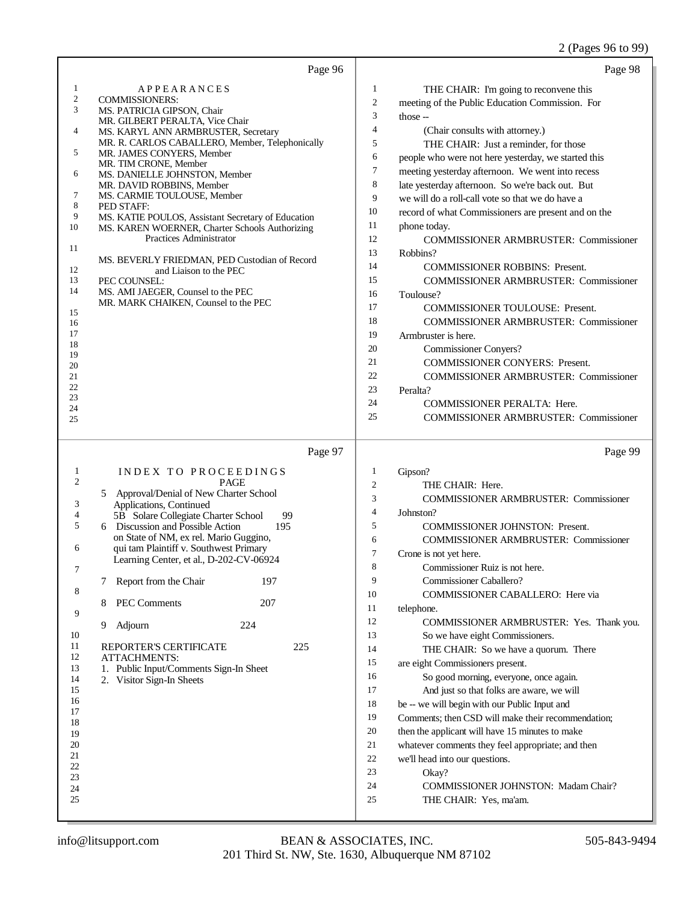Page 96

APPEARANCES

COMMISSIONERS:
MS. PATRICIA GIPSON, Chair
MR. GILBERT PERALTA, Vice Chair
MS. KARYL ANN ARMBRUSTER, Secretary
MR. R. CARLOS CABALLERO, Member, Telephonically
MR. JAMES CONYERS, Member
MR. TIM CRONE, Member
MS. DANIELLE JOHNSTON, Member
MR. DAVID ROBBINS, Member
MS. CARMIE TOULOUSE, Member

PED STAFF:
MS. KATIE POULOS, Assistant Secretary of Education
MS. KAREN WOERNER, Charter Schools Authorizing Practices Administrator
MS. BEVERLY FRIEDMAN, PED Custodian of Record and Liaison to the PEC

PEC COUNSEL:
MS. AMI JAEGER, Counsel to the PEC
MR. MARK CHAIKEN, Counsel to the PEC

Page 97

INDEX TO PROCEEDINGS

| | PAGE |
|---|---|
| 5 Approval/Denial of New Charter School Applications, Continued | |
| 5B Solare Collegiate Charter School | 99 |
| 6 Discussion and Possible Action on State of NM, ex rel. Mario Guggino, qui tam Plaintiff v. Southwest Primary Learning Center, et al., D-202-CV-06924 | 195 |
| 7 Report from the Chair | 197 |
| 8 PEC Comments | 207 |
| 9 Adjourn | 224 |
| REPORTER'S CERTIFICATE | 225 |

ATTACHMENTS:
1. Public Input/Comments Sign-In Sheet
2. Visitor Sign-In Sheets

Page 98

THE CHAIR: I'm going to reconvene this meeting of the Public Education Commission. For those --

(Chair consults with attorney.)

THE CHAIR: Just a reminder, for those people who were not here yesterday, we started this meeting yesterday afternoon. We went into recess late yesterday afternoon. So we're back out. But we will do a roll-call vote so that we do have a record of what Commissioners are present and on the phone today.

COMMISSIONER ARMBRUSTER: Commissioner Robbins?

COMMISSIONER ROBBINS: Present.

COMMISSIONER ARMBRUSTER: Commissioner Toulouse?

COMMISSIONER TOULOUSE: Present.

COMMISSIONER ARMBRUSTER: Commissioner Armbruster is here.

Commissioner Conyers?

COMMISSIONER CONYERS: Present.

COMMISSIONER ARMBRUSTER: Commissioner Peralta?

COMMISSIONER PERALTA: Here.

COMMISSIONER ARMBRUSTER: Commissioner

Page 99

Gipson?

THE CHAIR: Here.

COMMISSIONER ARMBRUSTER: Commissioner Johnston?

COMMISSIONER JOHNSTON: Present.

COMMISSIONER ARMBRUSTER: Commissioner Crone is not yet here.

Commissioner Ruiz is not here.

Commissioner Caballero?

COMMISSIONER CABALLERO: Here via telephone.

COMMISSIONER ARMBRUSTER: Yes. Thank you.

So we have eight Commissioners.

THE CHAIR: So we have a quorum. There are eight Commissioners present.

So good morning, everyone, once again.

And just so that folks are aware, we will be -- we will begin with our Public Input and Comments; then CSD will make their recommendation; then the applicant will have 15 minutes to make whatever comments they feel appropriate; and then we'll head into our questions.

Okay?

COMMISSIONER JOHNSTON: Madam Chair?

THE CHAIR: Yes, ma'am.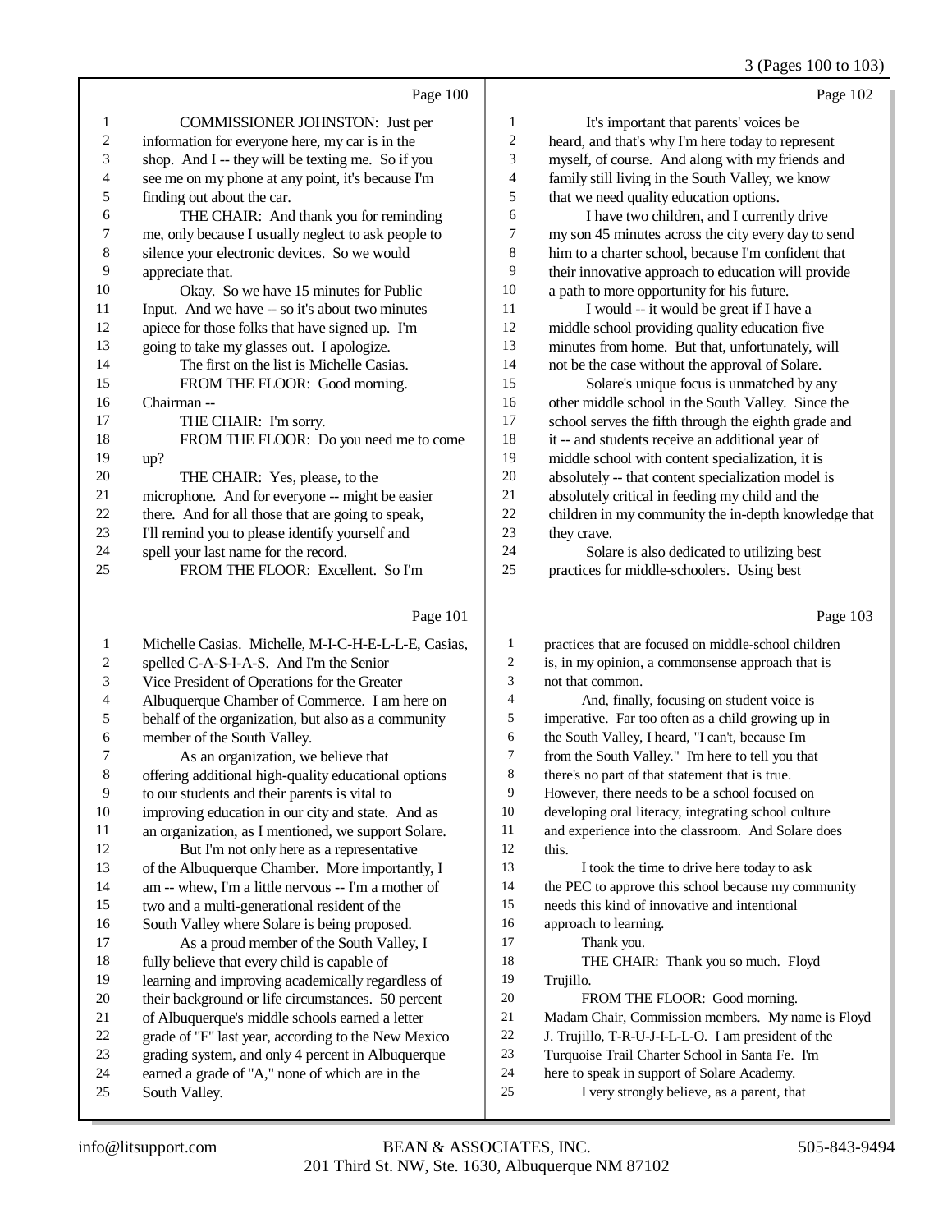Page 100

1 COMMISSIONER JOHNSTON: Just per
2 information for everyone here, my car is in the
3 shop. And I -- they will be texting me. So if you
4 see me on my phone at any point, it's because I'm
5 finding out about the car.
6 THE CHAIR: And thank you for reminding
7 me, only because I usually neglect to ask people to
8 silence your electronic devices. So we would
9 appreciate that.
10 Okay. So we have 15 minutes for Public
11 Input. And we have -- so it's about two minutes
12 apiece for those folks that have signed up. I'm
13 going to take my glasses out. I apologize.
14 The first on the list is Michelle Casias.
15 FROM THE FLOOR: Good morning.
16 Chairman --
17 THE CHAIR: I'm sorry.
18 FROM THE FLOOR: Do you need me to come
19 up?
20 THE CHAIR: Yes, please, to the
21 microphone. And for everyone -- might be easier
22 there. And for all those that are going to speak,
23 I'll remind you to please identify yourself and
24 spell your last name for the record.
25 FROM THE FLOOR: Excellent. So I'm

Page 101

1 Michelle Casias. Michelle, M-I-C-H-E-L-L-E, Casias,
2 spelled C-A-S-I-A-S. And I'm the Senior
3 Vice President of Operations for the Greater
4 Albuquerque Chamber of Commerce. I am here on
5 behalf of the organization, but also as a community
6 member of the South Valley.
7 As an organization, we believe that
8 offering additional high-quality educational options
9 to our students and their parents is vital to
10 improving education in our city and state. And as
11 an organization, as I mentioned, we support Solare.
12 But I'm not only here as a representative
13 of the Albuquerque Chamber. More importantly, I
14 am -- whew, I'm a little nervous -- I'm a mother of
15 two and a multi-generational resident of the
16 South Valley where Solare is being proposed.
17 As a proud member of the South Valley, I
18 fully believe that every child is capable of
19 learning and improving academically regardless of
20 their background or life circumstances. 50 percent
21 of Albuquerque's middle schools earned a letter
22 grade of "F" last year, according to the New Mexico
23 grading system, and only 4 percent in Albuquerque
24 earned a grade of "A," none of which are in the
25 South Valley.

Page 102

1 It's important that parents' voices be
2 heard, and that's why I'm here today to represent
3 myself, of course. And along with my friends and
4 family still living in the South Valley, we know
5 that we need quality education options.
6 I have two children, and I currently drive
7 my son 45 minutes across the city every day to send
8 him to a charter school, because I'm confident that
9 their innovative approach to education will provide
10 a path to more opportunity for his future.
11 I would -- it would be great if I have a
12 middle school providing quality education five
13 minutes from home. But that, unfortunately, will
14 not be the case without the approval of Solare.
15 Solare's unique focus is unmatched by any
16 other middle school in the South Valley. Since the
17 school serves the fifth through the eighth grade and
18 it -- and students receive an additional year of
19 middle school with content specialization, it is
20 absolutely -- that content specialization model is
21 absolutely critical in feeding my child and the
22 children in my community the in-depth knowledge that
23 they crave.
24 Solare is also dedicated to utilizing best
25 practices for middle-schoolers. Using best

Page 103

1 practices that are focused on middle-school children
2 is, in my opinion, a commonsense approach that is
3 not that common.
4 And, finally, focusing on student voice is
5 imperative. Far too often as a child growing up in
6 the South Valley, I heard, "I can't, because I'm
7 from the South Valley." I'm here to tell you that
8 there's no part of that statement that is true.
9 However, there needs to be a school focused on
10 developing oral literacy, integrating school culture
11 and experience into the classroom. And Solare does
12 this.
13 I took the time to drive here today to ask
14 the PEC to approve this school because my community
15 needs this kind of innovative and intentional
16 approach to learning.
17 Thank you.
18 THE CHAIR: Thank you so much. Floyd
19 Trujillo.
20 FROM THE FLOOR: Good morning.
21 Madam Chair, Commission members. My name is Floyd
22 J. Trujillo, T-R-U-J-I-L-L-O. I am president of the
23 Turquoise Trail Charter School in Santa Fe. I'm
24 here to speak in support of Solare Academy.
25 I very strongly believe, as a parent, that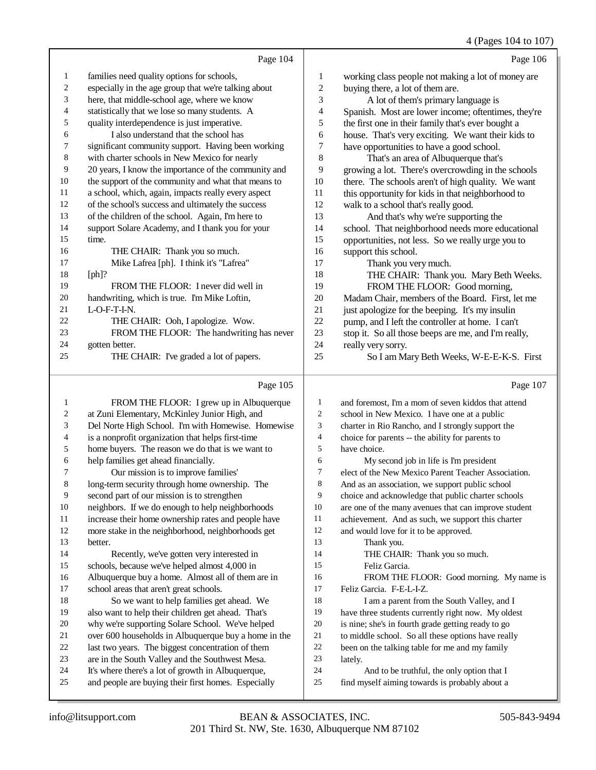Page 104

1 families need quality options for schools,
2 especially in the age group that we're talking about
3 here, that middle-school age, where we know
4 statistically that we lose so many students. A
5 quality interdependence is just imperative.
6 I also understand that the school has
7 significant community support. Having been working
8 with charter schools in New Mexico for nearly
9 20 years, I know the importance of the community and
10 the support of the community and what that means to
11 a school, which, again, impacts really every aspect
12 of the school's success and ultimately the success
13 of the children of the school. Again, I'm here to
14 support Solare Academy, and I thank you for your
15 time.
16 THE CHAIR: Thank you so much.
17 Mike Lafrea [ph]. I think it's "Lafrea"
18 [ph]?
19 FROM THE FLOOR: I never did well in
20 handwriting, which is true. I'm Mike Loftin,
21 L-O-F-T-I-N.
22 THE CHAIR: Ooh, I apologize. Wow.
23 FROM THE FLOOR: The handwriting has never
24 gotten better.
25 THE CHAIR: I've graded a lot of papers.

Page 105

1 FROM THE FLOOR: I grew up in Albuquerque
2 at Zuni Elementary, McKinley Junior High, and
3 Del Norte High School. I'm with Homewise. Homewise
4 is a nonprofit organization that helps first-time
5 home buyers. The reason we do that is we want to
6 help families get ahead financially.
7 Our mission is to improve families'
8 long-term security through home ownership. The
9 second part of our mission is to strengthen
10 neighbors. If we do enough to help neighborhoods
11 increase their home ownership rates and people have
12 more stake in the neighborhood, neighborhoods get
13 better.
14 Recently, we've gotten very interested in
15 schools, because we've helped almost 4,000 in
16 Albuquerque buy a home. Almost all of them are in
17 school areas that aren't great schools.
18 So we want to help families get ahead. We
19 also want to help their children get ahead. That's
20 why we're supporting Solare School. We've helped
21 over 600 households in Albuquerque buy a home in the
22 last two years. The biggest concentration of them
23 are in the South Valley and the Southwest Mesa.
24 It's where there's a lot of growth in Albuquerque,
25 and people are buying their first homes. Especially

Page 106

1 working class people not making a lot of money are
2 buying there, a lot of them are.
3 A lot of them's primary language is
4 Spanish. Most are lower income; oftentimes, they're
5 the first one in their family that's ever bought a
6 house. That's very exciting. We want their kids to
7 have opportunities to have a good school.
8 That's an area of Albuquerque that's
9 growing a lot. There's overcrowding in the schools
10 there. The schools aren't of high quality. We want
11 this opportunity for kids in that neighborhood to
12 walk to a school that's really good.
13 And that's why we're supporting the
14 school. That neighborhood needs more educational
15 opportunities, not less. So we really urge you to
16 support this school.
17 Thank you very much.
18 THE CHAIR: Thank you. Mary Beth Weeks.
19 FROM THE FLOOR: Good morning,
20 Madam Chair, members of the Board. First, let me
21 just apologize for the beeping. It's my insulin
22 pump, and I left the controller at home. I can't
23 stop it. So all those beeps are me, and I'm really,
24 really very sorry.
25 So I am Mary Beth Weeks, W-E-E-K-S. First

Page 107

1 and foremost, I'm a mom of seven kiddos that attend
2 school in New Mexico. I have one at a public
3 charter in Rio Rancho, and I strongly support the
4 choice for parents -- the ability for parents to
5 have choice.
6 My second job in life is I'm president
7 elect of the New Mexico Parent Teacher Association.
8 And as an association, we support public school
9 choice and acknowledge that public charter schools
10 are one of the many avenues that can improve student
11 achievement. And as such, we support this charter
12 and would love for it to be approved.
13 Thank you.
14 THE CHAIR: Thank you so much.
15 Feliz Garcia.
16 FROM THE FLOOR: Good morning. My name is
17 Feliz Garcia. F-E-L-I-Z.
18 I am a parent from the South Valley, and I
19 have three students currently right now. My oldest
20 is nine; she's in fourth grade getting ready to go
21 to middle school. So all these options have really
22 been on the talking table for me and my family
23 lately.
24 And to be truthful, the only option that I
25 find myself aiming towards is probably about a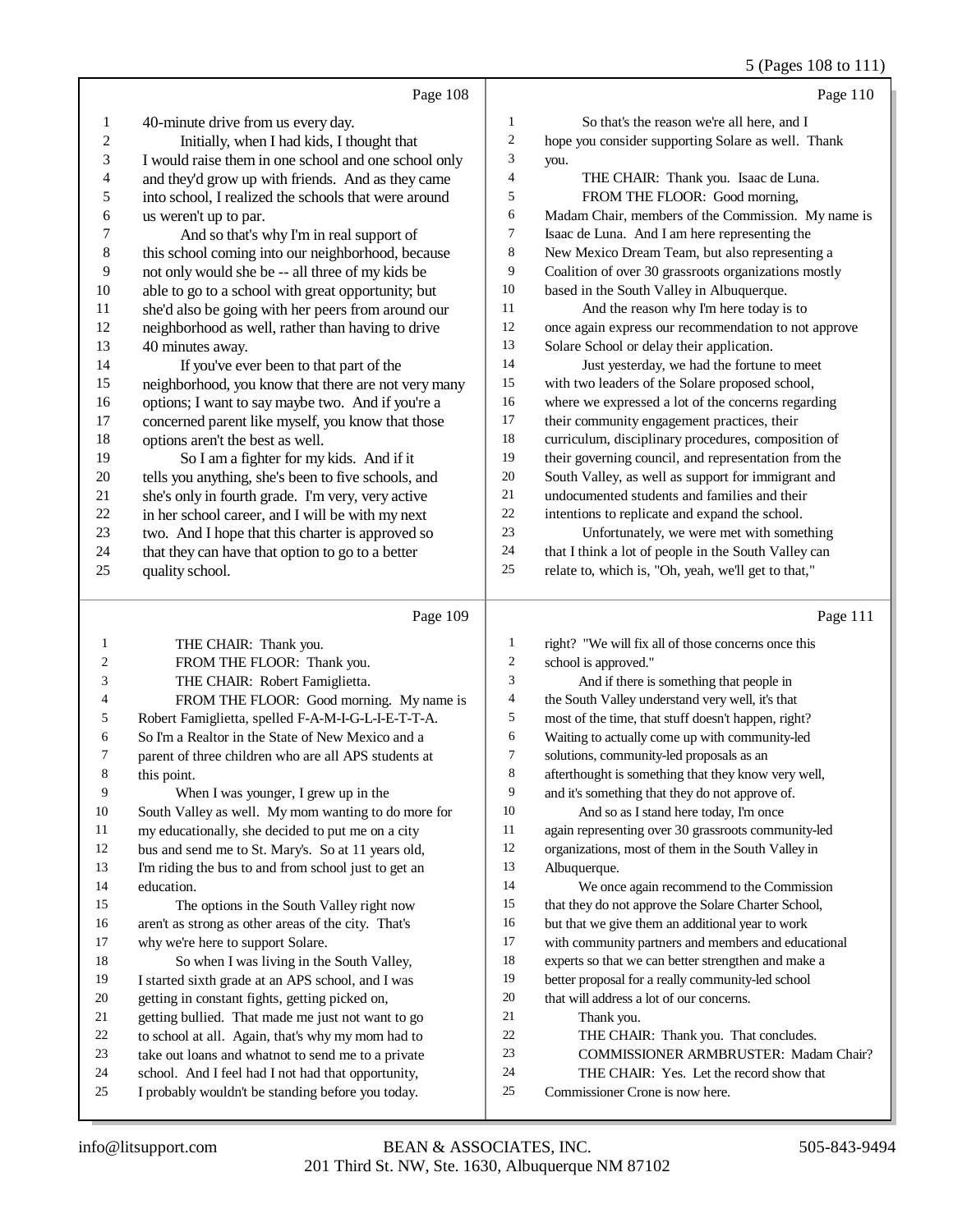Page 108

1 40-minute drive from us every day.
2 Initially, when I had kids, I thought that
3 I would raise them in one school and one school only
4 and they'd grow up with friends. And as they came
5 into school, I realized the schools that were around
6 us weren't up to par.
7 And so that's why I'm in real support of
8 this school coming into our neighborhood, because
9 not only would she be -- all three of my kids be
10 able to go to a school with great opportunity; but
11 she'd also be going with her peers from around our
12 neighborhood as well, rather than having to drive
13 40 minutes away.
14 If you've ever been to that part of the
15 neighborhood, you know that there are not very many
16 options; I want to say maybe two. And if you're a
17 concerned parent like myself, you know that those
18 options aren't the best as well.
19 So I am a fighter for my kids. And if it
20 tells you anything, she's been to five schools, and
21 she's only in fourth grade. I'm very, very active
22 in her school career, and I will be with my next
23 two. And I hope that this charter is approved so
24 that they can have that option to go to a better
25 quality school.

Page 109

1 THE CHAIR: Thank you.
2 FROM THE FLOOR: Thank you.
3 THE CHAIR: Robert Famiglietta.
4 FROM THE FLOOR: Good morning. My name is
5 Robert Famiglietta, spelled F-A-M-I-G-L-I-E-T-T-A.
6 So I'm a Realtor in the State of New Mexico and a
7 parent of three children who are all APS students at
8 this point.
9 When I was younger, I grew up in the
10 South Valley as well. My mom wanting to do more for
11 my educationally, she decided to put me on a city
12 bus and send me to St. Mary's. So at 11 years old,
13 I'm riding the bus to and from school just to get an
14 education.
15 The options in the South Valley right now
16 aren't as strong as other areas of the city. That's
17 why we're here to support Solare.
18 So when I was living in the South Valley,
19 I started sixth grade at an APS school, and I was
20 getting in constant fights, getting picked on,
21 getting bullied. That made me just not want to go
22 to school at all. Again, that's why my mom had to
23 take out loans and whatnot to send me to a private
24 school. And I feel had I not had that opportunity,
25 I probably wouldn't be standing before you today.

Page 110

1 So that's the reason we're all here, and I
2 hope you consider supporting Solare as well. Thank
3 you.
4 THE CHAIR: Thank you. Isaac de Luna.
5 FROM THE FLOOR: Good morning,
6 Madam Chair, members of the Commission. My name is
7 Isaac de Luna. And I am here representing the
8 New Mexico Dream Team, but also representing a
9 Coalition of over 30 grassroots organizations mostly
10 based in the South Valley in Albuquerque.
11 And the reason why I'm here today is to
12 once again express our recommendation to not approve
13 Solare School or delay their application.
14 Just yesterday, we had the fortune to meet
15 with two leaders of the Solare proposed school,
16 where we expressed a lot of the concerns regarding
17 their community engagement practices, their
18 curriculum, disciplinary procedures, composition of
19 their governing council, and representation from the
20 South Valley, as well as support for immigrant and
21 undocumented students and families and their
22 intentions to replicate and expand the school.
23 Unfortunately, we were met with something
24 that I think a lot of people in the South Valley can
25 relate to, which is, "Oh, yeah, we'll get to that,"

Page 111

1 right? "We will fix all of those concerns once this
2 school is approved."
3 And if there is something that people in
4 the South Valley understand very well, it's that
5 most of the time, that stuff doesn't happen, right?
6 Waiting to actually come up with community-led
7 solutions, community-led proposals as an
8 afterthought is something that they know very well,
9 and it's something that they do not approve of.
10 And so as I stand here today, I'm once
11 again representing over 30 grassroots community-led
12 organizations, most of them in the South Valley in
13 Albuquerque.
14 We once again recommend to the Commission
15 that they do not approve the Solare Charter School,
16 but that we give them an additional year to work
17 with community partners and members and educational
18 experts so that we can better strengthen and make a
19 better proposal for a really community-led school
20 that will address a lot of our concerns.
21 Thank you.
22 THE CHAIR: Thank you. That concludes.
23 COMMISSIONER ARMBRUSTER: Madam Chair?
24 THE CHAIR: Yes. Let the record show that
25 Commissioner Crone is now here.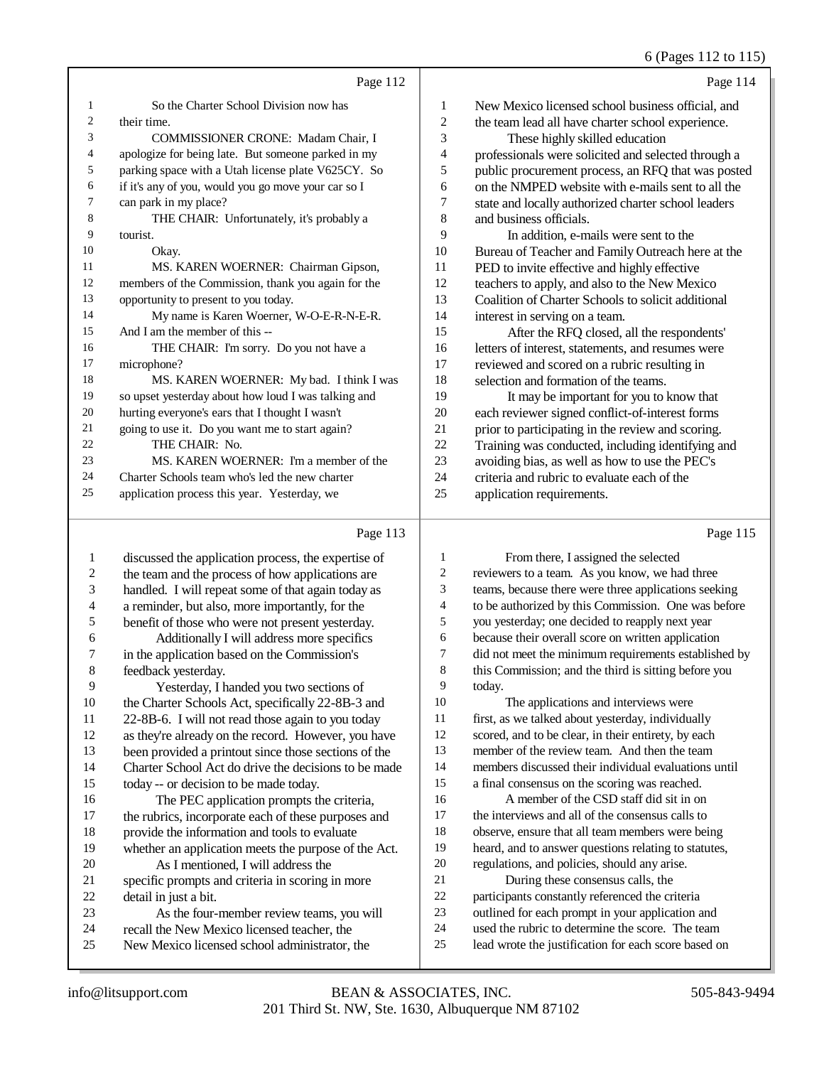Page 112

1 So the Charter School Division now has
2 their time.
3 COMMISSIONER CRONE: Madam Chair, I
4 apologize for being late. But someone parked in my
5 parking space with a Utah license plate V625CY. So
6 if it's any of you, would you go move your car so I
7 can park in my place?
8 THE CHAIR: Unfortunately, it's probably a
9 tourist.
10 Okay.
11 MS. KAREN WOERNER: Chairman Gipson,
12 members of the Commission, thank you again for the
13 opportunity to present to you today.
14 My name is Karen Woerner, W-O-E-R-N-E-R.
15 And I am the member of this --
16 THE CHAIR: I'm sorry. Do you not have a
17 microphone?
18 MS. KAREN WOERNER: My bad. I think I was
19 so upset yesterday about how loud I was talking and
20 hurting everyone's ears that I thought I wasn't
21 going to use it. Do you want me to start again?
22 THE CHAIR: No.
23 MS. KAREN WOERNER: I'm a member of the
24 Charter Schools team who's led the new charter
25 application process this year. Yesterday, we

Page 113

1 discussed the application process, the expertise of
2 the team and the process of how applications are
3 handled. I will repeat some of that again today as
4 a reminder, but also, more importantly, for the
5 benefit of those who were not present yesterday.
6 Additionally I will address more specifics
7 in the application based on the Commission's
8 feedback yesterday.
9 Yesterday, I handed you two sections of
10 the Charter Schools Act, specifically 22-8B-3 and
11 22-8B-6. I will not read those again to you today
12 as they're already on the record. However, you have
13 been provided a printout since those sections of the
14 Charter School Act do drive the decisions to be made
15 today -- or decision to be made today.
16 The PEC application prompts the criteria,
17 the rubrics, incorporate each of these purposes and
18 provide the information and tools to evaluate
19 whether an application meets the purpose of the Act.
20 As I mentioned, I will address the
21 specific prompts and criteria in scoring in more
22 detail in just a bit.
23 As the four-member review teams, you will
24 recall the New Mexico licensed teacher, the
25 New Mexico licensed school administrator, the

Page 114

1 New Mexico licensed school business official, and
2 the team lead all have charter school experience.
3 These highly skilled education
4 professionals were solicited and selected through a
5 public procurement process, an RFQ that was posted
6 on the NMPED website with e-mails sent to all the
7 state and locally authorized charter school leaders
8 and business officials.
9 In addition, e-mails were sent to the
10 Bureau of Teacher and Family Outreach here at the
11 PED to invite effective and highly effective
12 teachers to apply, and also to the New Mexico
13 Coalition of Charter Schools to solicit additional
14 interest in serving on a team.
15 After the RFQ closed, all the respondents'
16 letters of interest, statements, and resumes were
17 reviewed and scored on a rubric resulting in
18 selection and formation of the teams.
19 It may be important for you to know that
20 each reviewer signed conflict-of-interest forms
21 prior to participating in the review and scoring.
22 Training was conducted, including identifying and
23 avoiding bias, as well as how to use the PEC's
24 criteria and rubric to evaluate each of the
25 application requirements.

Page 115

1 From there, I assigned the selected
2 reviewers to a team. As you know, we had three
3 teams, because there were three applications seeking
4 to be authorized by this Commission. One was before
5 you yesterday; one decided to reapply next year
6 because their overall score on written application
7 did not meet the minimum requirements established by
8 this Commission; and the third is sitting before you
9 today.
10 The applications and interviews were
11 first, as we talked about yesterday, individually
12 scored, and to be clear, in their entirety, by each
13 member of the review team. And then the team
14 members discussed their individual evaluations until
15 a final consensus on the scoring was reached.
16 A member of the CSD staff did sit in on
17 the interviews and all of the consensus calls to
18 observe, ensure that all team members were being
19 heard, and to answer questions relating to statutes,
20 regulations, and policies, should any arise.
21 During these consensus calls, the
22 participants constantly referenced the criteria
23 outlined for each prompt in your application and
24 used the rubric to determine the score. The team
25 lead wrote the justification for each score based on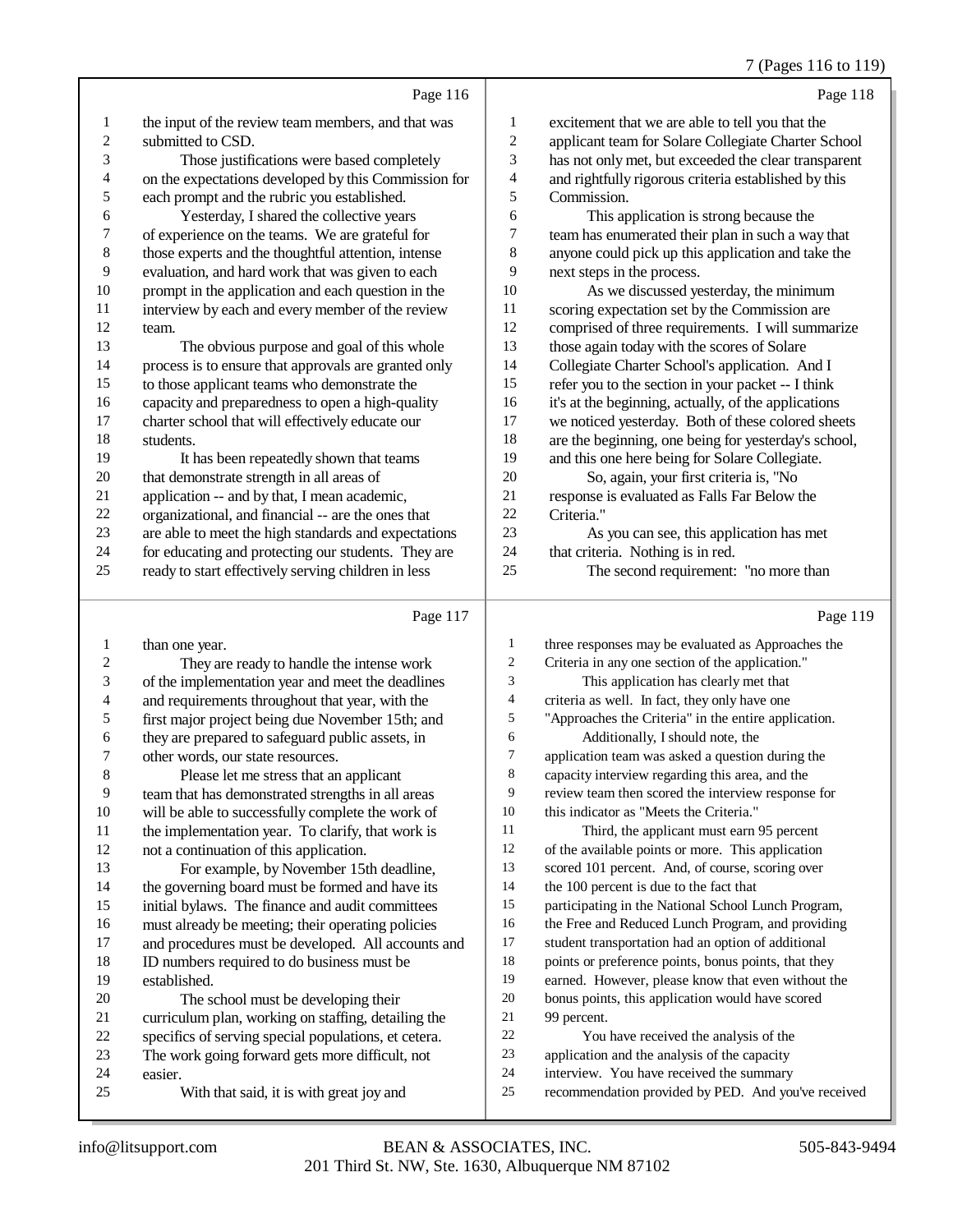7 (Pages 116 to 119)

Page 116

1 the input of the review team members, and that was
2 submitted to CSD.
3 Those justifications were based completely
4 on the expectations developed by this Commission for
5 each prompt and the rubric you established.
6 Yesterday, I shared the collective years
7 of experience on the teams. We are grateful for
8 those experts and the thoughtful attention, intense
9 evaluation, and hard work that was given to each
10 prompt in the application and each question in the
11 interview by each and every member of the review
12 team.
13 The obvious purpose and goal of this whole
14 process is to ensure that approvals are granted only
15 to those applicant teams who demonstrate the
16 capacity and preparedness to open a high-quality
17 charter school that will effectively educate our
18 students.
19 It has been repeatedly shown that teams
20 that demonstrate strength in all areas of
21 application -- and by that, I mean academic,
22 organizational, and financial -- are the ones that
23 are able to meet the high standards and expectations
24 for educating and protecting our students. They are
25 ready to start effectively serving children in less

Page 117

1 than one year.
2 They are ready to handle the intense work
3 of the implementation year and meet the deadlines
4 and requirements throughout that year, with the
5 first major project being due November 15th; and
6 they are prepared to safeguard public assets, in
7 other words, our state resources.
8 Please let me stress that an applicant
9 team that has demonstrated strengths in all areas
10 will be able to successfully complete the work of
11 the implementation year. To clarify, that work is
12 not a continuation of this application.
13 For example, by November 15th deadline,
14 the governing board must be formed and have its
15 initial bylaws. The finance and audit committees
16 must already be meeting; their operating policies
17 and procedures must be developed. All accounts and
18 ID numbers required to do business must be
19 established.
20 The school must be developing their
21 curriculum plan, working on staffing, detailing the
22 specifics of serving special populations, et cetera.
23 The work going forward gets more difficult, not
24 easier.
25 With that said, it is with great joy and

Page 118

1 excitement that we are able to tell you that the
2 applicant team for Solare Collegiate Charter School
3 has not only met, but exceeded the clear transparent
4 and rightfully rigorous criteria established by this
5 Commission.
6 This application is strong because the
7 team has enumerated their plan in such a way that
8 anyone could pick up this application and take the
9 next steps in the process.
10 As we discussed yesterday, the minimum
11 scoring expectation set by the Commission are
12 comprised of three requirements. I will summarize
13 those again today with the scores of Solare
14 Collegiate Charter School's application. And I
15 refer you to the section in your packet -- I think
16 it's at the beginning, actually, of the applications
17 we noticed yesterday. Both of these colored sheets
18 are the beginning, one being for yesterday's school,
19 and this one here being for Solare Collegiate.
20 So, again, your first criteria is, "No
21 response is evaluated as Falls Far Below the
22 Criteria."
23 As you can see, this application has met
24 that criteria. Nothing is in red.
25 The second requirement: "no more than

Page 119

1 three responses may be evaluated as Approaches the
2 Criteria in any one section of the application."
3 This application has clearly met that
4 criteria as well. In fact, they only have one
5 "Approaches the Criteria" in the entire application.
6 Additionally, I should note, the
7 application team was asked a question during the
8 capacity interview regarding this area, and the
9 review team then scored the interview response for
10 this indicator as "Meets the Criteria."
11 Third, the applicant must earn 95 percent
12 of the available points or more. This application
13 scored 101 percent. And, of course, scoring over
14 the 100 percent is due to the fact that
15 participating in the National School Lunch Program,
16 the Free and Reduced Lunch Program, and providing
17 student transportation had an option of additional
18 points or preference points, bonus points, that they
19 earned. However, please know that even without the
20 bonus points, this application would have scored
21 99 percent.
22 You have received the analysis of the
23 application and the analysis of the capacity
24 interview. You have received the summary
25 recommendation provided by PED. And you've received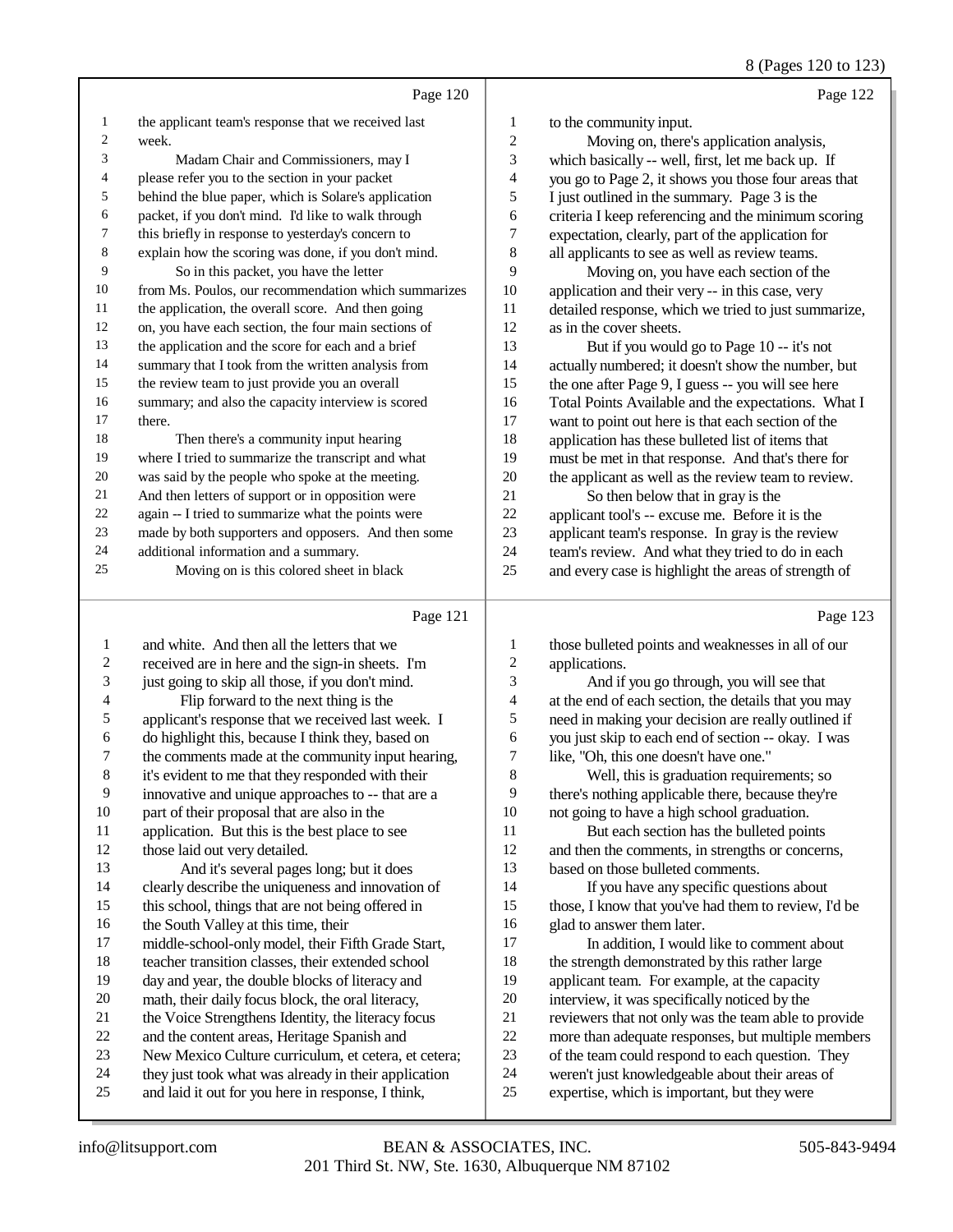Page 120

1 the applicant team's response that we received last
2 week.
3 Madam Chair and Commissioners, may I
4 please refer you to the section in your packet
5 behind the blue paper, which is Solare's application
6 packet, if you don't mind. I'd like to walk through
7 this briefly in response to yesterday's concern to
8 explain how the scoring was done, if you don't mind.
9 So in this packet, you have the letter
10 from Ms. Poulos, our recommendation which summarizes
11 the application, the overall score. And then going
12 on, you have each section, the four main sections of
13 the application and the score for each and a brief
14 summary that I took from the written analysis from
15 the review team to just provide you an overall
16 summary; and also the capacity interview is scored
17 there.
18 Then there's a community input hearing
19 where I tried to summarize the transcript and what
20 was said by the people who spoke at the meeting.
21 And then letters of support or in opposition were
22 again -- I tried to summarize what the points were
23 made by both supporters and opposers. And then some
24 additional information and a summary.
25 Moving on is this colored sheet in black

Page 121

1 and white. And then all the letters that we
2 received are in here and the sign-in sheets. I'm
3 just going to skip all those, if you don't mind.
4 Flip forward to the next thing is the
5 applicant's response that we received last week. I
6 do highlight this, because I think they, based on
7 the comments made at the community input hearing,
8 it's evident to me that they responded with their
9 innovative and unique approaches to -- that are a
10 part of their proposal that are also in the
11 application. But this is the best place to see
12 those laid out very detailed.
13 And it's several pages long; but it does
14 clearly describe the uniqueness and innovation of
15 this school, things that are not being offered in
16 the South Valley at this time, their
17 middle-school-only model, their Fifth Grade Start,
18 teacher transition classes, their extended school
19 day and year, the double blocks of literacy and
20 math, their daily focus block, the oral literacy,
21 the Voice Strengthens Identity, the literacy focus
22 and the content areas, Heritage Spanish and
23 New Mexico Culture curriculum, et cetera, et cetera;
24 they just took what was already in their application
25 and laid it out for you here in response, I think,

Page 122

1 to the community input.
2 Moving on, there's application analysis,
3 which basically -- well, first, let me back up. If
4 you go to Page 2, it shows you those four areas that
5 I just outlined in the summary. Page 3 is the
6 criteria I keep referencing and the minimum scoring
7 expectation, clearly, part of the application for
8 all applicants to see as well as review teams.
9 Moving on, you have each section of the
10 application and their very -- in this case, very
11 detailed response, which we tried to just summarize,
12 as in the cover sheets.
13 But if you would go to Page 10 -- it's not
14 actually numbered; it doesn't show the number, but
15 the one after Page 9, I guess -- you will see here
16 Total Points Available and the expectations. What I
17 want to point out here is that each section of the
18 application has these bulleted list of items that
19 must be met in that response. And that's there for
20 the applicant as well as the review team to review.
21 So then below that in gray is the
22 applicant tool's -- excuse me. Before it is the
23 applicant team's response. In gray is the review
24 team's review. And what they tried to do in each
25 and every case is highlight the areas of strength of

Page 123

1 those bulleted points and weaknesses in all of our
2 applications.
3 And if you go through, you will see that
4 at the end of each section, the details that you may
5 need in making your decision are really outlined if
6 you just skip to each end of section -- okay. I was
7 like, "Oh, this one doesn't have one."
8 Well, this is graduation requirements; so
9 there's nothing applicable there, because they're
10 not going to have a high school graduation.
11 But each section has the bulleted points
12 and then the comments, in strengths or concerns,
13 based on those bulleted comments.
14 If you have any specific questions about
15 those, I know that you've had them to review, I'd be
16 glad to answer them later.
17 In addition, I would like to comment about
18 the strength demonstrated by this rather large
19 applicant team. For example, at the capacity
20 interview, it was specifically noticed by the
21 reviewers that not only was the team able to provide
22 more than adequate responses, but multiple members
23 of the team could respond to each question. They
24 weren't just knowledgeable about their areas of
25 expertise, which is important, but they were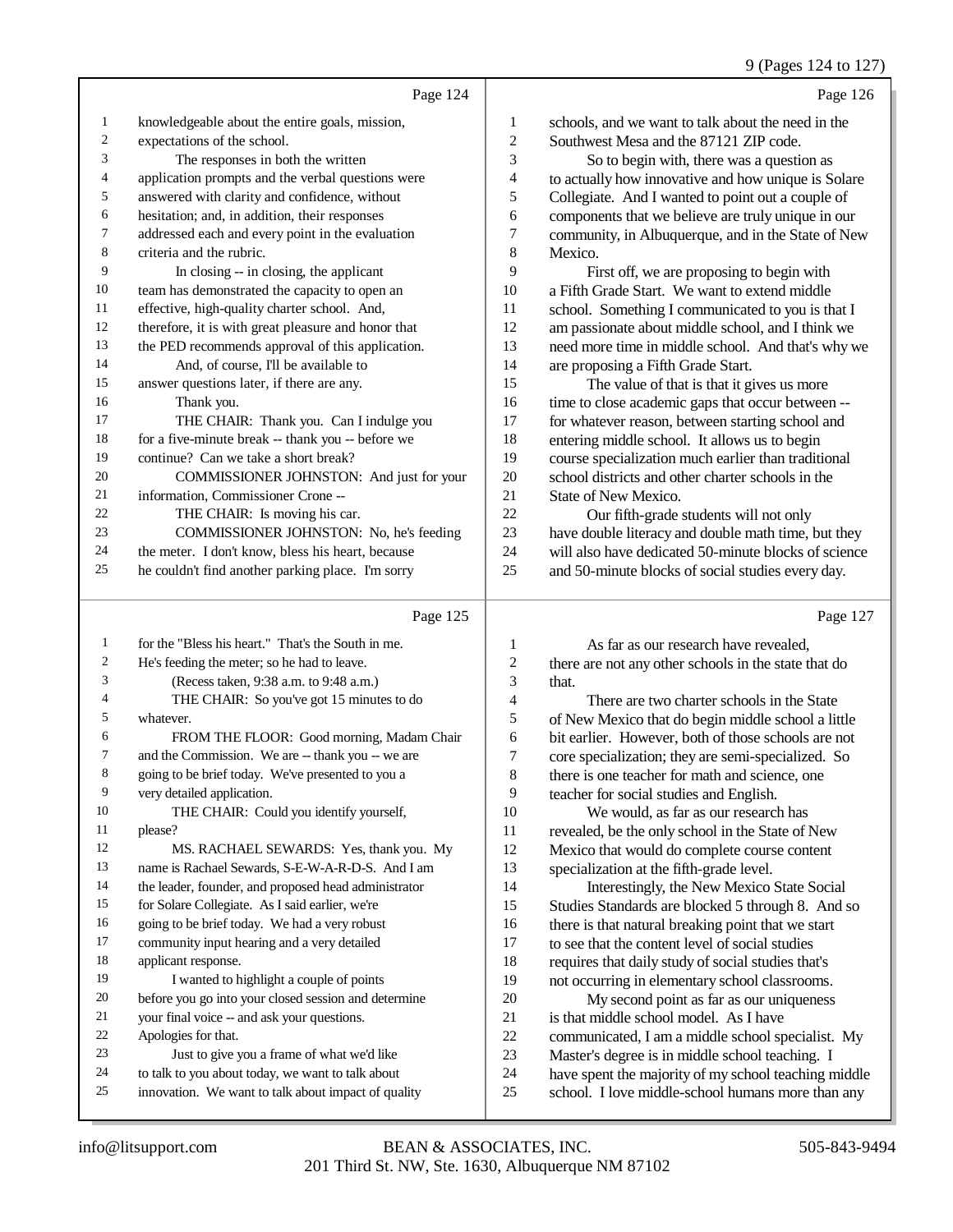Page 124

1 knowledgeable about the entire goals, mission,
2 expectations of the school.
3 The responses in both the written
4 application prompts and the verbal questions were
5 answered with clarity and confidence, without
6 hesitation; and, in addition, their responses
7 addressed each and every point in the evaluation
8 criteria and the rubric.
9 In closing -- in closing, the applicant
10 team has demonstrated the capacity to open an
11 effective, high-quality charter school. And,
12 therefore, it is with great pleasure and honor that
13 the PED recommends approval of this application.
14 And, of course, I'll be available to
15 answer questions later, if there are any.
16 Thank you.
17 THE CHAIR: Thank you. Can I indulge you
18 for a five-minute break -- thank you -- before we
19 continue? Can we take a short break?
20 COMMISSIONER JOHNSTON: And just for your
21 information, Commissioner Crone --
22 THE CHAIR: Is moving his car.
23 COMMISSIONER JOHNSTON: No, he's feeding
24 the meter. I don't know, bless his heart, because
25 he couldn't find another parking place. I'm sorry

Page 125

1 for the "Bless his heart." That's the South in me.
2 He's feeding the meter; so he had to leave.
3 (Recess taken, 9:38 a.m. to 9:48 a.m.)
4 THE CHAIR: So you've got 15 minutes to do
5 whatever.
6 FROM THE FLOOR: Good morning, Madam Chair
7 and the Commission. We are -- thank you -- we are
8 going to be brief today. We've presented to you a
9 very detailed application.
10 THE CHAIR: Could you identify yourself,
11 please?
12 MS. RACHAEL SEWARDS: Yes, thank you. My
13 name is Rachael Sewards, S-E-W-A-R-D-S. And I am
14 the leader, founder, and proposed head administrator
15 for Solare Collegiate. As I said earlier, we're
16 going to be brief today. We had a very robust
17 community input hearing and a very detailed
18 applicant response.
19 I wanted to highlight a couple of points
20 before you go into your closed session and determine
21 your final voice -- and ask your questions.
22 Apologies for that.
23 Just to give you a frame of what we'd like
24 to talk to you about today, we want to talk about
25 innovation. We want to talk about impact of quality

Page 126

1 schools, and we want to talk about the need in the
2 Southwest Mesa and the 87121 ZIP code.
3 So to begin with, there was a question as
4 to actually how innovative and how unique is Solare
5 Collegiate. And I wanted to point out a couple of
6 components that we believe are truly unique in our
7 community, in Albuquerque, and in the State of New
8 Mexico.
9 First off, we are proposing to begin with
10 a Fifth Grade Start. We want to extend middle
11 school. Something I communicated to you is that I
12 am passionate about middle school, and I think we
13 need more time in middle school. And that's why we
14 are proposing a Fifth Grade Start.
15 The value of that is that it gives us more
16 time to close academic gaps that occur between --
17 for whatever reason, between starting school and
18 entering middle school. It allows us to begin
19 course specialization much earlier than traditional
20 school districts and other charter schools in the
21 State of New Mexico.
22 Our fifth-grade students will not only
23 have double literacy and double math time, but they
24 will also have dedicated 50-minute blocks of science
25 and 50-minute blocks of social studies every day.

Page 127

1 As far as our research have revealed,
2 there are not any other schools in the state that do
3 that.
4 There are two charter schools in the State
5 of New Mexico that do begin middle school a little
6 bit earlier. However, both of those schools are not
7 core specialization; they are semi-specialized. So
8 there is one teacher for math and science, one
9 teacher for social studies and English.
10 We would, as far as our research has
11 revealed, be the only school in the State of New
12 Mexico that would do complete course content
13 specialization at the fifth-grade level.
14 Interestingly, the New Mexico State Social
15 Studies Standards are blocked 5 through 8. And so
16 there is that natural breaking point that we start
17 to see that the content level of social studies
18 requires that daily study of social studies that's
19 not occurring in elementary school classrooms.
20 My second point as far as our uniqueness
21 is that middle school model. As I have
22 communicated, I am a middle school specialist. My
23 Master's degree is in middle school teaching. I
24 have spent the majority of my school teaching middle
25 school. I love middle-school humans more than any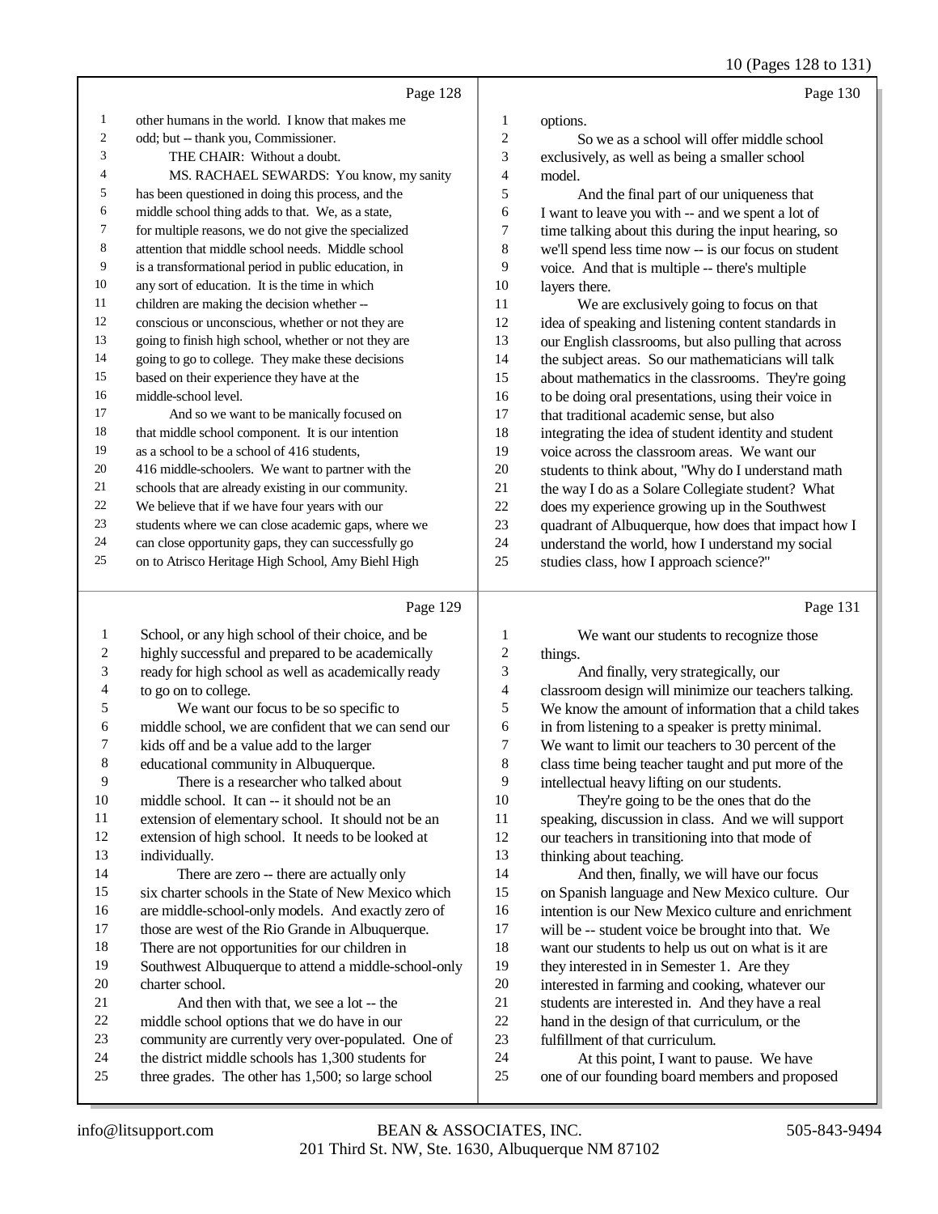Page 128

1 other humans in the world. I know that makes me
2 odd; but -- thank you, Commissioner.
3 THE CHAIR: Without a doubt.
4 MS. RACHAEL SEWARDS: You know, my sanity
5 has been questioned in doing this process, and the
6 middle school thing adds to that. We, as a state,
7 for multiple reasons, we do not give the specialized
8 attention that middle school needs. Middle school
9 is a transformational period in public education, in
10 any sort of education. It is the time in which
11 children are making the decision whether --
12 conscious or unconscious, whether or not they are
13 going to finish high school, whether or not they are
14 going to go to college. They make these decisions
15 based on their experience they have at the
16 middle-school level.
17 And so we want to be manically focused on
18 that middle school component. It is our intention
19 as a school to be a school of 416 students,
20 416 middle-schoolers. We want to partner with the
21 schools that are already existing in our community.
22 We believe that if we have four years with our
23 students where we can close academic gaps, where we
24 can close opportunity gaps, they can successfully go
25 on to Atrisco Heritage High School, Amy Biehl High

Page 129

1 School, or any high school of their choice, and be
2 highly successful and prepared to be academically
3 ready for high school as well as academically ready
4 to go on to college.
5 We want our focus to be so specific to
6 middle school, we are confident that we can send our
7 kids off and be a value add to the larger
8 educational community in Albuquerque.
9 There is a researcher who talked about
10 middle school. It can -- it should not be an
11 extension of elementary school. It should not be an
12 extension of high school. It needs to be looked at
13 individually.
14 There are zero -- there are actually only
15 six charter schools in the State of New Mexico which
16 are middle-school-only models. And exactly zero of
17 those are west of the Rio Grande in Albuquerque.
18 There are not opportunities for our children in
19 Southwest Albuquerque to attend a middle-school-only
20 charter school.
21 And then with that, we see a lot -- the
22 middle school options that we do have in our
23 community are currently very over-populated. One of
24 the district middle schools has 1,300 students for
25 three grades. The other has 1,500; so large school

Page 130

1 options.
2 So we as a school will offer middle school
3 exclusively, as well as being a smaller school
4 model.
5 And the final part of our uniqueness that
6 I want to leave you with -- and we spent a lot of
7 time talking about this during the input hearing, so
8 we'll spend less time now -- is our focus on student
9 voice. And that is multiple -- there's multiple
10 layers there.
11 We are exclusively going to focus on that
12 idea of speaking and listening content standards in
13 our English classrooms, but also pulling that across
14 the subject areas. So our mathematicians will talk
15 about mathematics in the classrooms. They're going
16 to be doing oral presentations, using their voice in
17 that traditional academic sense, but also
18 integrating the idea of student identity and student
19 voice across the classroom areas. We want our
20 students to think about, "Why do I understand math
21 the way I do as a Solare Collegiate student? What
22 does my experience growing up in the Southwest
23 quadrant of Albuquerque, how does that impact how I
24 understand the world, how I understand my social
25 studies class, how I approach science?"

Page 131

1 We want our students to recognize those
2 things.
3 And finally, very strategically, our
4 classroom design will minimize our teachers talking.
5 We know the amount of information that a child takes
6 in from listening to a speaker is pretty minimal.
7 We want to limit our teachers to 30 percent of the
8 class time being teacher taught and put more of the
9 intellectual heavy lifting on our students.
10 They're going to be the ones that do the
11 speaking, discussion in class. And we will support
12 our teachers in transitioning into that mode of
13 thinking about teaching.
14 And then, finally, we will have our focus
15 on Spanish language and New Mexico culture. Our
16 intention is our New Mexico culture and enrichment
17 will be -- student voice be brought into that. We
18 want our students to help us out on what is it are
19 they interested in in Semester 1. Are they
20 interested in farming and cooking, whatever our
21 students are interested in. And they have a real
22 hand in the design of that curriculum, or the
23 fulfillment of that curriculum.
24 At this point, I want to pause. We have
25 one of our founding board members and proposed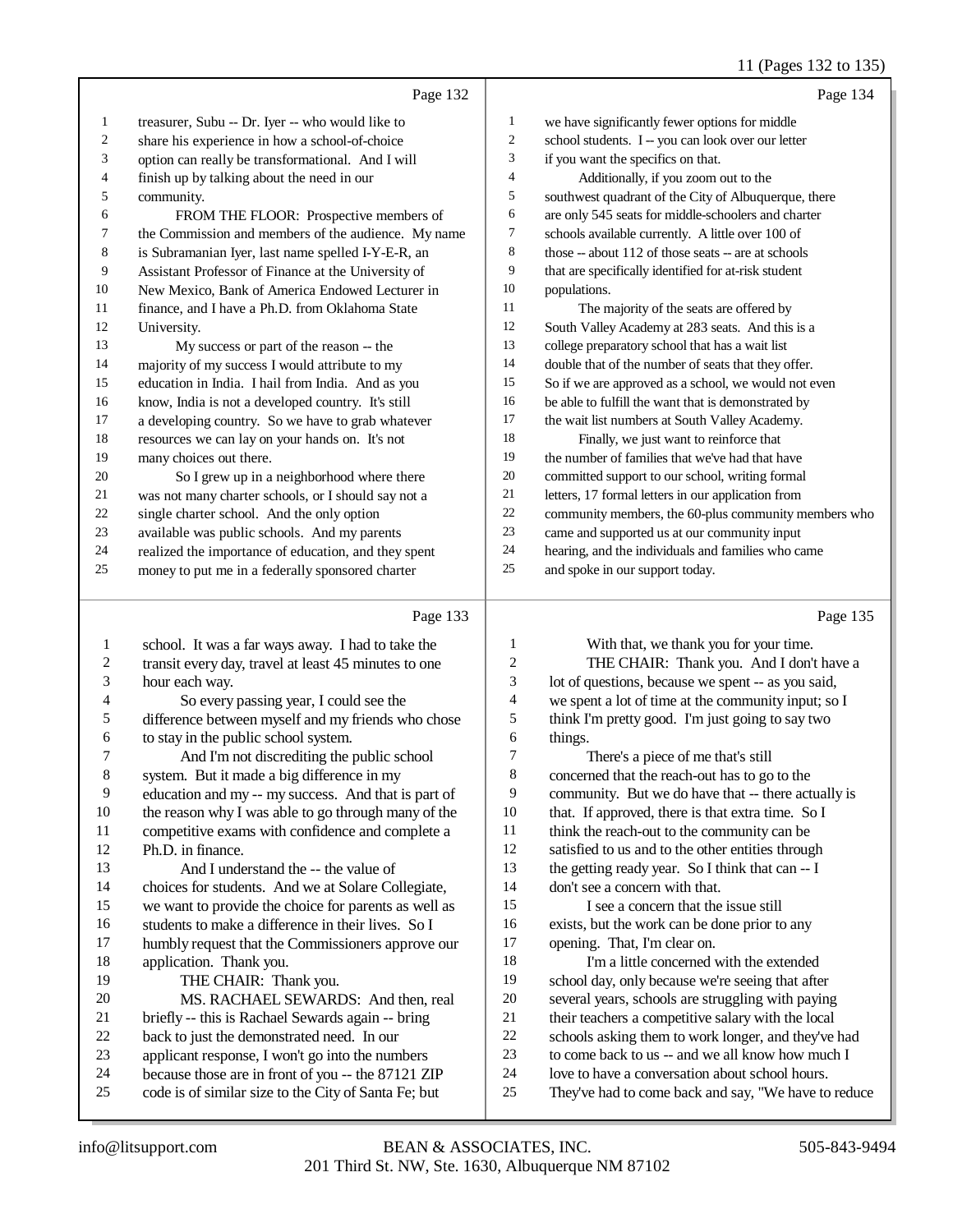Page 132

1 treasurer, Subu -- Dr. Iyer -- who would like to
2 share his experience in how a school-of-choice
3 option can really be transformational. And I will
4 finish up by talking about the need in our
5 community.
6 FROM THE FLOOR: Prospective members of
7 the Commission and members of the audience. My name
8 is Subramanian Iyer, last name spelled I-Y-E-R, an
9 Assistant Professor of Finance at the University of
10 New Mexico, Bank of America Endowed Lecturer in
11 finance, and I have a Ph.D. from Oklahoma State
12 University.
13 My success or part of the reason -- the
14 majority of my success I would attribute to my
15 education in India. I hail from India. And as you
16 know, India is not a developed country. It's still
17 a developing country. So we have to grab whatever
18 resources we can lay on your hands on. It's not
19 many choices out there.
20 So I grew up in a neighborhood where there
21 was not many charter schools, or I should say not a
22 single charter school. And the only option
23 available was public schools. And my parents
24 realized the importance of education, and they spent
25 money to put me in a federally sponsored charter

Page 133

1 school. It was a far ways away. I had to take the
2 transit every day, travel at least 45 minutes to one
3 hour each way.
4 So every passing year, I could see the
5 difference between myself and my friends who chose
6 to stay in the public school system.
7 And I'm not discrediting the public school
8 system. But it made a big difference in my
9 education and my -- my success. And that is part of
10 the reason why I was able to go through many of the
11 competitive exams with confidence and complete a
12 Ph.D. in finance.
13 And I understand the -- the value of
14 choices for students. And we at Solare Collegiate,
15 we want to provide the choice for parents as well as
16 students to make a difference in their lives. So I
17 humbly request that the Commissioners approve our
18 application. Thank you.
19 THE CHAIR: Thank you.
20 MS. RACHAEL SEWARDS: And then, real
21 briefly -- this is Rachael Sewards again -- bring
22 back to just the demonstrated need. In our
23 applicant response, I won't go into the numbers
24 because those are in front of you -- the 87121 ZIP
25 code is of similar size to the City of Santa Fe; but

Page 134

1 we have significantly fewer options for middle
2 school students. I -- you can look over our letter
3 if you want the specifics on that.
4 Additionally, if you zoom out to the
5 southwest quadrant of the City of Albuquerque, there
6 are only 545 seats for middle-schoolers and charter
7 schools available currently. A little over 100 of
8 those -- about 112 of those seats -- are at schools
9 that are specifically identified for at-risk student
10 populations.
11 The majority of the seats are offered by
12 South Valley Academy at 283 seats. And this is a
13 college preparatory school that has a wait list
14 double that of the number of seats that they offer.
15 So if we are approved as a school, we would not even
16 be able to fulfill the want that is demonstrated by
17 the wait list numbers at South Valley Academy.
18 Finally, we just want to reinforce that
19 the number of families that we've had that have
20 committed support to our school, writing formal
21 letters, 17 formal letters in our application from
22 community members, the 60-plus community members who
23 came and supported us at our community input
24 hearing, and the individuals and families who came
25 and spoke in our support today.

Page 135

1 With that, we thank you for your time.
2 THE CHAIR: Thank you. And I don't have a
3 lot of questions, because we spent -- as you said,
4 we spent a lot of time at the community input; so I
5 think I'm pretty good. I'm just going to say two
6 things.
7 There's a piece of me that's still
8 concerned that the reach-out has to go to the
9 community. But we do have that -- there actually is
10 that. If approved, there is that extra time. So I
11 think the reach-out to the community can be
12 satisfied to us and to the other entities through
13 the getting ready year. So I think that can -- I
14 don't see a concern with that.
15 I see a concern that the issue still
16 exists, but the work can be done prior to any
17 opening. That, I'm clear on.
18 I'm a little concerned with the extended
19 school day, only because we're seeing that after
20 several years, schools are struggling with paying
21 their teachers a competitive salary with the local
22 schools asking them to work longer, and they've had
23 to come back to us -- and we all know how much I
24 love to have a conversation about school hours.
25 They've had to come back and say, "We have to reduce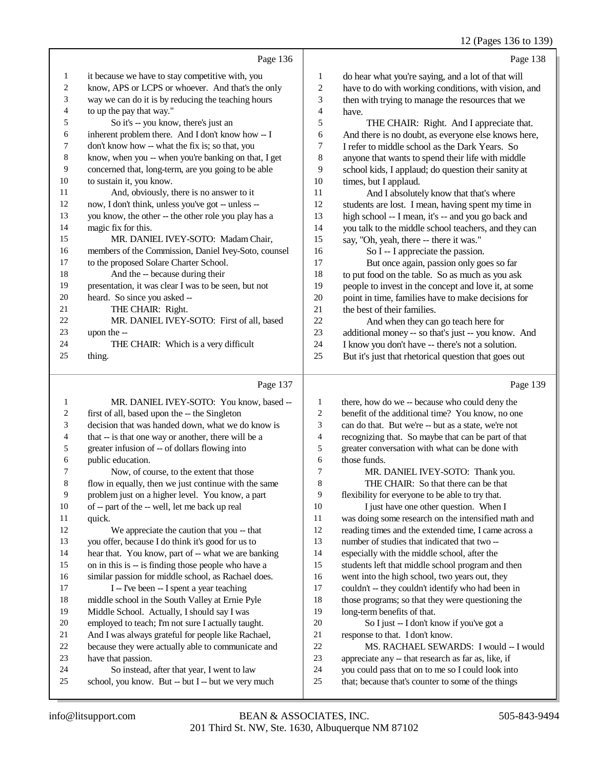Page 136

1 it because we have to stay competitive with, you
2 know, APS or LCPS or whoever. And that's the only
3 way we can do it is by reducing the teaching hours
4 to up the pay that way."
5 So it's -- you know, there's just an
6 inherent problem there. And I don't know how -- I
7 don't know how -- what the fix is; so that, you
8 know, when you -- when you're banking on that, I get
9 concerned that, long-term, are you going to be able
10 to sustain it, you know.
11 And, obviously, there is no answer to it
12 now, I don't think, unless you've got -- unless --
13 you know, the other -- the other role you play has a
14 magic fix for this.
15 MR. DANIEL IVEY-SOTO: Madam Chair,
16 members of the Commission, Daniel Ivey-Soto, counsel
17 to the proposed Solare Charter School.
18 And the -- because during their
19 presentation, it was clear I was to be seen, but not
20 heard. So since you asked --
21 THE CHAIR: Right.
22 MR. DANIEL IVEY-SOTO: First of all, based
23 upon the --
24 THE CHAIR: Which is a very difficult
25 thing.

Page 137

1 MR. DANIEL IVEY-SOTO: You know, based --
2 first of all, based upon the -- the Singleton
3 decision that was handed down, what we do know is
4 that -- is that one way or another, there will be a
5 greater infusion of -- of dollars flowing into
6 public education.
7 Now, of course, to the extent that those
8 flow in equally, then we just continue with the same
9 problem just on a higher level. You know, a part
10 of -- part of the -- well, let me back up real
11 quick.
12 We appreciate the caution that you -- that
13 you offer, because I do think it's good for us to
14 hear that. You know, part of -- what we are banking
15 on in this is -- is finding those people who have a
16 similar passion for middle school, as Rachael does.
17 I -- I've been -- I spent a year teaching
18 middle school in the South Valley at Ernie Pyle
19 Middle School. Actually, I should say I was
20 employed to teach; I'm not sure I actually taught.
21 And I was always grateful for people like Rachael,
22 because they were actually able to communicate and
23 have that passion.
24 So instead, after that year, I went to law
25 school, you know. But -- but I -- but we very much

Page 138

1 do hear what you're saying, and a lot of that will
2 have to do with working conditions, with vision, and
3 then with trying to manage the resources that we
4 have.
5 THE CHAIR: Right. And I appreciate that.
6 And there is no doubt, as everyone else knows here,
7 I refer to middle school as the Dark Years. So
8 anyone that wants to spend their life with middle
9 school kids, I applaud; do question their sanity at
10 times, but I applaud.
11 And I absolutely know that that's where
12 students are lost. I mean, having spent my time in
13 high school -- I mean, it's -- and you go back and
14 you talk to the middle school teachers, and they can
15 say, "Oh, yeah, there -- there it was."
16 So I -- I appreciate the passion.
17 But once again, passion only goes so far
18 to put food on the table. So as much as you ask
19 people to invest in the concept and love it, at some
20 point in time, families have to make decisions for
21 the best of their families.
22 And when they can go teach here for
23 additional money -- so that's just -- you know. And
24 I know you don't have -- there's not a solution.
25 But it's just that rhetorical question that goes out

Page 139

1 there, how do we -- because who could deny the
2 benefit of the additional time? You know, no one
3 can do that. But we're -- but as a state, we're not
4 recognizing that. So maybe that can be part of that
5 greater conversation with what can be done with
6 those funds.
7 MR. DANIEL IVEY-SOTO: Thank you.
8 THE CHAIR: So that there can be that
9 flexibility for everyone to be able to try that.
10 I just have one other question. When I
11 was doing some research on the intensified math and
12 reading times and the extended time, I came across a
13 number of studies that indicated that two --
14 especially with the middle school, after the
15 students left that middle school program and then
16 went into the high school, two years out, they
17 couldn't -- they couldn't identify who had been in
18 those programs; so that they were questioning the
19 long-term benefits of that.
20 So I just -- I don't know if you've got a
21 response to that. I don't know.
22 MS. RACHAEL SEWARDS: I would -- I would
23 appreciate any -- that research as far as, like, if
24 you could pass that on to me so I could look into
25 that; because that's counter to some of the things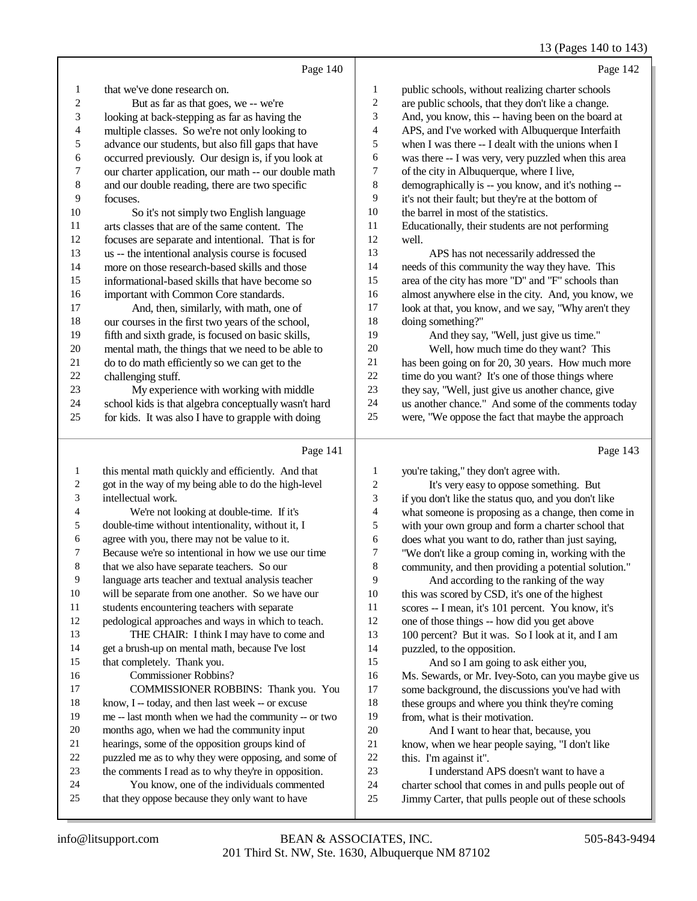Page 140

1 that we've done research on.
2 But as far as that goes, we -- we're
3 looking at back-stepping as far as having the
4 multiple classes. So we're not only looking to
5 advance our students, but also fill gaps that have
6 occurred previously. Our design is, if you look at
7 our charter application, our math -- our double math
8 and our double reading, there are two specific
9 focuses.
10 So it's not simply two English language
11 arts classes that are of the same content. The
12 focuses are separate and intentional. That is for
13 us -- the intentional analysis course is focused
14 more on those research-based skills and those
15 informational-based skills that have become so
16 important with Common Core standards.
17 And, then, similarly, with math, one of
18 our courses in the first two years of the school,
19 fifth and sixth grade, is focused on basic skills,
20 mental math, the things that we need to be able to
21 do to do math efficiently so we can get to the
22 challenging stuff.
23 My experience with working with middle
24 school kids is that algebra conceptually wasn't hard
25 for kids. It was also I have to grapple with doing

Page 141

1 this mental math quickly and efficiently. And that
2 got in the way of my being able to do the high-level
3 intellectual work.
4 We're not looking at double-time. If it's
5 double-time without intentionality, without it, I
6 agree with you, there may not be value to it.
7 Because we're so intentional in how we use our time
8 that we also have separate teachers. So our
9 language arts teacher and textual analysis teacher
10 will be separate from one another. So we have our
11 students encountering teachers with separate
12 pedological approaches and ways in which to teach.
13 THE CHAIR: I think I may have to come and
14 get a brush-up on mental math, because I've lost
15 that completely. Thank you.
16 Commissioner Robbins?
17 COMMISSIONER ROBBINS: Thank you. You
18 know, I -- today, and then last week -- or excuse
19 me -- last month when we had the community -- or two
20 months ago, when we had the community input
21 hearings, some of the opposition groups kind of
22 puzzled me as to why they were opposing, and some of
23 the comments I read as to why they're in opposition.
24 You know, one of the individuals commented
25 that they oppose because they only want to have

Page 142

1 public schools, without realizing charter schools
2 are public schools, that they don't like a change.
3 And, you know, this -- having been on the board at
4 APS, and I've worked with Albuquerque Interfaith
5 when I was there -- I dealt with the unions when I
6 was there -- I was very, very puzzled when this area
7 of the city in Albuquerque, where I live,
8 demographically is -- you know, and it's nothing --
9 it's not their fault; but they're at the bottom of
10 the barrel in most of the statistics.
11 Educationally, their students are not performing
12 well.
13 APS has not necessarily addressed the
14 needs of this community the way they have. This
15 area of the city has more "D" and "F" schools than
16 almost anywhere else in the city. And, you know, we
17 look at that, you know, and we say, "Why aren't they
18 doing something?"
19 And they say, "Well, just give us time."
20 Well, how much time do they want? This
21 has been going on for 20, 30 years. How much more
22 time do you want? It's one of those things where
23 they say, "Well, just give us another chance, give
24 us another chance." And some of the comments today
25 were, "We oppose the fact that maybe the approach

Page 143

1 you're taking," they don't agree with.
2 It's very easy to oppose something. But
3 if you don't like the status quo, and you don't like
4 what someone is proposing as a change, then come in
5 with your own group and form a charter school that
6 does what you want to do, rather than just saying,
7 "We don't like a group coming in, working with the
8 community, and then providing a potential solution."
9 And according to the ranking of the way
10 this was scored by CSD, it's one of the highest
11 scores -- I mean, it's 101 percent. You know, it's
12 one of those things -- how did you get above
13 100 percent? But it was. So I look at it, and I am
14 puzzled, to the opposition.
15 And so I am going to ask either you,
16 Ms. Sewards, or Mr. Ivey-Soto, can you maybe give us
17 some background, the discussions you've had with
18 these groups and where you think they're coming
19 from, what is their motivation.
20 And I want to hear that, because, you
21 know, when we hear people saying, "I don't like
22 this. I'm against it".
23 I understand APS doesn't want to have a
24 charter school that comes in and pulls people out of
25 Jimmy Carter, that pulls people out of these schools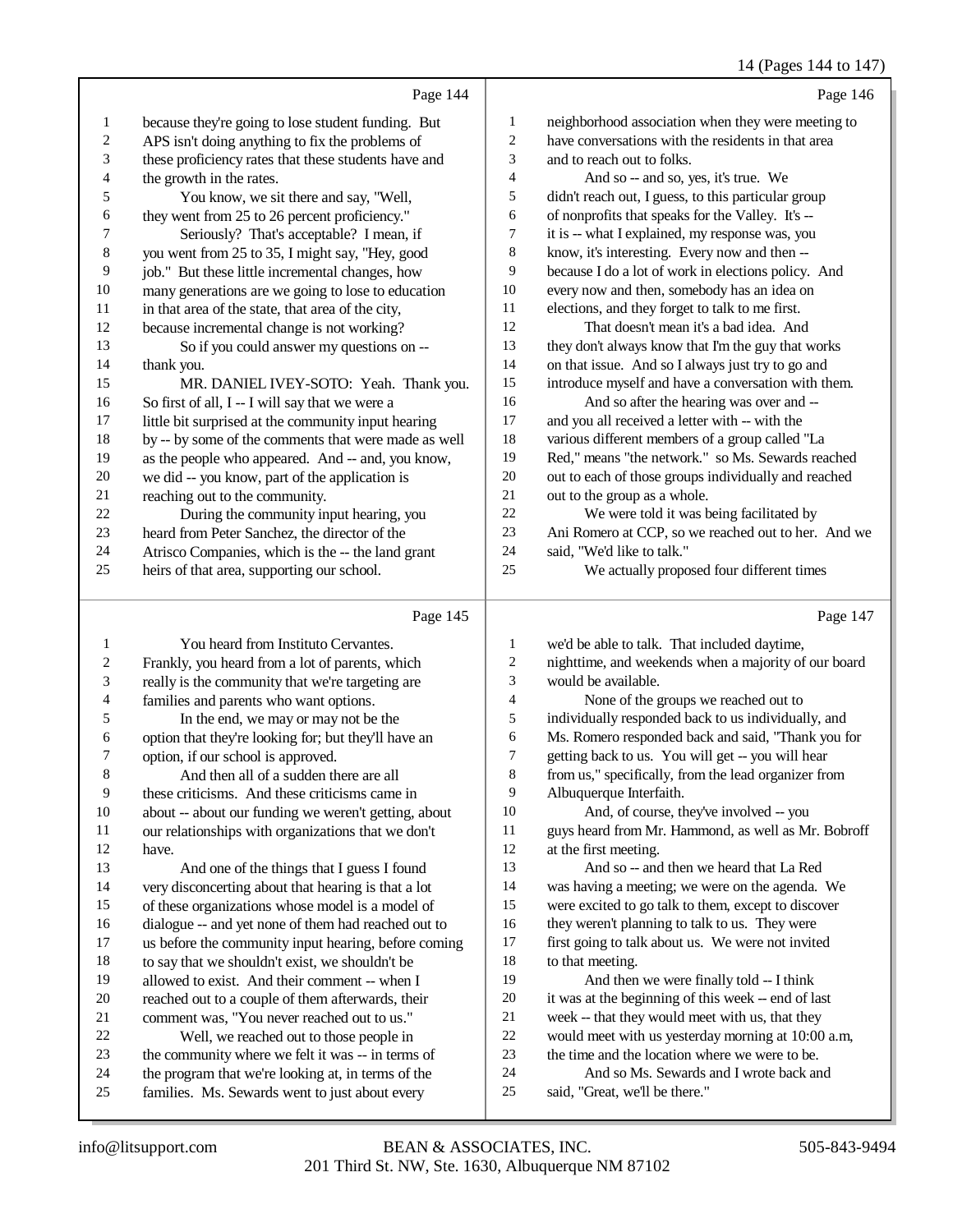Page 144

1 because they're going to lose student funding. But
2 APS isn't doing anything to fix the problems of
3 these proficiency rates that these students have and
4 the growth in the rates.
5 You know, we sit there and say, "Well,
6 they went from 25 to 26 percent proficiency."
7 Seriously? That's acceptable? I mean, if
8 you went from 25 to 35, I might say, "Hey, good
9 job." But these little incremental changes, how
10 many generations are we going to lose to education
11 in that area of the state, that area of the city,
12 because incremental change is not working?
13 So if you could answer my questions on --
14 thank you.
15 MR. DANIEL IVEY-SOTO: Yeah. Thank you.
16 So first of all, I -- I will say that we were a
17 little bit surprised at the community input hearing
18 by -- by some of the comments that were made as well
19 as the people who appeared. And -- and, you know,
20 we did -- you know, part of the application is
21 reaching out to the community.
22 During the community input hearing, you
23 heard from Peter Sanchez, the director of the
24 Atrisco Companies, which is the -- the land grant
25 heirs of that area, supporting our school.

Page 145

1 You heard from Instituto Cervantes.
2 Frankly, you heard from a lot of parents, which
3 really is the community that we're targeting are
4 families and parents who want options.
5 In the end, we may or may not be the
6 option that they're looking for; but they'll have an
7 option, if our school is approved.
8 And then all of a sudden there are all
9 these criticisms. And these criticisms came in
10 about -- about our funding we weren't getting, about
11 our relationships with organizations that we don't
12 have.
13 And one of the things that I guess I found
14 very disconcerting about that hearing is that a lot
15 of these organizations whose model is a model of
16 dialogue -- and yet none of them had reached out to
17 us before the community input hearing, before coming
18 to say that we shouldn't exist, we shouldn't be
19 allowed to exist. And their comment -- when I
20 reached out to a couple of them afterwards, their
21 comment was, "You never reached out to us."
22 Well, we reached out to those people in
23 the community where we felt it was -- in terms of
24 the program that we're looking at, in terms of the
25 families. Ms. Sewards went to just about every

Page 146

1 neighborhood association when they were meeting to
2 have conversations with the residents in that area
3 and to reach out to folks.
4 And so -- and so, yes, it's true. We
5 didn't reach out, I guess, to this particular group
6 of nonprofits that speaks for the Valley. It's --
7 it is -- what I explained, my response was, you
8 know, it's interesting. Every now and then --
9 because I do a lot of work in elections policy. And
10 every now and then, somebody has an idea on
11 elections, and they forget to talk to me first.
12 That doesn't mean it's a bad idea. And
13 they don't always know that I'm the guy that works
14 on that issue. And so I always just try to go and
15 introduce myself and have a conversation with them.
16 And so after the hearing was over and --
17 and you all received a letter with -- with the
18 various different members of a group called "La
19 Red," means "the network." so Ms. Sewards reached
20 out to each of those groups individually and reached
21 out to the group as a whole.
22 We were told it was being facilitated by
23 Ani Romero at CCP, so we reached out to her. And we
24 said, "We'd like to talk."
25 We actually proposed four different times

Page 147

1 we'd be able to talk. That included daytime,
2 nighttime, and weekends when a majority of our board
3 would be available.
4 None of the groups we reached out to
5 individually responded back to us individually, and
6 Ms. Romero responded back and said, "Thank you for
7 getting back to us. You will get -- you will hear
8 from us," specifically, from the lead organizer from
9 Albuquerque Interfaith.
10 And, of course, they've involved -- you
11 guys heard from Mr. Hammond, as well as Mr. Bobroff
12 at the first meeting.
13 And so -- and then we heard that La Red
14 was having a meeting; we were on the agenda. We
15 were excited to go talk to them, except to discover
16 they weren't planning to talk to us. They were
17 first going to talk about us. We were not invited
18 to that meeting.
19 And then we were finally told -- I think
20 it was at the beginning of this week -- end of last
21 week -- that they would meet with us, that they
22 would meet with us yesterday morning at 10:00 a.m,
23 the time and the location where we were to be.
24 And so Ms. Sewards and I wrote back and
25 said, "Great, we'll be there."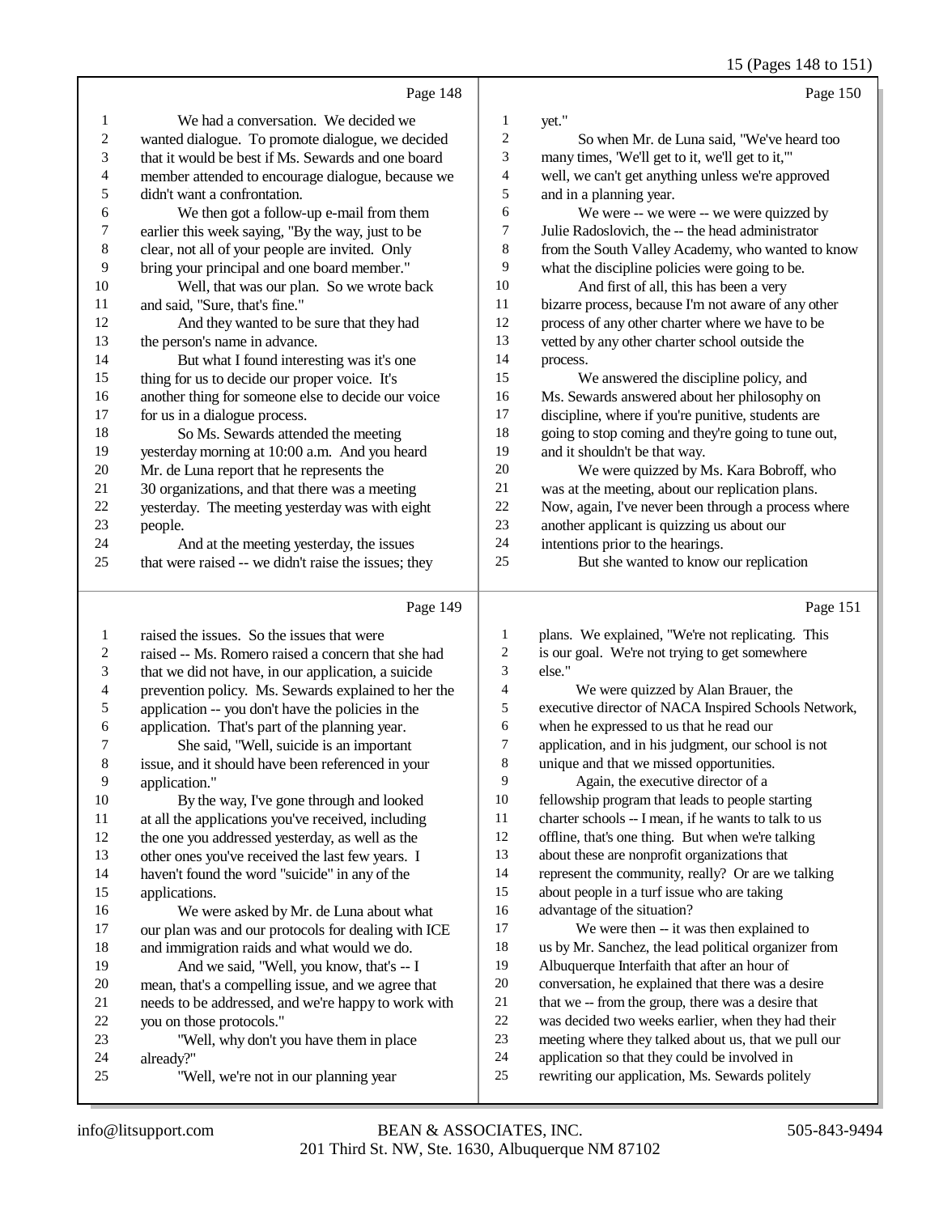Page 148

1 We had a conversation. We decided we
2 wanted dialogue. To promote dialogue, we decided
3 that it would be best if Ms. Sewards and one board
4 member attended to encourage dialogue, because we
5 didn't want a confrontation.
6 We then got a follow-up e-mail from them
7 earlier this week saying, "By the way, just to be
8 clear, not all of your people are invited. Only
9 bring your principal and one board member."
10 Well, that was our plan. So we wrote back
11 and said, "Sure, that's fine."
12 And they wanted to be sure that they had
13 the person's name in advance.
14 But what I found interesting was it's one
15 thing for us to decide our proper voice. It's
16 another thing for someone else to decide our voice
17 for us in a dialogue process.
18 So Ms. Sewards attended the meeting
19 yesterday morning at 10:00 a.m. And you heard
20 Mr. de Luna report that he represents the
21 30 organizations, and that there was a meeting
22 yesterday. The meeting yesterday was with eight
23 people.
24 And at the meeting yesterday, the issues
25 that were raised -- we didn't raise the issues; they

Page 149

1 raised the issues. So the issues that were
2 raised -- Ms. Romero raised a concern that she had
3 that we did not have, in our application, a suicide
4 prevention policy. Ms. Sewards explained to her the
5 application -- you don't have the policies in the
6 application. That's part of the planning year.
7 She said, "Well, suicide is an important
8 issue, and it should have been referenced in your
9 application."
10 By the way, I've gone through and looked
11 at all the applications you've received, including
12 the one you addressed yesterday, as well as the
13 other ones you've received the last few years. I
14 haven't found the word "suicide" in any of the
15 applications.
16 We were asked by Mr. de Luna about what
17 our plan was and our protocols for dealing with ICE
18 and immigration raids and what would we do.
19 And we said, "Well, you know, that's -- I
20 mean, that's a compelling issue, and we agree that
21 needs to be addressed, and we're happy to work with
22 you on those protocols."
23 "Well, why don't you have them in place
24 already?"
25 "Well, we're not in our planning year

Page 150

1 yet."
2 So when Mr. de Luna said, "We've heard too
3 many times, 'We'll get to it, we'll get to it,'"
4 well, we can't get anything unless we're approved
5 and in a planning year.
6 We were -- we were -- we were quizzed by
7 Julie Radoslovich, the -- the head administrator
8 from the South Valley Academy, who wanted to know
9 what the discipline policies were going to be.
10 And first of all, this has been a very
11 bizarre process, because I'm not aware of any other
12 process of any other charter where we have to be
13 vetted by any other charter school outside the
14 process.
15 We answered the discipline policy, and
16 Ms. Sewards answered about her philosophy on
17 discipline, where if you're punitive, students are
18 going to stop coming and they're going to tune out,
19 and it shouldn't be that way.
20 We were quizzed by Ms. Kara Bobroff, who
21 was at the meeting, about our replication plans.
22 Now, again, I've never been through a process where
23 another applicant is quizzing us about our
24 intentions prior to the hearings.
25 But she wanted to know our replication

Page 151

1 plans. We explained, "We're not replicating. This
2 is our goal. We're not trying to get somewhere
3 else."
4 We were quizzed by Alan Brauer, the
5 executive director of NACA Inspired Schools Network,
6 when he expressed to us that he read our
7 application, and in his judgment, our school is not
8 unique and that we missed opportunities.
9 Again, the executive director of a
10 fellowship program that leads to people starting
11 charter schools -- I mean, if he wants to talk to us
12 offline, that's one thing. But when we're talking
13 about these are nonprofit organizations that
14 represent the community, really? Or are we talking
15 about people in a turf issue who are taking
16 advantage of the situation?
17 We were then -- it was then explained to
18 us by Mr. Sanchez, the lead political organizer from
19 Albuquerque Interfaith that after an hour of
20 conversation, he explained that there was a desire
21 that we -- from the group, there was a desire that
22 was decided two weeks earlier, when they had their
23 meeting where they talked about us, that we pull our
24 application so that they could be involved in
25 rewriting our application, Ms. Sewards politely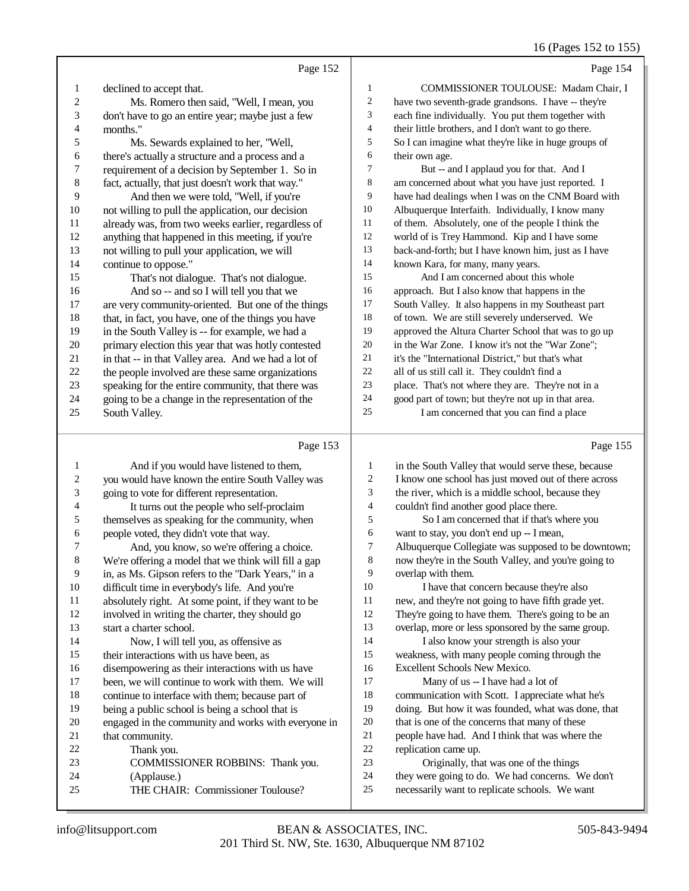Page 152

1 declined to accept that.
2 Ms. Romero then said, "Well, I mean, you
3 don't have to go an entire year; maybe just a few
4 months."
5 Ms. Sewards explained to her, "Well,
6 there's actually a structure and a process and a
7 requirement of a decision by September 1. So in
8 fact, actually, that just doesn't work that way."
9 And then we were told, "Well, if you're
10 not willing to pull the application, our decision
11 already was, from two weeks earlier, regardless of
12 anything that happened in this meeting, if you're
13 not willing to pull your application, we will
14 continue to oppose."
15 That's not dialogue. That's not dialogue.
16 And so -- and so I will tell you that we
17 are very community-oriented. But one of the things
18 that, in fact, you have, one of the things you have
19 in the South Valley is -- for example, we had a
20 primary election this year that was hotly contested
21 in that -- in that Valley area. And we had a lot of
22 the people involved are these same organizations
23 speaking for the entire community, that there was
24 going to be a change in the representation of the
25 South Valley.

Page 153

1 And if you would have listened to them,
2 you would have known the entire South Valley was
3 going to vote for different representation.
4 It turns out the people who self-proclaim
5 themselves as speaking for the community, when
6 people voted, they didn't vote that way.
7 And, you know, so we're offering a choice.
8 We're offering a model that we think will fill a gap
9 in, as Ms. Gipson refers to the "Dark Years," in a
10 difficult time in everybody's life. And you're
11 absolutely right. At some point, if they want to be
12 involved in writing the charter, they should go
13 start a charter school.
14 Now, I will tell you, as offensive as
15 their interactions with us have been, as
16 disempowering as their interactions with us have
17 been, we will continue to work with them. We will
18 continue to interface with them; because part of
19 being a public school is being a school that is
20 engaged in the community and works with everyone in
21 that community.
22 Thank you.
23 COMMISSIONER ROBBINS: Thank you.
24 (Applause.)
25 THE CHAIR: Commissioner Toulouse?

Page 154

1 COMMISSIONER TOULOUSE: Madam Chair, I
2 have two seventh-grade grandsons. I have -- they're
3 each fine individually. You put them together with
4 their little brothers, and I don't want to go there.
5 So I can imagine what they're like in huge groups of
6 their own age.
7 But -- and I applaud you for that. And I
8 am concerned about what you have just reported. I
9 have had dealings when I was on the CNM Board with
10 Albuquerque Interfaith. Individually, I know many
11 of them. Absolutely, one of the people I think the
12 world of is Trey Hammond. Kip and I have some
13 back-and-forth; but I have known him, just as I have
14 known Kara, for many, many years.
15 And I am concerned about this whole
16 approach. But I also know that happens in the
17 South Valley. It also happens in my Southeast part
18 of town. We are still severely underserved. We
19 approved the Altura Charter School that was to go up
20 in the War Zone. I know it's not the "War Zone";
21 it's the "International District," but that's what
22 all of us still call it. They couldn't find a
23 place. That's not where they are. They're not in a
24 good part of town; but they're not up in that area.
25 I am concerned that you can find a place

Page 155

1 in the South Valley that would serve these, because
2 I know one school has just moved out of there across
3 the river, which is a middle school, because they
4 couldn't find another good place there.
5 So I am concerned that if that's where you
6 want to stay, you don't end up -- I mean,
7 Albuquerque Collegiate was supposed to be downtown;
8 now they're in the South Valley, and you're going to
9 overlap with them.
10 I have that concern because they're also
11 new, and they're not going to have fifth grade yet.
12 They're going to have them. There's going to be an
13 overlap, more or less sponsored by the same group.
14 I also know your strength is also your
15 weakness, with many people coming through the
16 Excellent Schools New Mexico.
17 Many of us -- I have had a lot of
18 communication with Scott. I appreciate what he's
19 doing. But how it was founded, what was done, that
20 that is one of the concerns that many of these
21 people have had. And I think that was where the
22 replication came up.
23 Originally, that was one of the things
24 they were going to do. We had concerns. We don't
25 necessarily want to replicate schools. We want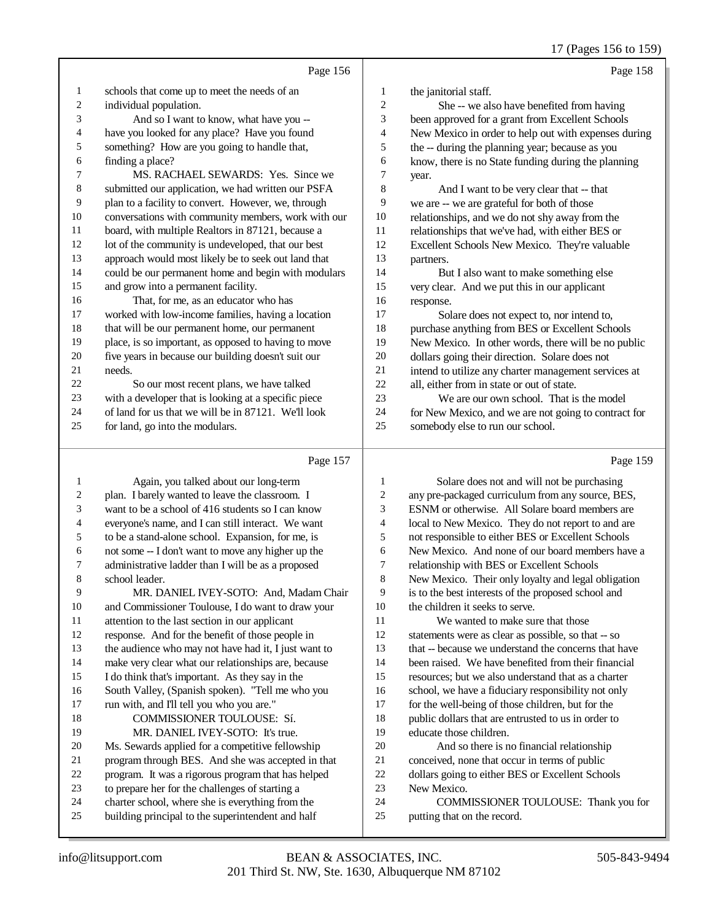Page 156

schools that come up to meet the needs of an individual population.

And so I want to know, what have you -- have you looked for any place? Have you found something? How are you going to handle that, finding a place?

MS. RACHAEL SEWARDS: Yes. Since we submitted our application, we had written our PSFA plan to a facility to convert. However, we, through conversations with community members, work with our board, with multiple Realtors in 87121, because a lot of the community is undeveloped, that our best approach would most likely be to seek out land that could be our permanent home and begin with modulars and grow into a permanent facility.

That, for me, as an educator who has worked with low-income families, having a location that will be our permanent home, our permanent place, is so important, as opposed to having to move five years in because our building doesn't suit our needs.

So our most recent plans, we have talked with a developer that is looking at a specific piece of land for us that we will be in 87121. We'll look for land, go into the modulars.

Page 157

Again, you talked about our long-term plan. I barely wanted to leave the classroom. I want to be a school of 416 students so I can know everyone's name, and I can still interact. We want to be a stand-alone school. Expansion, for me, is not some -- I don't want to move any higher up the administrative ladder than I will be as a proposed school leader.

MR. DANIEL IVEY-SOTO: And, Madam Chair and Commissioner Toulouse, I do want to draw your attention to the last section in our applicant response. And for the benefit of those people in the audience who may not have had it, I just want to make very clear what our relationships are, because I do think that's important. As they say in the South Valley, (Spanish spoken). "Tell me who you run with, and I'll tell you who you are."

COMMISSIONER TOULOUSE: Sí.

MR. DANIEL IVEY-SOTO: It's true. Ms. Sewards applied for a competitive fellowship program through BES. And she was accepted in that program. It was a rigorous program that has helped to prepare her for the challenges of starting a charter school, where she is everything from the building principal to the superintendent and half

Page 158

the janitorial staff.

She -- we also have benefited from having been approved for a grant from Excellent Schools New Mexico in order to help out with expenses during the -- during the planning year; because as you know, there is no State funding during the planning year.

And I want to be very clear that -- that we are -- we are grateful for both of those relationships, and we do not shy away from the relationships that we've had, with either BES or Excellent Schools New Mexico. They're valuable partners.

But I also want to make something else very clear. And we put this in our applicant response.

Solare does not expect to, nor intend to, purchase anything from BES or Excellent Schools New Mexico. In other words, there will be no public dollars going their direction. Solare does not intend to utilize any charter management services at all, either from in state or out of state.

We are our own school. That is the model for New Mexico, and we are not going to contract for somebody else to run our school.

Page 159

Solare does not and will not be purchasing any pre-packaged curriculum from any source, BES, ESNM or otherwise. All Solare board members are local to New Mexico. They do not report to and are not responsible to either BES or Excellent Schools New Mexico. And none of our board members have a relationship with BES or Excellent Schools New Mexico. Their only loyalty and legal obligation is to the best interests of the proposed school and the children it seeks to serve.

We wanted to make sure that those statements were as clear as possible, so that -- so that -- because we understand the concerns that have been raised. We have benefited from their financial resources; but we also understand that as a charter school, we have a fiduciary responsibility not only for the well-being of those children, but for the public dollars that are entrusted to us in order to educate those children.

And so there is no financial relationship conceived, none that occur in terms of public dollars going to either BES or Excellent Schools New Mexico.

COMMISSIONER TOULOUSE: Thank you for putting that on the record.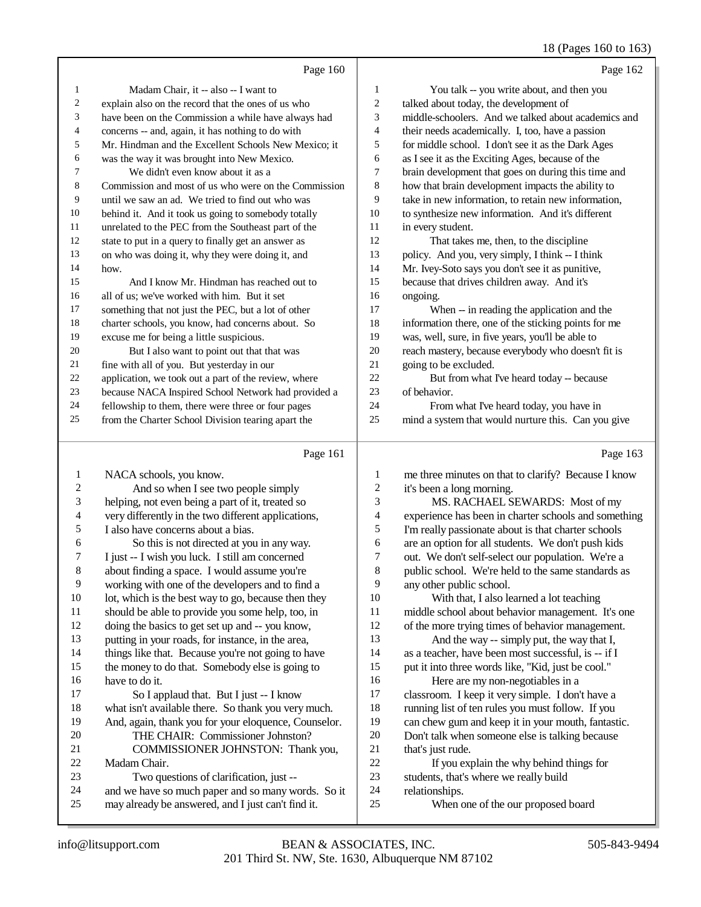Page 160

1 Madam Chair, it -- also -- I want to
2 explain also on the record that the ones of us who
3 have been on the Commission a while have always had
4 concerns -- and, again, it has nothing to do with
5 Mr. Hindman and the Excellent Schools New Mexico; it
6 was the way it was brought into New Mexico.
7 We didn't even know about it as a
8 Commission and most of us who were on the Commission
9 until we saw an ad. We tried to find out who was
10 behind it. And it took us going to somebody totally
11 unrelated to the PEC from the Southeast part of the
12 state to put in a query to finally get an answer as
13 on who was doing it, why they were doing it, and
14 how.
15 And I know Mr. Hindman has reached out to
16 all of us; we've worked with him. But it set
17 something that not just the PEC, but a lot of other
18 charter schools, you know, had concerns about. So
19 excuse me for being a little suspicious.
20 But I also want to point out that that was
21 fine with all of you. But yesterday in our
22 application, we took out a part of the review, where
23 because NACA Inspired School Network had provided a
24 fellowship to them, there were three or four pages
25 from the Charter School Division tearing apart the

Page 161

1 NACA schools, you know.
2 And so when I see two people simply
3 helping, not even being a part of it, treated so
4 very differently in the two different applications,
5 I also have concerns about a bias.
6 So this is not directed at you in any way.
7 I just -- I wish you luck. I still am concerned
8 about finding a space. I would assume you're
9 working with one of the developers and to find a
10 lot, which is the best way to go, because then they
11 should be able to provide you some help, too, in
12 doing the basics to get set up and -- you know,
13 putting in your roads, for instance, in the area,
14 things like that. Because you're not going to have
15 the money to do that. Somebody else is going to
16 have to do it.
17 So I applaud that. But I just -- I know
18 what isn't available there. So thank you very much.
19 And, again, thank you for your eloquence, Counselor.
20 THE CHAIR: Commissioner Johnston?
21 COMMISSIONER JOHNSTON: Thank you,
22 Madam Chair.
23 Two questions of clarification, just --
24 and we have so much paper and so many words. So it
25 may already be answered, and I just can't find it.

Page 162

1 You talk -- you write about, and then you
2 talked about today, the development of
3 middle-schoolers. And we talked about academics and
4 their needs academically. I, too, have a passion
5 for middle school. I don't see it as the Dark Ages
6 as I see it as the Exciting Ages, because of the
7 brain development that goes on during this time and
8 how that brain development impacts the ability to
9 take in new information, to retain new information,
10 to synthesize new information. And it's different
11 in every student.
12 That takes me, then, to the discipline
13 policy. And you, very simply, I think -- I think
14 Mr. Ivey-Soto says you don't see it as punitive,
15 because that drives children away. And it's
16 ongoing.
17 When -- in reading the application and the
18 information there, one of the sticking points for me
19 was, well, sure, in five years, you'll be able to
20 reach mastery, because everybody who doesn't fit is
21 going to be excluded.
22 But from what I've heard today -- because
23 of behavior.
24 From what I've heard today, you have in
25 mind a system that would nurture this. Can you give

Page 163

1 me three minutes on that to clarify? Because I know
2 it's been a long morning.
3 MS. RACHAEL SEWARDS: Most of my
4 experience has been in charter schools and something
5 I'm really passionate about is that charter schools
6 are an option for all students. We don't push kids
7 out. We don't self-select our population. We're a
8 public school. We're held to the same standards as
9 any other public school.
10 With that, I also learned a lot teaching
11 middle school about behavior management. It's one
12 of the more trying times of behavior management.
13 And the way -- simply put, the way that I,
14 as a teacher, have been most successful, is -- if I
15 put it into three words like, "Kid, just be cool."
16 Here are my non-negotiables in a
17 classroom. I keep it very simple. I don't have a
18 running list of ten rules you must follow. If you
19 can chew gum and keep it in your mouth, fantastic.
20 Don't talk when someone else is talking because
21 that's just rude.
22 If you explain the why behind things for
23 students, that's where we really build
24 relationships.
25 When one of the our proposed board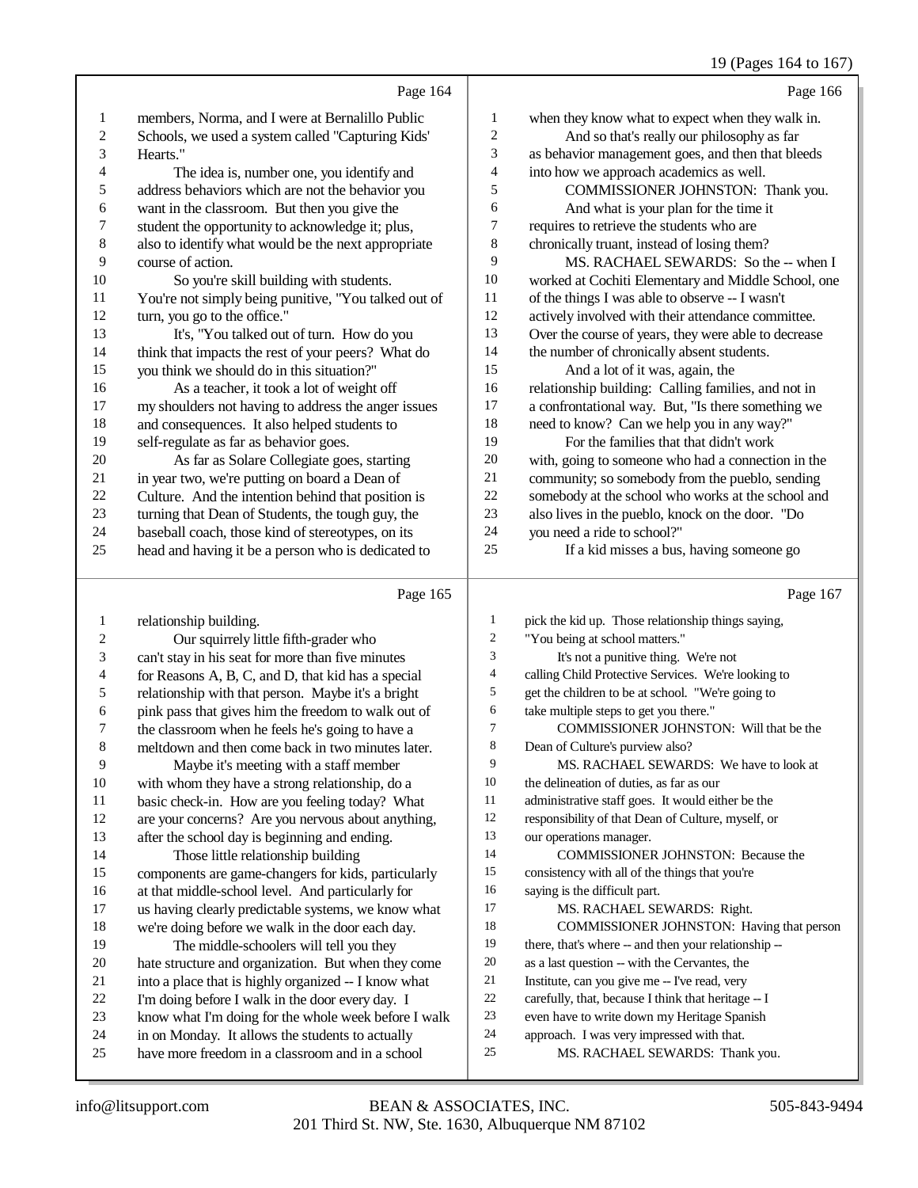Page 164

members, Norma, and I were at Bernalillo Public Schools, we used a system called "Capturing Kids' Hearts."

The idea is, number one, you identify and address behaviors which are not the behavior you want in the classroom. But then you give the student the opportunity to acknowledge it; plus, also to identify what would be the next appropriate course of action.

So you're skill building with students. You're not simply being punitive, "You talked out of turn, you go to the office."

It's, "You talked out of turn. How do you think that impacts the rest of your peers? What do you think we should do in this situation?"

As a teacher, it took a lot of weight off my shoulders not having to address the anger issues and consequences. It also helped students to self-regulate as far as behavior goes.

As far as Solare Collegiate goes, starting in year two, we're putting on board a Dean of Culture. And the intention behind that position is turning that Dean of Students, the tough guy, the baseball coach, those kind of stereotypes, on its head and having it be a person who is dedicated to

Page 165

relationship building.

Our squirrely little fifth-grader who can't stay in his seat for more than five minutes for Reasons A, B, C, and D, that kid has a special relationship with that person. Maybe it's a bright pink pass that gives him the freedom to walk out of the classroom when he feels he's going to have a meltdown and then come back in two minutes later.

Maybe it's meeting with a staff member with whom they have a strong relationship, do a basic check-in. How are you feeling today? What are your concerns? Are you nervous about anything, after the school day is beginning and ending.

Those little relationship building components are game-changers for kids, particularly at that middle-school level. And particularly for us having clearly predictable systems, we know what we're doing before we walk in the door each day.

The middle-schoolers will tell you they hate structure and organization. But when they come into a place that is highly organized -- I know what I'm doing before I walk in the door every day. I know what I'm doing for the whole week before I walk in on Monday. It allows the students to actually have more freedom in a classroom and in a school

Page 166

when they know what to expect when they walk in.

And so that's really our philosophy as far as behavior management goes, and then that bleeds into how we approach academics as well.

COMMISSIONER JOHNSTON: Thank you.

And what is your plan for the time it requires to retrieve the students who are chronically truant, instead of losing them?

MS. RACHAEL SEWARDS: So the -- when I worked at Cochiti Elementary and Middle School, one of the things I was able to observe -- I wasn't actively involved with their attendance committee. Over the course of years, they were able to decrease the number of chronically absent students.

And a lot of it was, again, the relationship building: Calling families, and not in a confrontational way. But, "Is there something we need to know? Can we help you in any way?"

For the families that that didn't work with, going to someone who had a connection in the community; so somebody from the pueblo, sending somebody at the school who works at the school and also lives in the pueblo, knock on the door. "Do you need a ride to school?"

If a kid misses a bus, having someone go

Page 167

pick the kid up. Those relationship things saying, "You being at school matters."

It's not a punitive thing. We're not calling Child Protective Services. We're looking to get the children to be at school. "We're going to take multiple steps to get you there."

COMMISSIONER JOHNSTON: Will that be the Dean of Culture's purview also?

MS. RACHAEL SEWARDS: We have to look at the delineation of duties, as far as our administrative staff goes. It would either be the responsibility of that Dean of Culture, myself, or our operations manager.

COMMISSIONER JOHNSTON: Because the consistency with all of the things that you're saying is the difficult part.

MS. RACHAEL SEWARDS: Right.

COMMISSIONER JOHNSTON: Having that person there, that's where -- and then your relationship -- as a last question -- with the Cervantes, the Institute, can you give me -- I've read, very carefully, that, because I think that heritage -- I even have to write down my Heritage Spanish approach. I was very impressed with that.

MS. RACHAEL SEWARDS: Thank you.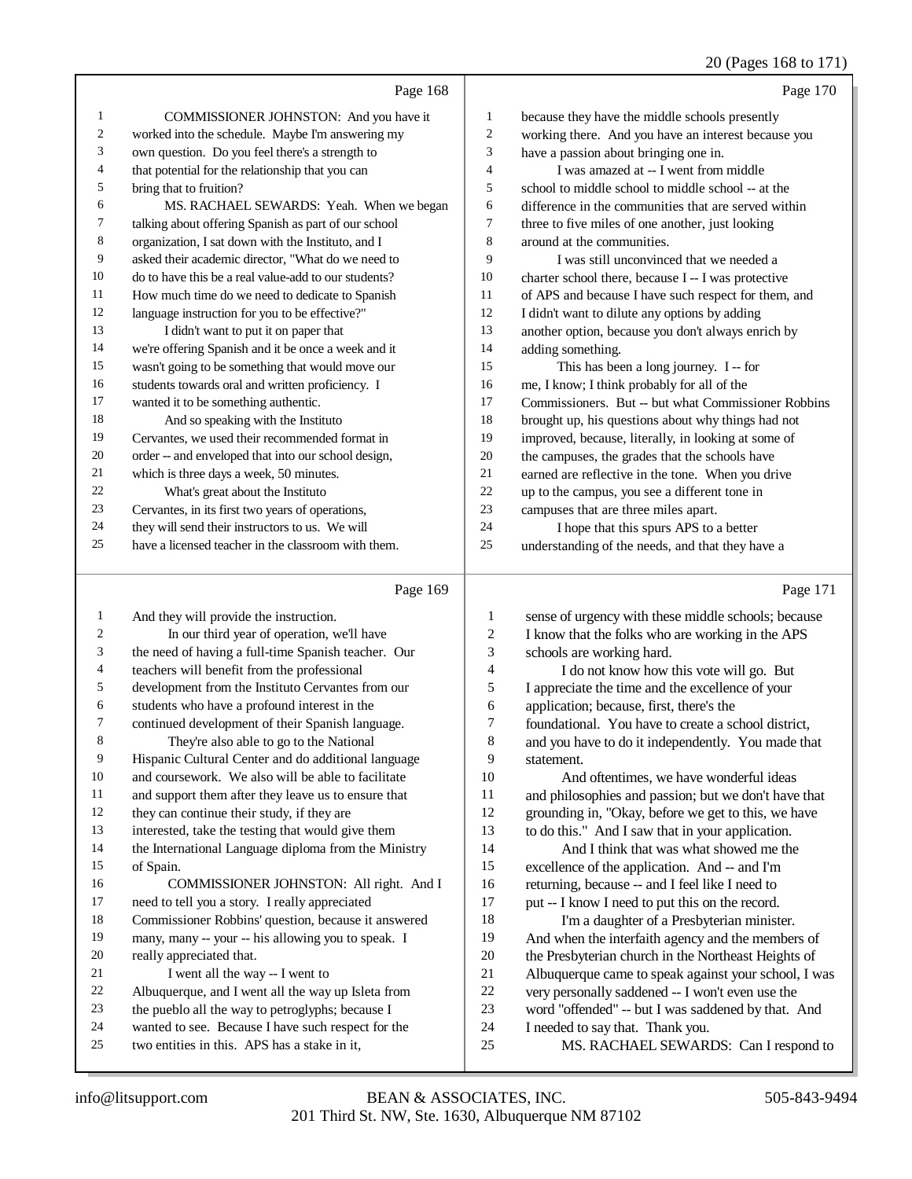Page 168

1 COMMISSIONER JOHNSTON: And you have it
2 worked into the schedule. Maybe I'm answering my
3 own question. Do you feel there's a strength to
4 that potential for the relationship that you can
5 bring that to fruition?
6 MS. RACHAEL SEWARDS: Yeah. When we began
7 talking about offering Spanish as part of our school
8 organization, I sat down with the Instituto, and I
9 asked their academic director, "What do we need to
10 do to have this be a real value-add to our students?
11 How much time do we need to dedicate to Spanish
12 language instruction for you to be effective?"
13 I didn't want to put it on paper that
14 we're offering Spanish and it be once a week and it
15 wasn't going to be something that would move our
16 students towards oral and written proficiency. I
17 wanted it to be something authentic.
18 And so speaking with the Instituto
19 Cervantes, we used their recommended format in
20 order -- and enveloped that into our school design,
21 which is three days a week, 50 minutes.
22 What's great about the Instituto
23 Cervantes, in its first two years of operations,
24 they will send their instructors to us. We will
25 have a licensed teacher in the classroom with them.

Page 169

1 And they will provide the instruction.
2 In our third year of operation, we'll have
3 the need of having a full-time Spanish teacher. Our
4 teachers will benefit from the professional
5 development from the Instituto Cervantes from our
6 students who have a profound interest in the
7 continued development of their Spanish language.
8 They're also able to go to the National
9 Hispanic Cultural Center and do additional language
10 and coursework. We also will be able to facilitate
11 and support them after they leave us to ensure that
12 they can continue their study, if they are
13 interested, take the testing that would give them
14 the International Language diploma from the Ministry
15 of Spain.
16 COMMISSIONER JOHNSTON: All right. And I
17 need to tell you a story. I really appreciated
18 Commissioner Robbins' question, because it answered
19 many, many -- your -- his allowing you to speak. I
20 really appreciated that.
21 I went all the way -- I went to
22 Albuquerque, and I went all the way up Isleta from
23 the pueblo all the way to petroglyphs; because I
24 wanted to see. Because I have such respect for the
25 two entities in this. APS has a stake in it,

Page 170

1 because they have the middle schools presently
2 working there. And you have an interest because you
3 have a passion about bringing one in.
4 I was amazed at -- I went from middle
5 school to middle school to middle school -- at the
6 difference in the communities that are served within
7 three to five miles of one another, just looking
8 around at the communities.
9 I was still unconvinced that we needed a
10 charter school there, because I -- I was protective
11 of APS and because I have such respect for them, and
12 I didn't want to dilute any options by adding
13 another option, because you don't always enrich by
14 adding something.
15 This has been a long journey. I -- for
16 me, I know; I think probably for all of the
17 Commissioners. But -- but what Commissioner Robbins
18 brought up, his questions about why things had not
19 improved, because, literally, in looking at some of
20 the campuses, the grades that the schools have
21 earned are reflective in the tone. When you drive
22 up to the campus, you see a different tone in
23 campuses that are three miles apart.
24 I hope that this spurs APS to a better
25 understanding of the needs, and that they have a

Page 171

1 sense of urgency with these middle schools; because
2 I know that the folks who are working in the APS
3 schools are working hard.
4 I do not know how this vote will go. But
5 I appreciate the time and the excellence of your
6 application; because, first, there's the
7 foundational. You have to create a school district,
8 and you have to do it independently. You made that
9 statement.
10 And oftentimes, we have wonderful ideas
11 and philosophies and passion; but we don't have that
12 grounding in, "Okay, before we get to this, we have
13 to do this." And I saw that in your application.
14 And I think that was what showed me the
15 excellence of the application. And -- and I'm
16 returning, because -- and I feel like I need to
17 put -- I know I need to put this on the record.
18 I'm a daughter of a Presbyterian minister.
19 And when the interfaith agency and the members of
20 the Presbyterian church in the Northeast Heights of
21 Albuquerque came to speak against your school, I was
22 very personally saddened -- I won't even use the
23 word "offended" -- but I was saddened by that. And
24 I needed to say that. Thank you.
25 MS. RACHAEL SEWARDS: Can I respond to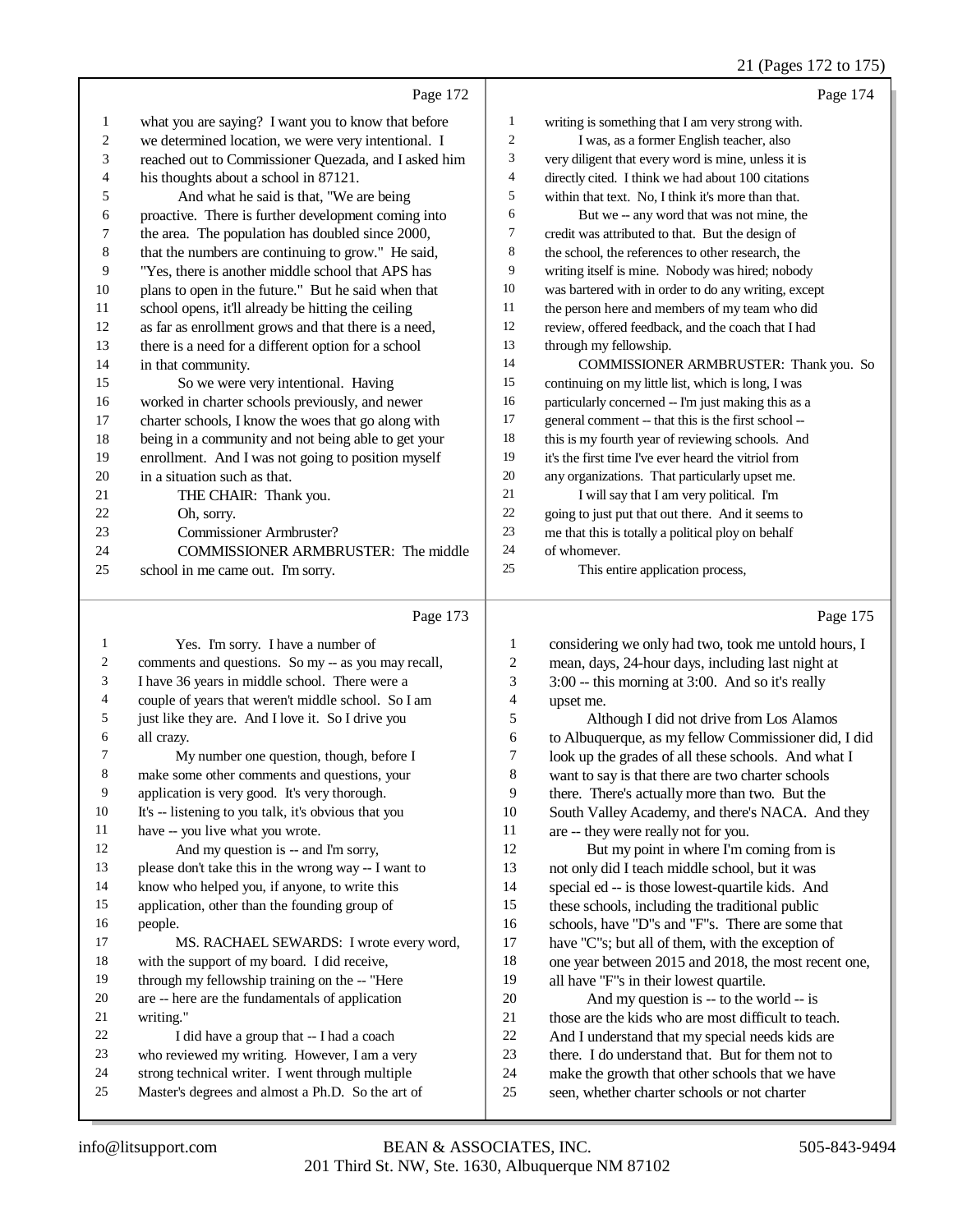Page 172

1 what you are saying? I want you to know that before
2 we determined location, we were very intentional. I
3 reached out to Commissioner Quezada, and I asked him
4 his thoughts about a school in 87121.
5 And what he said is that, "We are being
6 proactive. There is further development coming into
7 the area. The population has doubled since 2000,
8 that the numbers are continuing to grow." He said,
9 "Yes, there is another middle school that APS has
10 plans to open in the future." But he said when that
11 school opens, it'll already be hitting the ceiling
12 as far as enrollment grows and that there is a need,
13 there is a need for a different option for a school
14 in that community.
15 So we were very intentional. Having
16 worked in charter schools previously, and newer
17 charter schools, I know the woes that go along with
18 being in a community and not being able to get your
19 enrollment. And I was not going to position myself
20 in a situation such as that.
21 THE CHAIR: Thank you.
22 Oh, sorry.
23 Commissioner Armbruster?
24 COMMISSIONER ARMBRUSTER: The middle
25 school in me came out. I'm sorry.

Page 173

1 Yes. I'm sorry. I have a number of
2 comments and questions. So my -- as you may recall,
3 I have 36 years in middle school. There were a
4 couple of years that weren't middle school. So I am
5 just like they are. And I love it. So I drive you
6 all crazy.
7 My number one question, though, before I
8 make some other comments and questions, your
9 application is very good. It's very thorough.
10 It's -- listening to you talk, it's obvious that you
11 have -- you live what you wrote.
12 And my question is -- and I'm sorry,
13 please don't take this in the wrong way -- I want to
14 know who helped you, if anyone, to write this
15 application, other than the founding group of
16 people.
17 MS. RACHAEL SEWARDS: I wrote every word,
18 with the support of my board. I did receive,
19 through my fellowship training on the -- "Here
20 are -- here are the fundamentals of application
21 writing."
22 I did have a group that -- I had a coach
23 who reviewed my writing. However, I am a very
24 strong technical writer. I went through multiple
25 Master's degrees and almost a Ph.D. So the art of

Page 174

1 writing is something that I am very strong with.
2 I was, as a former English teacher, also
3 very diligent that every word is mine, unless it is
4 directly cited. I think we had about 100 citations
5 within that text. No, I think it's more than that.
6 But we -- any word that was not mine, the
7 credit was attributed to that. But the design of
8 the school, the references to other research, the
9 writing itself is mine. Nobody was hired; nobody
10 was bartered with in order to do any writing, except
11 the person here and members of my team who did
12 review, offered feedback, and the coach that I had
13 through my fellowship.
14 COMMISSIONER ARMBRUSTER: Thank you. So
15 continuing on my little list, which is long, I was
16 particularly concerned -- I'm just making this as a
17 general comment -- that this is the first school --
18 this is my fourth year of reviewing schools. And
19 it's the first time I've ever heard the vitriol from
20 any organizations. That particularly upset me.
21 I will say that I am very political. I'm
22 going to just put that out there. And it seems to
23 me that this is totally a political ploy on behalf
24 of whomever.
25 This entire application process,

Page 175

1 considering we only had two, took me untold hours, I
2 mean, days, 24-hour days, including last night at
3 3:00 -- this morning at 3:00. And so it's really
4 upset me.
5 Although I did not drive from Los Alamos
6 to Albuquerque, as my fellow Commissioner did, I did
7 look up the grades of all these schools. And what I
8 want to say is that there are two charter schools
9 there. There's actually more than two. But the
10 South Valley Academy, and there's NACA. And they
11 are -- they were really not for you.
12 But my point in where I'm coming from is
13 not only did I teach middle school, but it was
14 special ed -- is those lowest-quartile kids. And
15 these schools, including the traditional public
16 schools, have "D"s and "F"s. There are some that
17 have "C"s; but all of them, with the exception of
18 one year between 2015 and 2018, the most recent one,
19 all have "F"s in their lowest quartile.
20 And my question is -- to the world -- is
21 those are the kids who are most difficult to teach.
22 And I understand that my special needs kids are
23 there. I do understand that. But for them not to
24 make the growth that other schools that we have
25 seen, whether charter schools or not charter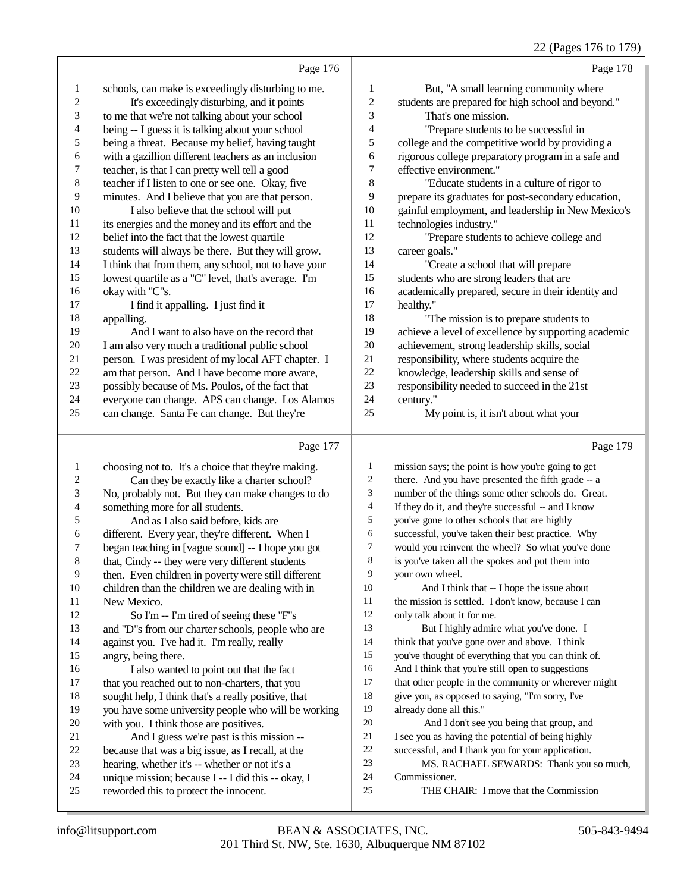22 (Pages 176 to 179)

Page 176

1 schools, can make is exceedingly disturbing to me.
2 It's exceedingly disturbing, and it points
3 to me that we're not talking about your school
4 being -- I guess it is talking about your school
5 being a threat. Because my belief, having taught
6 with a gazillion different teachers as an inclusion
7 teacher, is that I can pretty well tell a good
8 teacher if I listen to one or see one. Okay, five
9 minutes. And I believe that you are that person.
10 I also believe that the school will put
11 its energies and the money and its effort and the
12 belief into the fact that the lowest quartile
13 students will always be there. But they will grow.
14 I think that from them, any school, not to have your
15 lowest quartile as a "C" level, that's average. I'm
16 okay with "C"s.
17 I find it appalling. I just find it
18 appalling.
19 And I want to also have on the record that
20 I am also very much a traditional public school
21 person. I was president of my local AFT chapter. I
22 am that person. And I have become more aware,
23 possibly because of Ms. Poulos, of the fact that
24 everyone can change. APS can change. Los Alamos
25 can change. Santa Fe can change. But they're

Page 177

1 choosing not to. It's a choice that they're making.
2 Can they be exactly like a charter school?
3 No, probably not. But they can make changes to do
4 something more for all students.
5 And as I also said before, kids are
6 different. Every year, they're different. When I
7 began teaching in [vague sound] -- I hope you got
8 that, Cindy -- they were very different students
9 then. Even children in poverty were still different
10 children than the children we are dealing with in
11 New Mexico.
12 So I'm -- I'm tired of seeing these "F"s
13 and "D"s from our charter schools, people who are
14 against you. I've had it. I'm really, really
15 angry, being there.
16 I also wanted to point out that the fact
17 that you reached out to non-charters, that you
18 sought help, I think that's a really positive, that
19 you have some university people who will be working
20 with you. I think those are positives.
21 And I guess we're past is this mission --
22 because that was a big issue, as I recall, at the
23 hearing, whether it's -- whether or not it's a
24 unique mission; because I -- I did this -- okay, I
25 reworded this to protect the innocent.

Page 178

1 But, "A small learning community where
2 students are prepared for high school and beyond."
3 That's one mission.
4 "Prepare students to be successful in
5 college and the competitive world by providing a
6 rigorous college preparatory program in a safe and
7 effective environment."
8 "Educate students in a culture of rigor to
9 prepare its graduates for post-secondary education,
10 gainful employment, and leadership in New Mexico's
11 technologies industry."
12 "Prepare students to achieve college and
13 career goals."
14 "Create a school that will prepare
15 students who are strong leaders that are
16 academically prepared, secure in their identity and
17 healthy."
18 "The mission is to prepare students to
19 achieve a level of excellence by supporting academic
20 achievement, strong leadership skills, social
21 responsibility, where students acquire the
22 knowledge, leadership skills and sense of
23 responsibility needed to succeed in the 21st
24 century."
25 My point is, it isn't about what your

Page 179

1 mission says; the point is how you're going to get
2 there. And you have presented the fifth grade -- a
3 number of the things some other schools do. Great.
4 If they do it, and they're successful -- and I know
5 you've gone to other schools that are highly
6 successful, you've taken their best practice. Why
7 would you reinvent the wheel? So what you've done
8 is you've taken all the spokes and put them into
9 your own wheel.
10 And I think that -- I hope the issue about
11 the mission is settled. I don't know, because I can
12 only talk about it for me.
13 But I highly admire what you've done. I
14 think that you've gone over and above. I think
15 you've thought of everything that you can think of.
16 And I think that you're still open to suggestions
17 that other people in the community or wherever might
18 give you, as opposed to saying, "I'm sorry, I've
19 already done all this."
20 And I don't see you being that group, and
21 I see you as having the potential of being highly
22 successful, and I thank you for your application.
23 MS. RACHAEL SEWARDS: Thank you so much,
24 Commissioner.
25 THE CHAIR: I move that the Commission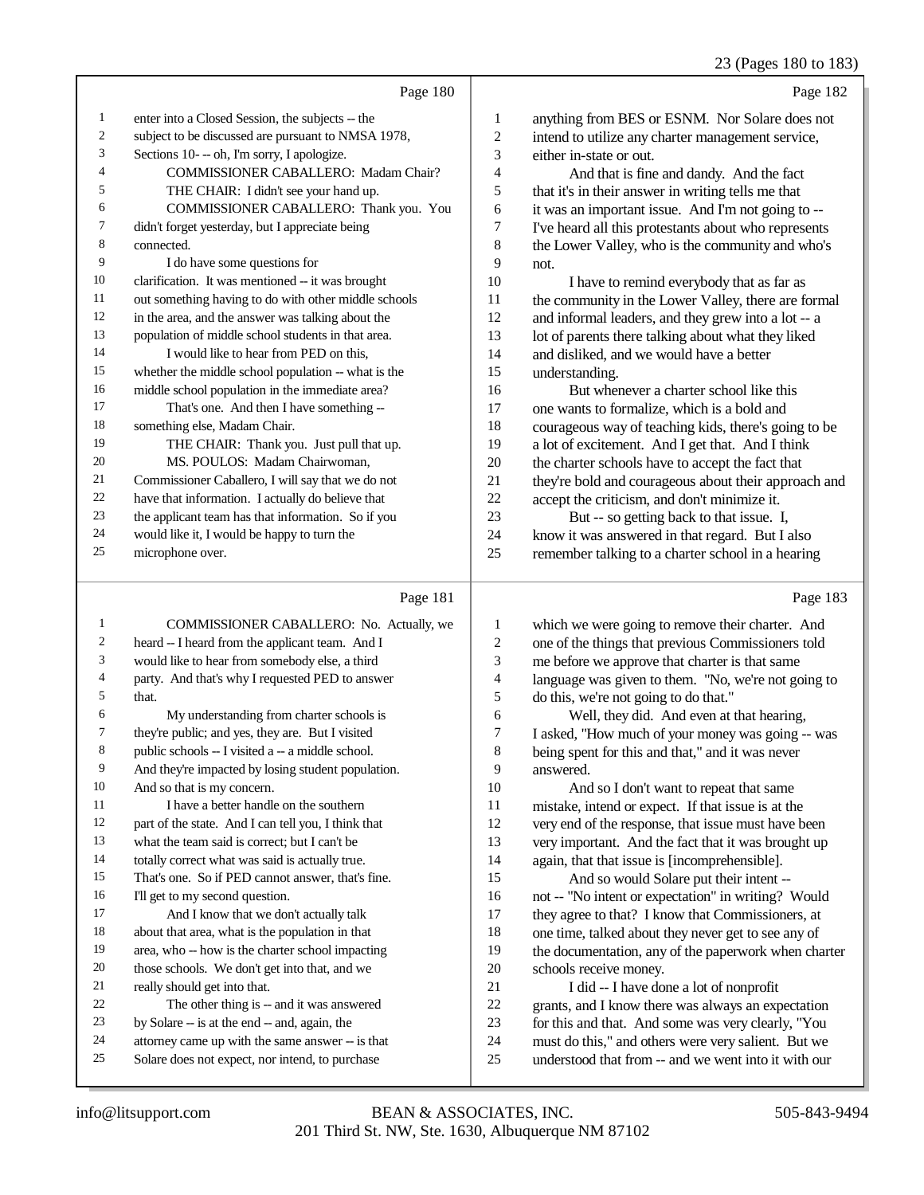Page 180

1 enter into a Closed Session, the subjects -- the
2 subject to be discussed are pursuant to NMSA 1978,
3 Sections 10- -- oh, I'm sorry, I apologize.
4 COMMISSIONER CABALLERO: Madam Chair?
5 THE CHAIR: I didn't see your hand up.
6 COMMISSIONER CABALLERO: Thank you. You
7 didn't forget yesterday, but I appreciate being
8 connected.
9 I do have some questions for
10 clarification. It was mentioned -- it was brought
11 out something having to do with other middle schools
12 in the area, and the answer was talking about the
13 population of middle school students in that area.
14 I would like to hear from PED on this,
15 whether the middle school population -- what is the
16 middle school population in the immediate area?
17 That's one. And then I have something --
18 something else, Madam Chair.
19 THE CHAIR: Thank you. Just pull that up.
20 MS. POULOS: Madam Chairwoman,
21 Commissioner Caballero, I will say that we do not
22 have that information. I actually do believe that
23 the applicant team has that information. So if you
24 would like it, I would be happy to turn the
25 microphone over.

Page 181

1 COMMISSIONER CABALLERO: No. Actually, we
2 heard -- I heard from the applicant team. And I
3 would like to hear from somebody else, a third
4 party. And that's why I requested PED to answer
5 that.
6 My understanding from charter schools is
7 they're public; and yes, they are. But I visited
8 public schools -- I visited a -- a middle school.
9 And they're impacted by losing student population.
10 And so that is my concern.
11 I have a better handle on the southern
12 part of the state. And I can tell you, I think that
13 what the team said is correct; but I can't be
14 totally correct what was said is actually true.
15 That's one. So if PED cannot answer, that's fine.
16 I'll get to my second question.
17 And I know that we don't actually talk
18 about that area, what is the population in that
19 area, who -- how is the charter school impacting
20 those schools. We don't get into that, and we
21 really should get into that.
22 The other thing is -- and it was answered
23 by Solare -- is at the end -- and, again, the
24 attorney came up with the same answer -- is that
25 Solare does not expect, nor intend, to purchase

Page 182

1 anything from BES or ESNM. Nor Solare does not
2 intend to utilize any charter management service,
3 either in-state or out.
4 And that is fine and dandy. And the fact
5 that it's in their answer in writing tells me that
6 it was an important issue. And I'm not going to --
7 I've heard all this protestants about who represents
8 the Lower Valley, who is the community and who's
9 not.
10 I have to remind everybody that as far as
11 the community in the Lower Valley, there are formal
12 and informal leaders, and they grew into a lot -- a
13 lot of parents there talking about what they liked
14 and disliked, and we would have a better
15 understanding.
16 But whenever a charter school like this
17 one wants to formalize, which is a bold and
18 courageous way of teaching kids, there's going to be
19 a lot of excitement. And I get that. And I think
20 the charter schools have to accept the fact that
21 they're bold and courageous about their approach and
22 accept the criticism, and don't minimize it.
23 But -- so getting back to that issue. I,
24 know it was answered in that regard. But I also
25 remember talking to a charter school in a hearing

Page 183

1 which we were going to remove their charter. And
2 one of the things that previous Commissioners told
3 me before we approve that charter is that same
4 language was given to them. "No, we're not going to
5 do this, we're not going to do that."
6 Well, they did. And even at that hearing,
7 I asked, "How much of your money was going -- was
8 being spent for this and that," and it was never
9 answered.
10 And so I don't want to repeat that same
11 mistake, intend or expect. If that issue is at the
12 very end of the response, that issue must have been
13 very important. And the fact that it was brought up
14 again, that that issue is [incomprehensible].
15 And so would Solare put their intent --
16 not -- "No intent or expectation" in writing? Would
17 they agree to that? I know that Commissioners, at
18 one time, talked about they never get to see any of
19 the documentation, any of the paperwork when charter
20 schools receive money.
21 I did -- I have done a lot of nonprofit
22 grants, and I know there was always an expectation
23 for this and that. And some was very clearly, "You
24 must do this," and others were very salient. But we
25 understood that from -- and we went into it with our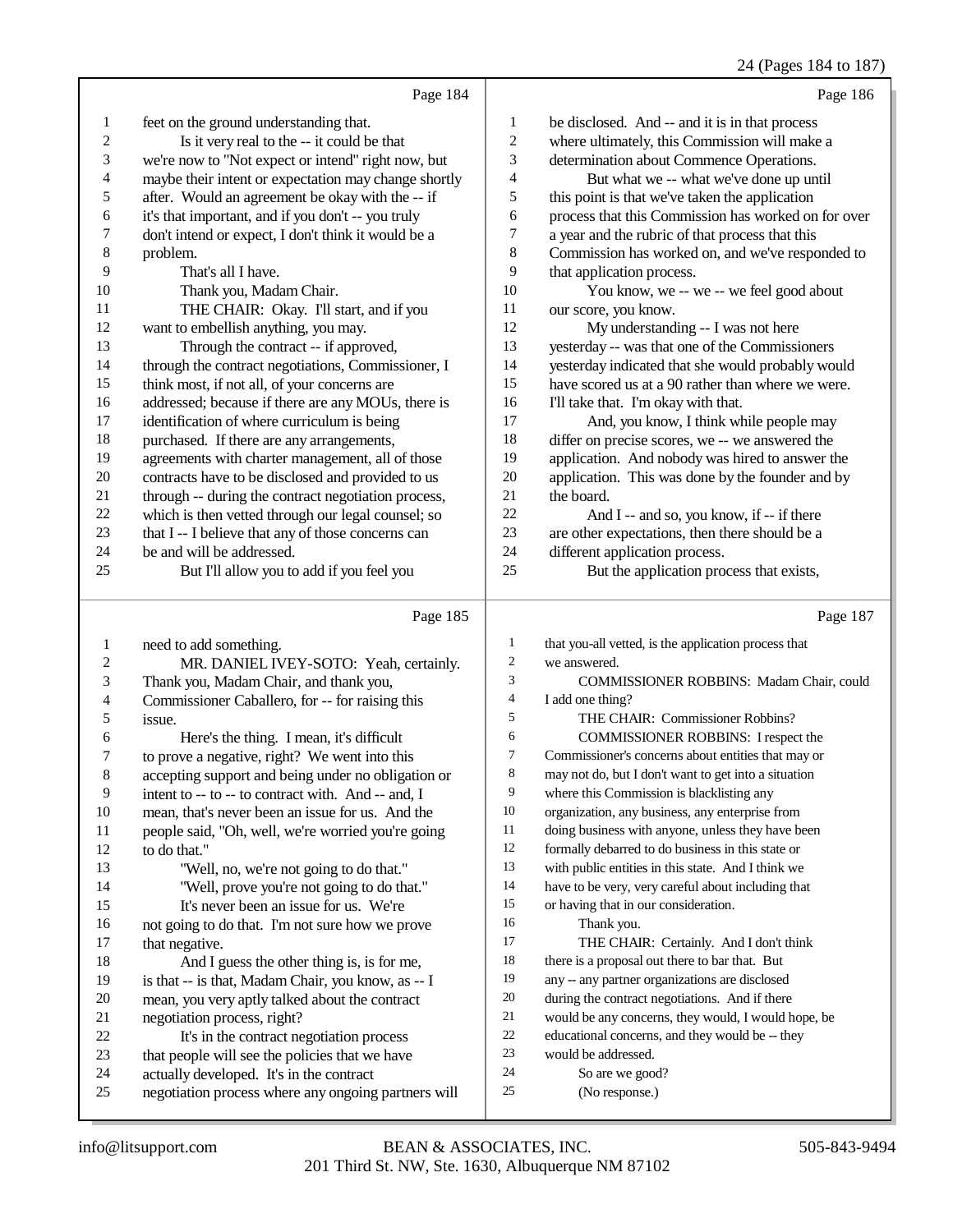Page 184

1 feet on the ground understanding that.
2 Is it very real to the -- it could be that
3 we're now to "Not expect or intend" right now, but
4 maybe their intent or expectation may change shortly
5 after. Would an agreement be okay with the -- if
6 it's that important, and if you don't -- you truly
7 don't intend or expect, I don't think it would be a
8 problem.
9 That's all I have.
10 Thank you, Madam Chair.
11 THE CHAIR: Okay. I'll start, and if you
12 want to embellish anything, you may.
13 Through the contract -- if approved,
14 through the contract negotiations, Commissioner, I
15 think most, if not all, of your concerns are
16 addressed; because if there are any MOUs, there is
17 identification of where curriculum is being
18 purchased. If there are any arrangements,
19 agreements with charter management, all of those
20 contracts have to be disclosed and provided to us
21 through -- during the contract negotiation process,
22 which is then vetted through our legal counsel; so
23 that I -- I believe that any of those concerns can
24 be and will be addressed.
25 But I'll allow you to add if you feel you

Page 185

1 need to add something.
2 MR. DANIEL IVEY-SOTO: Yeah, certainly.
3 Thank you, Madam Chair, and thank you,
4 Commissioner Caballero, for -- for raising this
5 issue.
6 Here's the thing. I mean, it's difficult
7 to prove a negative, right? We went into this
8 accepting support and being under no obligation or
9 intent to -- to -- to contract with. And -- and, I
10 mean, that's never been an issue for us. And the
11 people said, "Oh, well, we're worried you're going
12 to do that."
13 "Well, no, we're not going to do that."
14 "Well, prove you're not going to do that."
15 It's never been an issue for us. We're
16 not going to do that. I'm not sure how we prove
17 that negative.
18 And I guess the other thing is, is for me,
19 is that -- is that, Madam Chair, you know, as -- I
20 mean, you very aptly talked about the contract
21 negotiation process, right?
22 It's in the contract negotiation process
23 that people will see the policies that we have
24 actually developed. It's in the contract
25 negotiation process where any ongoing partners will

Page 186

1 be disclosed. And -- and it is in that process
2 where ultimately, this Commission will make a
3 determination about Commence Operations.
4 But what we -- what we've done up until
5 this point is that we've taken the application
6 process that this Commission has worked on for over
7 a year and the rubric of that process that this
8 Commission has worked on, and we've responded to
9 that application process.
10 You know, we -- we -- we feel good about
11 our score, you know.
12 My understanding -- I was not here
13 yesterday -- was that one of the Commissioners
14 yesterday indicated that she would probably would
15 have scored us at a 90 rather than where we were.
16 I'll take that. I'm okay with that.
17 And, you know, I think while people may
18 differ on precise scores, we -- we answered the
19 application. And nobody was hired to answer the
20 application. This was done by the founder and by
21 the board.
22 And I -- and so, you know, if -- if there
23 are other expectations, then there should be a
24 different application process.
25 But the application process that exists,

Page 187

1 that you-all vetted, is the application process that
2 we answered.
3 COMMISSIONER ROBBINS: Madam Chair, could
4 I add one thing?
5 THE CHAIR: Commissioner Robbins?
6 COMMISSIONER ROBBINS: I respect the
7 Commissioner's concerns about entities that may or
8 may not do, but I don't want to get into a situation
9 where this Commission is blacklisting any
10 organization, any business, any enterprise from
11 doing business with anyone, unless they have been
12 formally debarred to do business in this state or
13 with public entities in this state. And I think we
14 have to be very, very careful about including that
15 or having that in our consideration.
16 Thank you.
17 THE CHAIR: Certainly. And I don't think
18 there is a proposal out there to bar that. But
19 any -- any partner organizations are disclosed
20 during the contract negotiations. And if there
21 would be any concerns, they would, I would hope, be
22 educational concerns, and they would be -- they
23 would be addressed.
24 So are we good?
25 (No response.)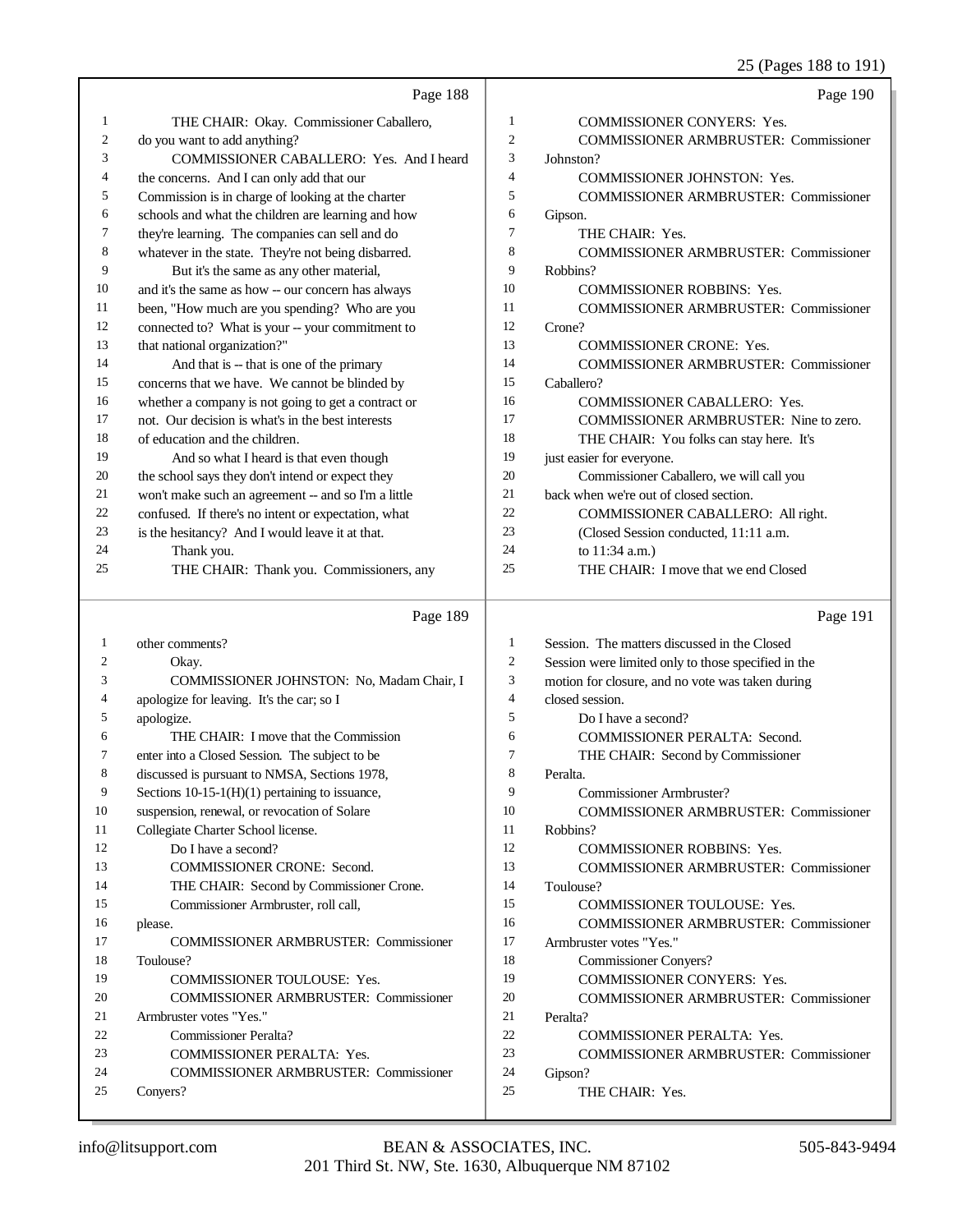Page 188

1 THE CHAIR: Okay. Commissioner Caballero,
2 do you want to add anything?
3 COMMISSIONER CABALLERO: Yes. And I heard
4 the concerns. And I can only add that our
5 Commission is in charge of looking at the charter
6 schools and what the children are learning and how
7 they're learning. The companies can sell and do
8 whatever in the state. They're not being disbarred.
9 But it's the same as any other material,
10 and it's the same as how -- our concern has always
11 been, "How much are you spending? Who are you
12 connected to? What is your -- your commitment to
13 that national organization?"
14 And that is -- that is one of the primary
15 concerns that we have. We cannot be blinded by
16 whether a company is not going to get a contract or
17 not. Our decision is what's in the best interests
18 of education and the children.
19 And so what I heard is that even though
20 the school says they don't intend or expect they
21 won't make such an agreement -- and so I'm a little
22 confused. If there's no intent or expectation, what
23 is the hesitancy? And I would leave it at that.
24 Thank you.
25 THE CHAIR: Thank you. Commissioners, any

Page 189

1 other comments?
2 Okay.
3 COMMISSIONER JOHNSTON: No, Madam Chair, I
4 apologize for leaving. It's the car; so I
5 apologize.
6 THE CHAIR: I move that the Commission
7 enter into a Closed Session. The subject to be
8 discussed is pursuant to NMSA, Sections 1978,
9 Sections 10-15-1(H)(1) pertaining to issuance,
10 suspension, renewal, or revocation of Solare
11 Collegiate Charter School license.
12 Do I have a second?
13 COMMISSIONER CRONE: Second.
14 THE CHAIR: Second by Commissioner Crone.
15 Commissioner Armbruster, roll call,
16 please.
17 COMMISSIONER ARMBRUSTER: Commissioner
18 Toulouse?
19 COMMISSIONER TOULOUSE: Yes.
20 COMMISSIONER ARMBRUSTER: Commissioner
21 Armbruster votes "Yes."
22 Commissioner Peralta?
23 COMMISSIONER PERALTA: Yes.
24 COMMISSIONER ARMBRUSTER: Commissioner
25 Conyers?

Page 190

1 COMMISSIONER CONYERS: Yes.
2 COMMISSIONER ARMBRUSTER: Commissioner
3 Johnston?
4 COMMISSIONER JOHNSTON: Yes.
5 COMMISSIONER ARMBRUSTER: Commissioner
6 Gipson.
7 THE CHAIR: Yes.
8 COMMISSIONER ARMBRUSTER: Commissioner
9 Robbins?
10 COMMISSIONER ROBBINS: Yes.
11 COMMISSIONER ARMBRUSTER: Commissioner
12 Crone?
13 COMMISSIONER CRONE: Yes.
14 COMMISSIONER ARMBRUSTER: Commissioner
15 Caballero?
16 COMMISSIONER CABALLERO: Yes.
17 COMMISSIONER ARMBRUSTER: Nine to zero.
18 THE CHAIR: You folks can stay here. It's
19 just easier for everyone.
20 Commissioner Caballero, we will call you
21 back when we're out of closed section.
22 COMMISSIONER CABALLERO: All right.
23 (Closed Session conducted, 11:11 a.m.
24 to 11:34 a.m.)
25 THE CHAIR: I move that we end Closed

Page 191

1 Session. The matters discussed in the Closed
2 Session were limited only to those specified in the
3 motion for closure, and no vote was taken during
4 closed session.
5 Do I have a second?
6 COMMISSIONER PERALTA: Second.
7 THE CHAIR: Second by Commissioner
8 Peralta.
9 Commissioner Armbruster?
10 COMMISSIONER ARMBRUSTER: Commissioner
11 Robbins?
12 COMMISSIONER ROBBINS: Yes.
13 COMMISSIONER ARMBRUSTER: Commissioner
14 Toulouse?
15 COMMISSIONER TOULOUSE: Yes.
16 COMMISSIONER ARMBRUSTER: Commissioner
17 Armbruster votes "Yes."
18 Commissioner Conyers?
19 COMMISSIONER CONYERS: Yes.
20 COMMISSIONER ARMBRUSTER: Commissioner
21 Peralta?
22 COMMISSIONER PERALTA: Yes.
23 COMMISSIONER ARMBRUSTER: Commissioner
24 Gipson?
25 THE CHAIR: Yes.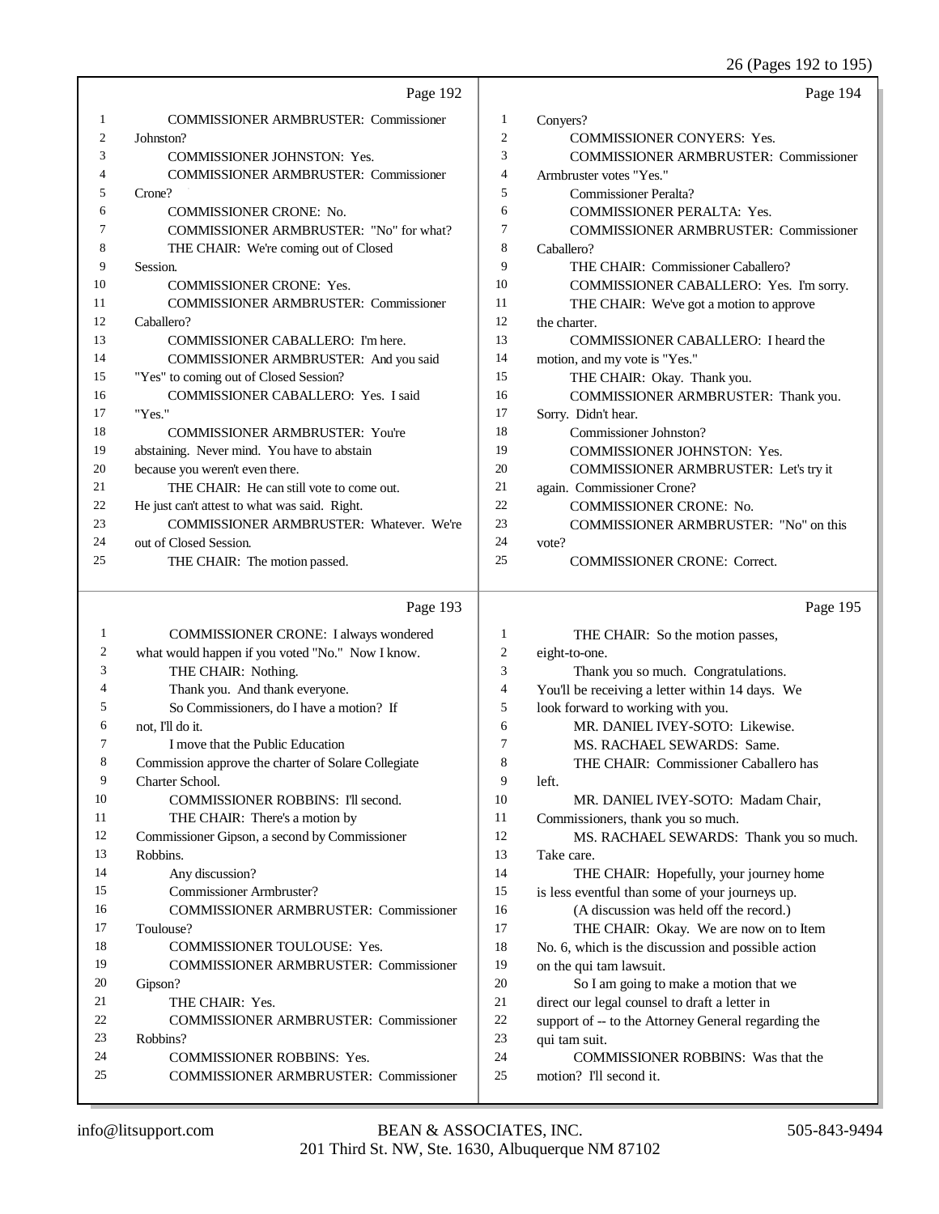Page 192

1 COMMISSIONER ARMBRUSTER: Commissioner
2 Johnston?
3 COMMISSIONER JOHNSTON: Yes.
4 COMMISSIONER ARMBRUSTER: Commissioner
5 Crone?
6 COMMISSIONER CRONE: No.
7 COMMISSIONER ARMBRUSTER: "No" for what?
8 THE CHAIR: We're coming out of Closed
9 Session.
10 COMMISSIONER CRONE: Yes.
11 COMMISSIONER ARMBRUSTER: Commissioner
12 Caballero?
13 COMMISSIONER CABALLERO: I'm here.
14 COMMISSIONER ARMBRUSTER: And you said
15 "Yes" to coming out of Closed Session?
16 COMMISSIONER CABALLERO: Yes. I said
17 "Yes."
18 COMMISSIONER ARMBRUSTER: You're
19 abstaining. Never mind. You have to abstain
20 because you weren't even there.
21 THE CHAIR: He can still vote to come out.
22 He just can't attest to what was said. Right.
23 COMMISSIONER ARMBRUSTER: Whatever. We're
24 out of Closed Session.
25 THE CHAIR: The motion passed.

Page 193

1 COMMISSIONER CRONE: I always wondered
2 what would happen if you voted "No." Now I know.
3 THE CHAIR: Nothing.
4 Thank you. And thank everyone.
5 So Commissioners, do I have a motion? If
6 not, I'll do it.
7 I move that the Public Education
8 Commission approve the charter of Solare Collegiate
9 Charter School.
10 COMMISSIONER ROBBINS: I'll second.
11 THE CHAIR: There's a motion by
12 Commissioner Gipson, a second by Commissioner
13 Robbins.
14 Any discussion?
15 Commissioner Armbruster?
16 COMMISSIONER ARMBRUSTER: Commissioner
17 Toulouse?
18 COMMISSIONER TOULOUSE: Yes.
19 COMMISSIONER ARMBRUSTER: Commissioner
20 Gipson?
21 THE CHAIR: Yes.
22 COMMISSIONER ARMBRUSTER: Commissioner
23 Robbins?
24 COMMISSIONER ROBBINS: Yes.
25 COMMISSIONER ARMBRUSTER: Commissioner

Page 194

1 Conyers?
2 COMMISSIONER CONYERS: Yes.
3 COMMISSIONER ARMBRUSTER: Commissioner
4 Armbruster votes "Yes."
5 Commissioner Peralta?
6 COMMISSIONER PERALTA: Yes.
7 COMMISSIONER ARMBRUSTER: Commissioner
8 Caballero?
9 THE CHAIR: Commissioner Caballero?
10 COMMISSIONER CABALLERO: Yes. I'm sorry.
11 THE CHAIR: We've got a motion to approve
12 the charter.
13 COMMISSIONER CABALLERO: I heard the
14 motion, and my vote is "Yes."
15 THE CHAIR: Okay. Thank you.
16 COMMISSIONER ARMBRUSTER: Thank you.
17 Sorry. Didn't hear.
18 Commissioner Johnston?
19 COMMISSIONER JOHNSTON: Yes.
20 COMMISSIONER ARMBRUSTER: Let's try it
21 again. Commissioner Crone?
22 COMMISSIONER CRONE: No.
23 COMMISSIONER ARMBRUSTER: "No" on this
24 vote?
25 COMMISSIONER CRONE: Correct.

Page 195

1 THE CHAIR: So the motion passes,
2 eight-to-one.
3 Thank you so much. Congratulations.
4 You'll be receiving a letter within 14 days. We
5 look forward to working with you.
6 MR. DANIEL IVEY-SOTO: Likewise.
7 MS. RACHAEL SEWARDS: Same.
8 THE CHAIR: Commissioner Caballero has
9 left.
10 MR. DANIEL IVEY-SOTO: Madam Chair,
11 Commissioners, thank you so much.
12 MS. RACHAEL SEWARDS: Thank you so much.
13 Take care.
14 THE CHAIR: Hopefully, your journey home
15 is less eventful than some of your journeys up.
16 (A discussion was held off the record.)
17 THE CHAIR: Okay. We are now on to Item
18 No. 6, which is the discussion and possible action
19 on the qui tam lawsuit.
20 So I am going to make a motion that we
21 direct our legal counsel to draft a letter in
22 support of -- to the Attorney General regarding the
23 qui tam suit.
24 COMMISSIONER ROBBINS: Was that the
25 motion? I'll second it.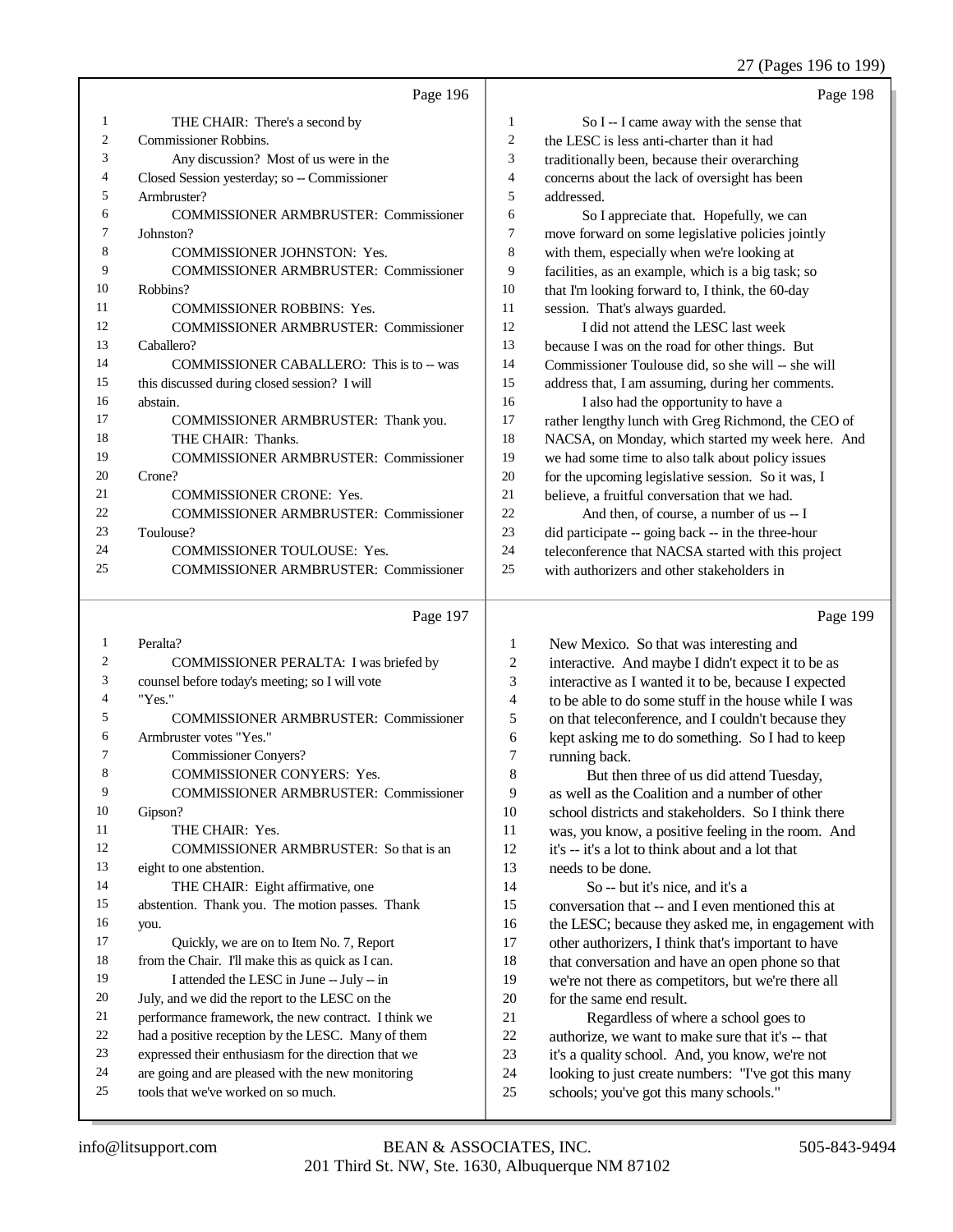Page 196

1 THE CHAIR: There's a second by
2 Commissioner Robbins.
3 Any discussion? Most of us were in the
4 Closed Session yesterday; so -- Commissioner
5 Armbruster?
6 COMMISSIONER ARMBRUSTER: Commissioner
7 Johnston?
8 COMMISSIONER JOHNSTON: Yes.
9 COMMISSIONER ARMBRUSTER: Commissioner
10 Robbins?
11 COMMISSIONER ROBBINS: Yes.
12 COMMISSIONER ARMBRUSTER: Commissioner
13 Caballero?
14 COMMISSIONER CABALLERO: This is to -- was
15 this discussed during closed session? I will
16 abstain.
17 COMMISSIONER ARMBRUSTER: Thank you.
18 THE CHAIR: Thanks.
19 COMMISSIONER ARMBRUSTER: Commissioner
20 Crone?
21 COMMISSIONER CRONE: Yes.
22 COMMISSIONER ARMBRUSTER: Commissioner
23 Toulouse?
24 COMMISSIONER TOULOUSE: Yes.
25 COMMISSIONER ARMBRUSTER: Commissioner

Page 197

1 Peralta?
2 COMMISSIONER PERALTA: I was briefed by
3 counsel before today's meeting; so I will vote
4 "Yes."
5 COMMISSIONER ARMBRUSTER: Commissioner
6 Armbruster votes "Yes."
7 Commissioner Conyers?
8 COMMISSIONER CONYERS: Yes.
9 COMMISSIONER ARMBRUSTER: Commissioner
10 Gipson?
11 THE CHAIR: Yes.
12 COMMISSIONER ARMBRUSTER: So that is an
13 eight to one abstention.
14 THE CHAIR: Eight affirmative, one
15 abstention. Thank you. The motion passes. Thank
16 you.
17 Quickly, we are on to Item No. 7, Report
18 from the Chair. I'll make this as quick as I can.
19 I attended the LESC in June -- July -- in
20 July, and we did the report to the LESC on the
21 performance framework, the new contract. I think we
22 had a positive reception by the LESC. Many of them
23 expressed their enthusiasm for the direction that we
24 are going and are pleased with the new monitoring
25 tools that we've worked on so much.

Page 198

1 So I -- I came away with the sense that
2 the LESC is less anti-charter than it had
3 traditionally been, because their overarching
4 concerns about the lack of oversight has been
5 addressed.
6 So I appreciate that. Hopefully, we can
7 move forward on some legislative policies jointly
8 with them, especially when we're looking at
9 facilities, as an example, which is a big task; so
10 that I'm looking forward to, I think, the 60-day
11 session. That's always guarded.
12 I did not attend the LESC last week
13 because I was on the road for other things. But
14 Commissioner Toulouse did, so she will -- she will
15 address that, I am assuming, during her comments.
16 I also had the opportunity to have a
17 rather lengthy lunch with Greg Richmond, the CEO of
18 NACSA, on Monday, which started my week here. And
19 we had some time to also talk about policy issues
20 for the upcoming legislative session. So it was, I
21 believe, a fruitful conversation that we had.
22 And then, of course, a number of us -- I
23 did participate -- going back -- in the three-hour
24 teleconference that NACSA started with this project
25 with authorizers and other stakeholders in

Page 199

1 New Mexico. So that was interesting and
2 interactive. And maybe I didn't expect it to be as
3 interactive as I wanted it to be, because I expected
4 to be able to do some stuff in the house while I was
5 on that teleconference, and I couldn't because they
6 kept asking me to do something. So I had to keep
7 running back.
8 But then three of us did attend Tuesday,
9 as well as the Coalition and a number of other
10 school districts and stakeholders. So I think there
11 was, you know, a positive feeling in the room. And
12 it's -- it's a lot to think about and a lot that
13 needs to be done.
14 So -- but it's nice, and it's a
15 conversation that -- and I even mentioned this at
16 the LESC; because they asked me, in engagement with
17 other authorizers, I think that's important to have
18 that conversation and have an open phone so that
19 we're not there as competitors, but we're there all
20 for the same end result.
21 Regardless of where a school goes to
22 authorize, we want to make sure that it's -- that
23 it's a quality school. And, you know, we're not
24 looking to just create numbers: "I've got this many
25 schools; you've got this many schools."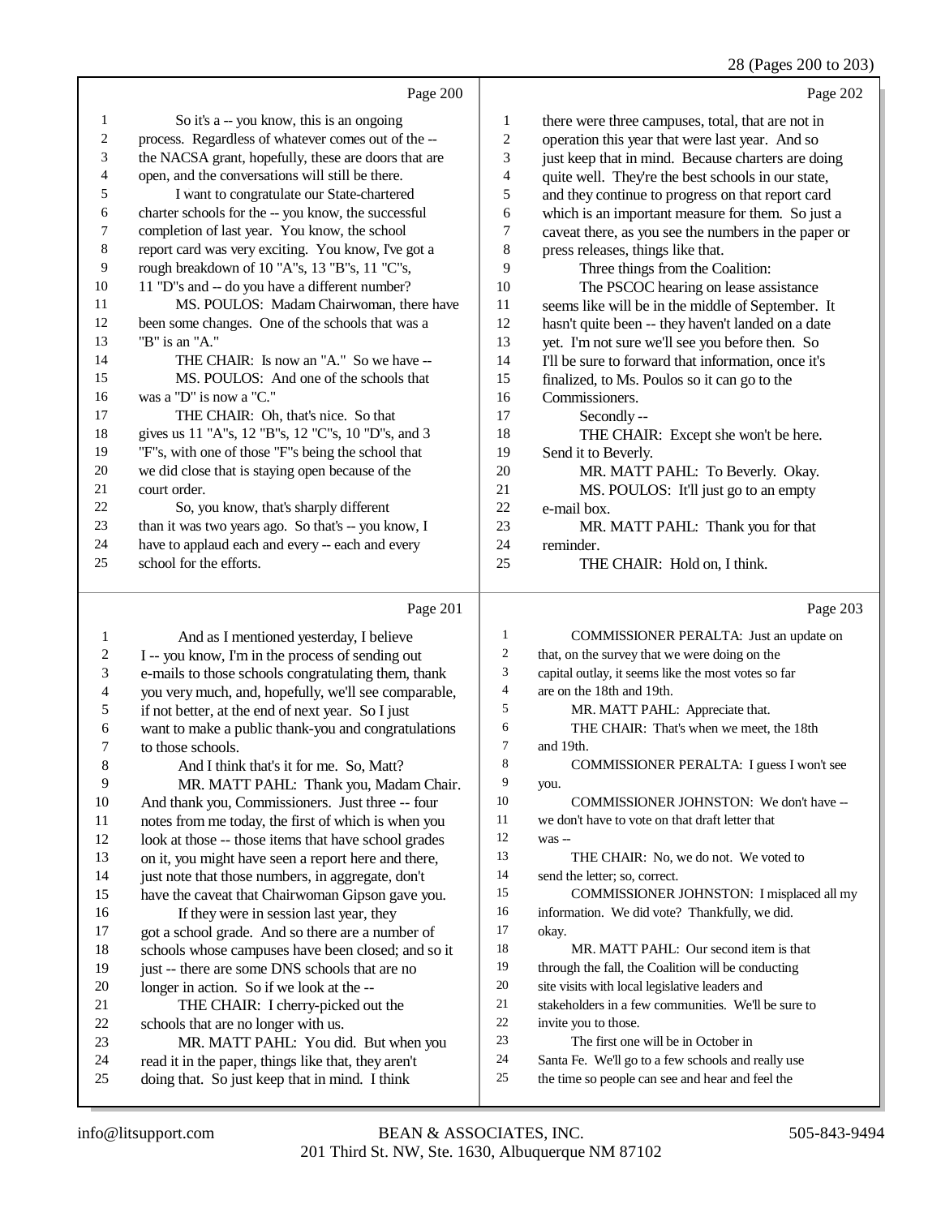Page 200

1 So it's a -- you know, this is an ongoing
2 process. Regardless of whatever comes out of the --
3 the NACSA grant, hopefully, these are doors that are
4 open, and the conversations will still be there.
5 I want to congratulate our State-chartered
6 charter schools for the -- you know, the successful
7 completion of last year. You know, the school
8 report card was very exciting. You know, I've got a
9 rough breakdown of 10 "A"s, 13 "B"s, 11 "C"s,
10 11 "D"s and -- do you have a different number?
11 MS. POULOS: Madam Chairwoman, there have
12 been some changes. One of the schools that was a
13 "B" is an "A."
14 THE CHAIR: Is now an "A." So we have --
15 MS. POULOS: And one of the schools that
16 was a "D" is now a "C."
17 THE CHAIR: Oh, that's nice. So that
18 gives us 11 "A"s, 12 "B"s, 12 "C"s, 10 "D"s, and 3
19 "F"s, with one of those "F"s being the school that
20 we did close that is staying open because of the
21 court order.
22 So, you know, that's sharply different
23 than it was two years ago. So that's -- you know, I
24 have to applaud each and every -- each and every
25 school for the efforts.

Page 201

1 And as I mentioned yesterday, I believe
2 I -- you know, I'm in the process of sending out
3 e-mails to those schools congratulating them, thank
4 you very much, and, hopefully, we'll see comparable,
5 if not better, at the end of next year. So I just
6 want to make a public thank-you and congratulations
7 to those schools.
8 And I think that's it for me. So, Matt?
9 MR. MATT PAHL: Thank you, Madam Chair.
10 And thank you, Commissioners. Just three -- four
11 notes from me today, the first of which is when you
12 look at those -- those items that have school grades
13 on it, you might have seen a report here and there,
14 just note that those numbers, in aggregate, don't
15 have the caveat that Chairwoman Gipson gave you.
16 If they were in session last year, they
17 got a school grade. And so there are a number of
18 schools whose campuses have been closed; and so it
19 just -- there are some DNS schools that are no
20 longer in action. So if we look at the --
21 THE CHAIR: I cherry-picked out the
22 schools that are no longer with us.
23 MR. MATT PAHL: You did. But when you
24 read it in the paper, things like that, they aren't
25 doing that. So just keep that in mind. I think

Page 202

1 there were three campuses, total, that are not in
2 operation this year that were last year. And so
3 just keep that in mind. Because charters are doing
4 quite well. They're the best schools in our state,
5 and they continue to progress on that report card
6 which is an important measure for them. So just a
7 caveat there, as you see the numbers in the paper or
8 press releases, things like that.
9 Three things from the Coalition:
10 The PSCOC hearing on lease assistance
11 seems like will be in the middle of September. It
12 hasn't quite been -- they haven't landed on a date
13 yet. I'm not sure we'll see you before then. So
14 I'll be sure to forward that information, once it's
15 finalized, to Ms. Poulos so it can go to the
16 Commissioners.
17 Secondly --
18 THE CHAIR: Except she won't be here.
19 Send it to Beverly.
20 MR. MATT PAHL: To Beverly. Okay.
21 MS. POULOS: It'll just go to an empty
22 e-mail box.
23 MR. MATT PAHL: Thank you for that
24 reminder.
25 THE CHAIR: Hold on, I think.

Page 203

1 COMMISSIONER PERALTA: Just an update on
2 that, on the survey that we were doing on the
3 capital outlay, it seems like the most votes so far
4 are on the 18th and 19th.
5 MR. MATT PAHL: Appreciate that.
6 THE CHAIR: That's when we meet, the 18th
7 and 19th.
8 COMMISSIONER PERALTA: I guess I won't see
9 you.
10 COMMISSIONER JOHNSTON: We don't have --
11 we don't have to vote on that draft letter that
12 was --
13 THE CHAIR: No, we do not. We voted to
14 send the letter; so, correct.
15 COMMISSIONER JOHNSTON: I misplaced all my
16 information. We did vote? Thankfully, we did.
17 okay.
18 MR. MATT PAHL: Our second item is that
19 through the fall, the Coalition will be conducting
20 site visits with local legislative leaders and
21 stakeholders in a few communities. We'll be sure to
22 invite you to those.
23 The first one will be in October in
24 Santa Fe. We'll go to a few schools and really use
25 the time so people can see and hear and feel the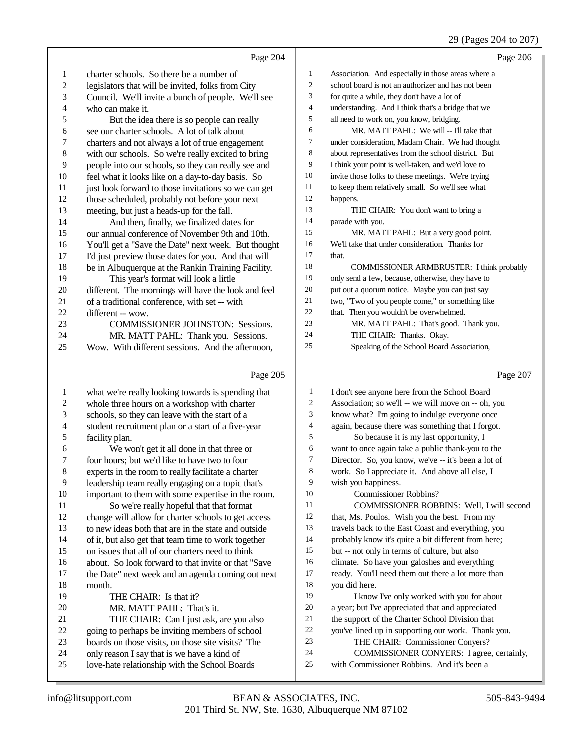Page 204

1 charter schools. So there be a number of
2 legislators that will be invited, folks from City
3 Council. We'll invite a bunch of people. We'll see
4 who can make it.
5 But the idea there is so people can really
6 see our charter schools. A lot of talk about
7 charters and not always a lot of true engagement
8 with our schools. So we're really excited to bring
9 people into our schools, so they can really see and
10 feel what it looks like on a day-to-day basis. So
11 just look forward to those invitations so we can get
12 those scheduled, probably not before your next
13 meeting, but just a heads-up for the fall.
14 And then, finally, we finalized dates for
15 our annual conference of November 9th and 10th.
16 You'll get a "Save the Date" next week. But thought
17 I'd just preview those dates for you. And that will
18 be in Albuquerque at the Rankin Training Facility.
19 This year's format will look a little
20 different. The mornings will have the look and feel
21 of a traditional conference, with set -- with
22 different -- wow.
23 COMMISSIONER JOHNSTON: Sessions.
24 MR. MATT PAHL: Thank you. Sessions.
25 Wow. With different sessions. And the afternoon,

Page 205

1 what we're really looking towards is spending that
2 whole three hours on a workshop with charter
3 schools, so they can leave with the start of a
4 student recruitment plan or a start of a five-year
5 facility plan.
6 We won't get it all done in that three or
7 four hours; but we'd like to have two to four
8 experts in the room to really facilitate a charter
9 leadership team really engaging on a topic that's
10 important to them with some expertise in the room.
11 So we're really hopeful that that format
12 change will allow for charter schools to get access
13 to new ideas both that are in the state and outside
14 of it, but also get that team time to work together
15 on issues that all of our charters need to think
16 about. So look forward to that invite or that "Save
17 the Date" next week and an agenda coming out next
18 month.
19 THE CHAIR: Is that it?
20 MR. MATT PAHL: That's it.
21 THE CHAIR: Can I just ask, are you also
22 going to perhaps be inviting members of school
23 boards on those visits, on those site visits? The
24 only reason I say that is we have a kind of
25 love-hate relationship with the School Boards

Page 206

1 Association. And especially in those areas where a
2 school board is not an authorizer and has not been
3 for quite a while, they don't have a lot of
4 understanding. And I think that's a bridge that we
5 all need to work on, you know, bridging.
6 MR. MATT PAHL: We will -- I'll take that
7 under consideration, Madam Chair. We had thought
8 about representatives from the school district. But
9 I think your point is well-taken, and we'd love to
10 invite those folks to these meetings. We're trying
11 to keep them relatively small. So we'll see what
12 happens.
13 THE CHAIR: You don't want to bring a
14 parade with you.
15 MR. MATT PAHL: But a very good point.
16 We'll take that under consideration. Thanks for
17 that.
18 COMMISSIONER ARMBRUSTER: I think probably
19 only send a few, because, otherwise, they have to
20 put out a quorum notice. Maybe you can just say
21 two, "Two of you people come," or something like
22 that. Then you wouldn't be overwhelmed.
23 MR. MATT PAHL: That's good. Thank you.
24 THE CHAIR: Thanks. Okay.
25 Speaking of the School Board Association,

Page 207

1 I don't see anyone here from the School Board
2 Association; so we'll -- we will move on -- oh, you
3 know what? I'm going to indulge everyone once
4 again, because there was something that I forgot.
5 So because it is my last opportunity, I
6 want to once again take a public thank-you to the
7 Director. So, you know, we've -- it's been a lot of
8 work. So I appreciate it. And above all else, I
9 wish you happiness.
10 Commissioner Robbins?
11 COMMISSIONER ROBBINS: Well, I will second
12 that, Ms. Poulos. Wish you the best. From my
13 travels back to the East Coast and everything, you
14 probably know it's quite a bit different from here;
15 but -- not only in terms of culture, but also
16 climate. So have your galoshes and everything
17 ready. You'll need them out there a lot more than
18 you did here.
19 I know I've only worked with you for about
20 a year; but I've appreciated that and appreciated
21 the support of the Charter School Division that
22 you've lined up in supporting our work. Thank you.
23 THE CHAIR: Commissioner Conyers?
24 COMMISSIONER CONYERS: I agree, certainly,
25 with Commissioner Robbins. And it's been a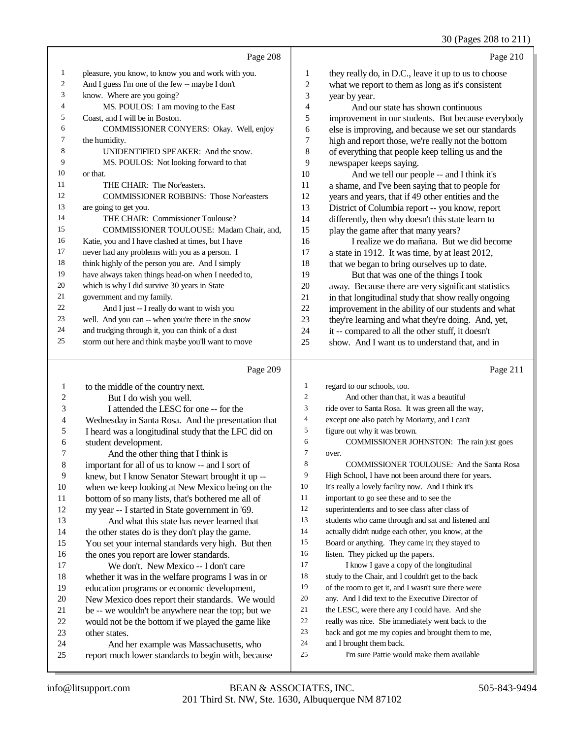Page 208

1 pleasure, you know, to know you and work with you.
2 And I guess I'm one of the few -- maybe I don't
3 know. Where are you going?
4 MS. POULOS: I am moving to the East
5 Coast, and I will be in Boston.
6 COMMISSIONER CONYERS: Okay. Well, enjoy
7 the humidity.
8 UNIDENTIFIED SPEAKER: And the snow.
9 MS. POULOS: Not looking forward to that
10 or that.
11 THE CHAIR: The Nor'easters.
12 COMMISSIONER ROBBINS: Those Nor'easters
13 are going to get you.
14 THE CHAIR: Commissioner Toulouse?
15 COMMISSIONER TOULOUSE: Madam Chair, and,
16 Katie, you and I have clashed at times, but I have
17 never had any problems with you as a person. I
18 think highly of the person you are. And I simply
19 have always taken things head-on when I needed to,
20 which is why I did survive 30 years in State
21 government and my family.
22 And I just -- I really do want to wish you
23 well. And you can -- when you're there in the snow
24 and trudging through it, you can think of a dust
25 storm out here and think maybe you'll want to move

Page 209

1 to the middle of the country next.
2 But I do wish you well.
3 I attended the LESC for one -- for the
4 Wednesday in Santa Rosa. And the presentation that
5 I heard was a longitudinal study that the LFC did on
6 student development.
7 And the other thing that I think is
8 important for all of us to know -- and I sort of
9 knew, but I know Senator Stewart brought it up --
10 when we keep looking at New Mexico being on the
11 bottom of so many lists, that's bothered me all of
12 my year -- I started in State government in '69.
13 And what this state has never learned that
14 the other states do is they don't play the game.
15 You set your internal standards very high. But then
16 the ones you report are lower standards.
17 We don't. New Mexico -- I don't care
18 whether it was in the welfare programs I was in or
19 education programs or economic development,
20 New Mexico does report their standards. We would
21 be -- we wouldn't be anywhere near the top; but we
22 would not be the bottom if we played the game like
23 other states.
24 And her example was Massachusetts, who
25 report much lower standards to begin with, because

Page 210

1 they really do, in D.C., leave it up to us to choose
2 what we report to them as long as it's consistent
3 year by year.
4 And our state has shown continuous
5 improvement in our students. But because everybody
6 else is improving, and because we set our standards
7 high and report those, we're really not the bottom
8 of everything that people keep telling us and the
9 newspaper keeps saying.
10 And we tell our people -- and I think it's
11 a shame, and I've been saying that to people for
12 years and years, that if 49 other entities and the
13 District of Columbia report -- you know, report
14 differently, then why doesn't this state learn to
15 play the game after that many years?
16 I realize we do mañana. But we did become
17 a state in 1912. It was time, by at least 2012,
18 that we began to bring ourselves up to date.
19 But that was one of the things I took
20 away. Because there are very significant statistics
21 in that longitudinal study that show really ongoing
22 improvement in the ability of our students and what
23 they're learning and what they're doing. And, yet,
24 it -- compared to all the other stuff, it doesn't
25 show. And I want us to understand that, and in

Page 211

1 regard to our schools, too.
2 And other than that, it was a beautiful
3 ride over to Santa Rosa. It was green all the way,
4 except one also patch by Moriarty, and I can't
5 figure out why it was brown.
6 COMMISSIONER JOHNSTON: The rain just goes
7 over.
8 COMMISSIONER TOULOUSE: And the Santa Rosa
9 High School, I have not been around there for years.
10 It's really a lovely facility now. And I think it's
11 important to go see these and to see the
12 superintendents and to see class after class of
13 students who came through and sat and listened and
14 actually didn't nudge each other, you know, at the
15 Board or anything. They came in; they stayed to
16 listen. They picked up the papers.
17 I know I gave a copy of the longitudinal
18 study to the Chair, and I couldn't get to the back
19 of the room to get it, and I wasn't sure there were
20 any. And I did text to the Executive Director of
21 the LESC, were there any I could have. And she
22 really was nice. She immediately went back to the
23 back and got me my copies and brought them to me,
24 and I brought them back.
25 I'm sure Pattie would make them available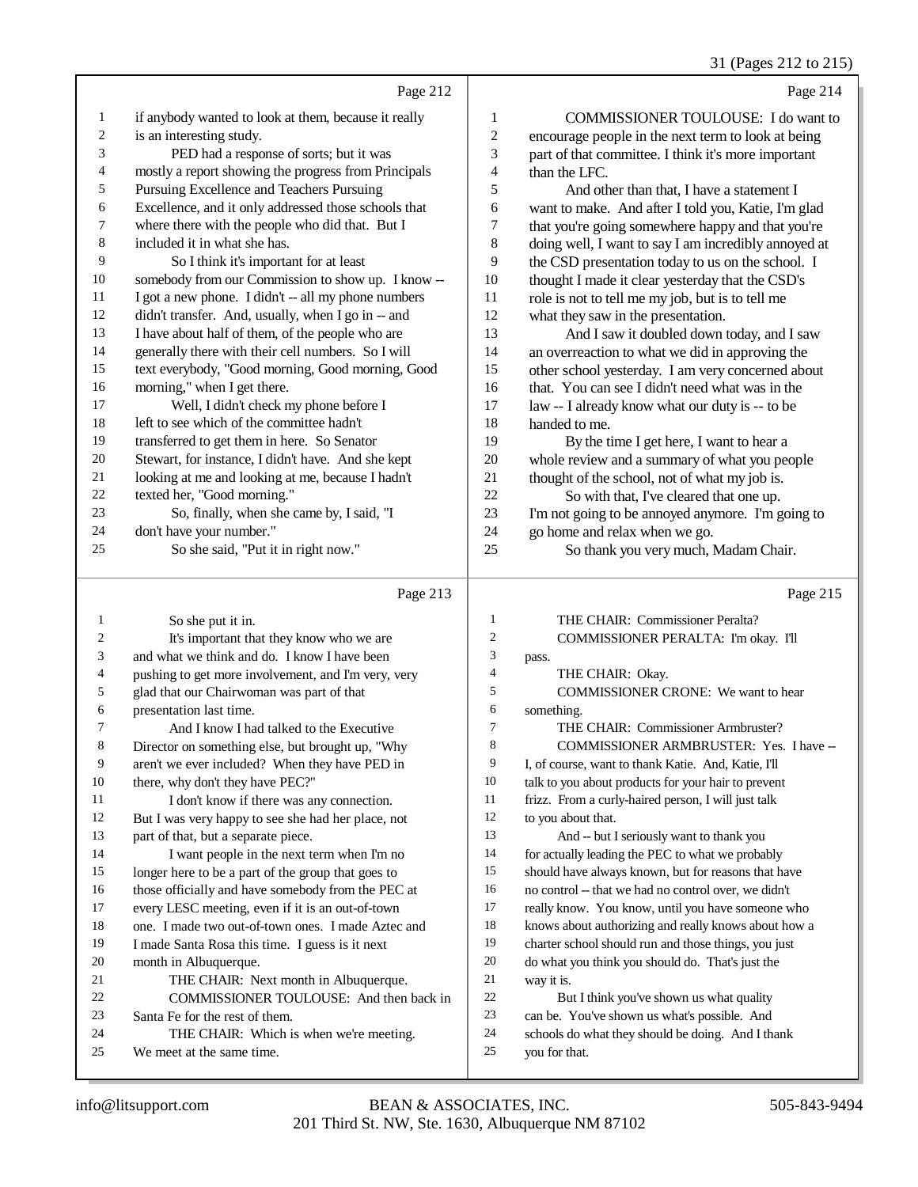Page 212

if anybody wanted to look at them, because it really is an interesting study.

PED had a response of sorts; but it was mostly a report showing the progress from Principals Pursuing Excellence and Teachers Pursuing Excellence, and it only addressed those schools that where there with the people who did that. But I included it in what she has.

So I think it's important for at least somebody from our Commission to show up. I know -- I got a new phone. I didn't -- all my phone numbers didn't transfer. And, usually, when I go in -- and I have about half of them, of the people who are generally there with their cell numbers. So I will text everybody, "Good morning, Good morning, Good morning," when I get there.

Well, I didn't check my phone before I left to see which of the committee hadn't transferred to get them in here. So Senator Stewart, for instance, I didn't have. And she kept looking at me and looking at me, because I hadn't texted her, "Good morning."

So, finally, when she came by, I said, "I don't have your number."

So she said, "Put it in right now."

Page 213

So she put it in.

It's important that they know who we are and what we think and do. I know I have been pushing to get more involvement, and I'm very, very glad that our Chairwoman was part of that presentation last time.

And I know I had talked to the Executive Director on something else, but brought up, "Why aren't we ever included? When they have PED in there, why don't they have PEC?"

I don't know if there was any connection. But I was very happy to see she had her place, not part of that, but a separate piece.

I want people in the next term when I'm no longer here to be a part of the group that goes to those officially and have somebody from the PEC at every LESC meeting, even if it is an out-of-town one. I made two out-of-town ones. I made Aztec and I made Santa Rosa this time. I guess is it next month in Albuquerque.

THE CHAIR: Next month in Albuquerque.

COMMISSIONER TOULOUSE: And then back in Santa Fe for the rest of them.

THE CHAIR: Which is when we're meeting. We meet at the same time.

Page 214

COMMISSIONER TOULOUSE: I do want to encourage people in the next term to look at being part of that committee. I think it's more important than the LFC.

And other than that, I have a statement I want to make. And after I told you, Katie, I'm glad that you're going somewhere happy and that you're doing well, I want to say I am incredibly annoyed at the CSD presentation today to us on the school. I thought I made it clear yesterday that the CSD's role is not to tell me my job, but is to tell me what they saw in the presentation.

And I saw it doubled down today, and I saw an overreaction to what we did in approving the other school yesterday. I am very concerned about that. You can see I didn't need what was in the law -- I already know what our duty is -- to be handed to me.

By the time I get here, I want to hear a whole review and a summary of what you people thought of the school, not of what my job is.

So with that, I've cleared that one up. I'm not going to be annoyed anymore. I'm going to go home and relax when we go.

So thank you very much, Madam Chair.

Page 215

THE CHAIR: Commissioner Peralta?

COMMISSIONER PERALTA: I'm okay. I'll pass.

THE CHAIR: Okay.

COMMISSIONER CRONE: We want to hear something.

THE CHAIR: Commissioner Armbruster?

COMMISSIONER ARMBRUSTER: Yes. I have -- I, of course, want to thank Katie. And, Katie, I'll talk to you about products for your hair to prevent frizz. From a curly-haired person, I will just talk to you about that.

And -- but I seriously want to thank you for actually leading the PEC to what we probably should have always known, but for reasons that have no control -- that we had no control over, we didn't really know. You know, until you have someone who knows about authorizing and really knows about how a charter school should run and those things, you just do what you think you should do. That's just the way it is.

But I think you've shown us what quality can be. You've shown us what's possible. And schools do what they should be doing. And I thank you for that.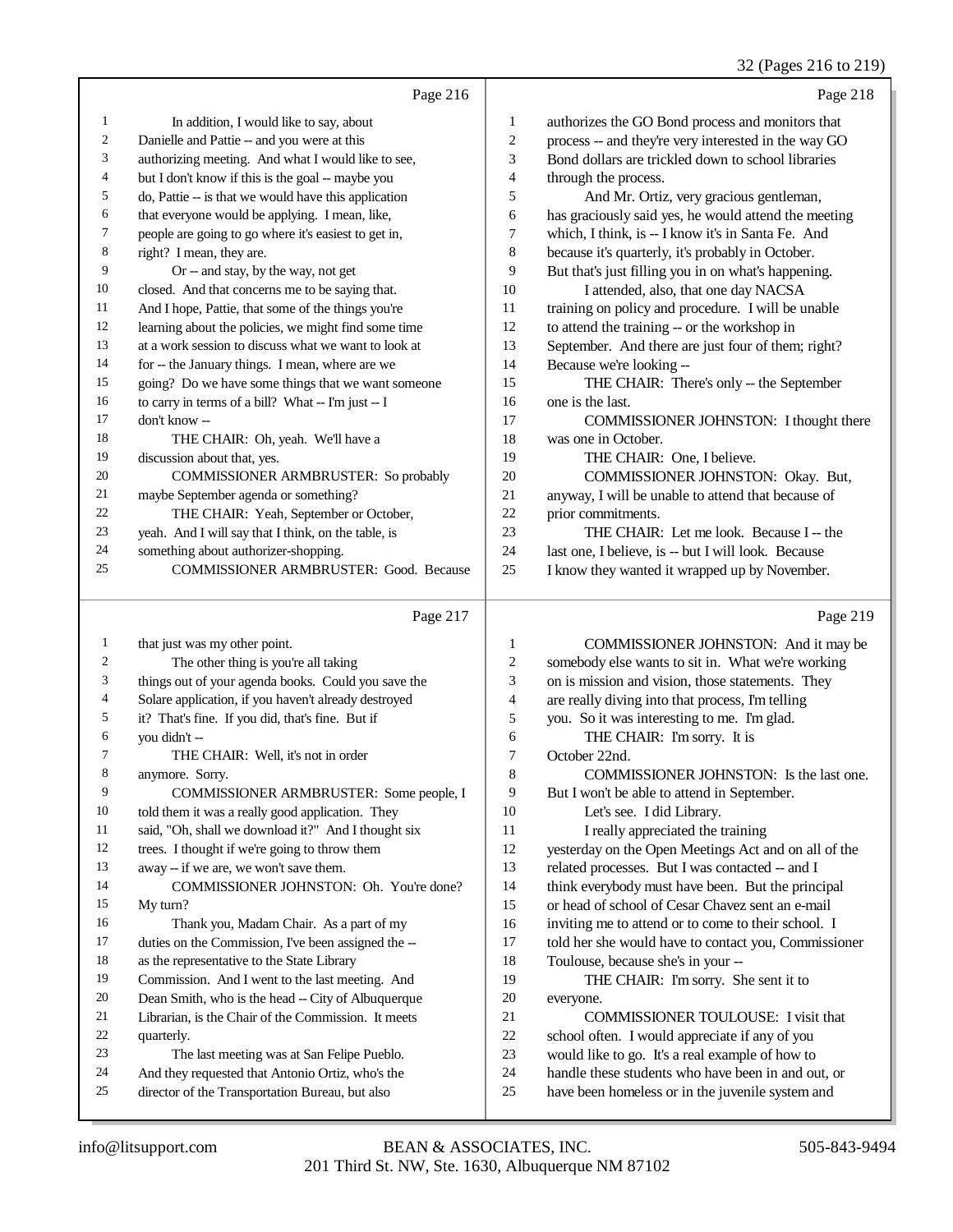Page 216

1 In addition, I would like to say, about
2 Danielle and Pattie -- and you were at this
3 authorizing meeting. And what I would like to see,
4 but I don't know if this is the goal -- maybe you
5 do, Pattie -- is that we would have this application
6 that everyone would be applying. I mean, like,
7 people are going to go where it's easiest to get in,
8 right? I mean, they are.
9 Or -- and stay, by the way, not get
10 closed. And that concerns me to be saying that.
11 And I hope, Pattie, that some of the things you're
12 learning about the policies, we might find some time
13 at a work session to discuss what we want to look at
14 for -- the January things. I mean, where are we
15 going? Do we have some things that we want someone
16 to carry in terms of a bill? What -- I'm just -- I
17 don't know --
18 THE CHAIR: Oh, yeah. We'll have a
19 discussion about that, yes.
20 COMMISSIONER ARMBRUSTER: So probably
21 maybe September agenda or something?
22 THE CHAIR: Yeah, September or October,
23 yeah. And I will say that I think, on the table, is
24 something about authorizer-shopping.
25 COMMISSIONER ARMBRUSTER: Good. Because

Page 217

1 that just was my other point.
2 The other thing is you're all taking
3 things out of your agenda books. Could you save the
4 Solare application, if you haven't already destroyed
5 it? That's fine. If you did, that's fine. But if
6 you didn't --
7 THE CHAIR: Well, it's not in order
8 anymore. Sorry.
9 COMMISSIONER ARMBRUSTER: Some people, I
10 told them it was a really good application. They
11 said, "Oh, shall we download it?" And I thought six
12 trees. I thought if we're going to throw them
13 away -- if we are, we won't save them.
14 COMMISSIONER JOHNSTON: Oh. You're done?
15 My turn?
16 Thank you, Madam Chair. As a part of my
17 duties on the Commission, I've been assigned the --
18 as the representative to the State Library
19 Commission. And I went to the last meeting. And
20 Dean Smith, who is the head -- City of Albuquerque
21 Librarian, is the Chair of the Commission. It meets
22 quarterly.
23 The last meeting was at San Felipe Pueblo.
24 And they requested that Antonio Ortiz, who's the
25 director of the Transportation Bureau, but also

Page 218

1 authorizes the GO Bond process and monitors that
2 process -- and they're very interested in the way GO
3 Bond dollars are trickled down to school libraries
4 through the process.
5 And Mr. Ortiz, very gracious gentleman,
6 has graciously said yes, he would attend the meeting
7 which, I think, is -- I know it's in Santa Fe. And
8 because it's quarterly, it's probably in October.
9 But that's just filling you in on what's happening.
10 I attended, also, that one day NACSA
11 training on policy and procedure. I will be unable
12 to attend the training -- or the workshop in
13 September. And there are just four of them; right?
14 Because we're looking --
15 THE CHAIR: There's only -- the September
16 one is the last.
17 COMMISSIONER JOHNSTON: I thought there
18 was one in October.
19 THE CHAIR: One, I believe.
20 COMMISSIONER JOHNSTON: Okay. But,
21 anyway, I will be unable to attend that because of
22 prior commitments.
23 THE CHAIR: Let me look. Because I -- the
24 last one, I believe, is -- but I will look. Because
25 I know they wanted it wrapped up by November.

Page 219

1 COMMISSIONER JOHNSTON: And it may be
2 somebody else wants to sit in. What we're working
3 on is mission and vision, those statements. They
4 are really diving into that process, I'm telling
5 you. So it was interesting to me. I'm glad.
6 THE CHAIR: I'm sorry. It is
7 October 22nd.
8 COMMISSIONER JOHNSTON: Is the last one.
9 But I won't be able to attend in September.
10 Let's see. I did Library.
11 I really appreciated the training
12 yesterday on the Open Meetings Act and on all of the
13 related processes. But I was contacted -- and I
14 think everybody must have been. But the principal
15 or head of school of Cesar Chavez sent an e-mail
16 inviting me to attend or to come to their school. I
17 told her she would have to contact you, Commissioner
18 Toulouse, because she's in your --
19 THE CHAIR: I'm sorry. She sent it to
20 everyone.
21 COMMISSIONER TOULOUSE: I visit that
22 school often. I would appreciate if any of you
23 would like to go. It's a real example of how to
24 handle these students who have been in and out, or
25 have been homeless or in the juvenile system and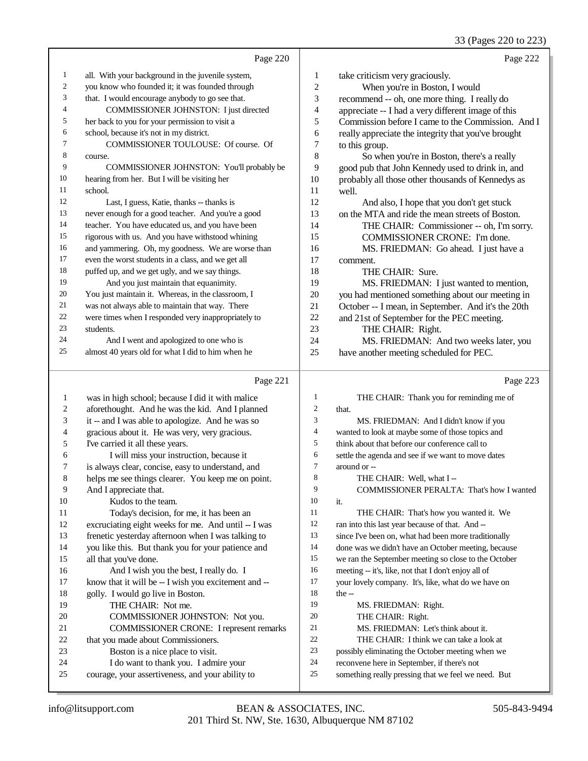Page 220

1 all. With your background in the juvenile system,
2 you know who founded it; it was founded through
3 that. I would encourage anybody to go see that.
4 COMMISSIONER JOHNSTON: I just directed
5 her back to you for your permission to visit a
6 school, because it's not in my district.
7 COMMISSIONER TOULOUSE: Of course. Of
8 course.
9 COMMISSIONER JOHNSTON: You'll probably be
10 hearing from her. But I will be visiting her
11 school.
12 Last, I guess, Katie, thanks -- thanks is
13 never enough for a good teacher. And you're a good
14 teacher. You have educated us, and you have been
15 rigorous with us. And you have withstood whining
16 and yammering. Oh, my goodness. We are worse than
17 even the worst students in a class, and we get all
18 puffed up, and we get ugly, and we say things.
19 And you just maintain that equanimity.
20 You just maintain it. Whereas, in the classroom, I
21 was not always able to maintain that way. There
22 were times when I responded very inappropriately to
23 students.
24 And I went and apologized to one who is
25 almost 40 years old for what I did to him when he

Page 221

1 was in high school; because I did it with malice
2 aforethought. And he was the kid. And I planned
3 it -- and I was able to apologize. And he was so
4 gracious about it. He was very, very gracious.
5 I've carried it all these years.
6 I will miss your instruction, because it
7 is always clear, concise, easy to understand, and
8 helps me see things clearer. You keep me on point.
9 And I appreciate that.
10 Kudos to the team.
11 Today's decision, for me, it has been an
12 excruciating eight weeks for me. And until -- I was
13 frenetic yesterday afternoon when I was talking to
14 you like this. But thank you for your patience and
15 all that you've done.
16 And I wish you the best, I really do. I
17 know that it will be -- I wish you excitement and --
18 golly. I would go live in Boston.
19 THE CHAIR: Not me.
20 COMMISSIONER JOHNSTON: Not you.
21 COMMISSIONER CRONE: I represent remarks
22 that you made about Commissioners.
23 Boston is a nice place to visit.
24 I do want to thank you. I admire your
25 courage, your assertiveness, and your ability to

Page 222

1 take criticism very graciously.
2 When you're in Boston, I would
3 recommend -- oh, one more thing. I really do
4 appreciate -- I had a very different image of this
5 Commission before I came to the Commission. And I
6 really appreciate the integrity that you've brought
7 to this group.
8 So when you're in Boston, there's a really
9 good pub that John Kennedy used to drink in, and
10 probably all those other thousands of Kennedys as
11 well.
12 And also, I hope that you don't get stuck
13 on the MTA and ride the mean streets of Boston.
14 THE CHAIR: Commissioner -- oh, I'm sorry.
15 COMMISSIONER CRONE: I'm done.
16 MS. FRIEDMAN: Go ahead. I just have a
17 comment.
18 THE CHAIR: Sure.
19 MS. FRIEDMAN: I just wanted to mention,
20 you had mentioned something about our meeting in
21 October -- I mean, in September. And it's the 20th
22 and 21st of September for the PEC meeting.
23 THE CHAIR: Right.
24 MS. FRIEDMAN: And two weeks later, you
25 have another meeting scheduled for PEC.

Page 223

1 THE CHAIR: Thank you for reminding me of
2 that.
3 MS. FRIEDMAN: And I didn't know if you
4 wanted to look at maybe some of those topics and
5 think about that before our conference call to
6 settle the agenda and see if we want to move dates
7 around or --
8 THE CHAIR: Well, what I --
9 COMMISSIONER PERALTA: That's how I wanted
10 it.
11 THE CHAIR: That's how you wanted it. We
12 ran into this last year because of that. And --
13 since I've been on, what had been more traditionally
14 done was we didn't have an October meeting, because
15 we ran the September meeting so close to the October
16 meeting -- it's, like, not that I don't enjoy all of
17 your lovely company. It's, like, what do we have on
18 the --
19 MS. FRIEDMAN: Right.
20 THE CHAIR: Right.
21 MS. FRIEDMAN: Let's think about it.
22 THE CHAIR: I think we can take a look at
23 possibly eliminating the October meeting when we
24 reconvene here in September, if there's not
25 something really pressing that we feel we need. But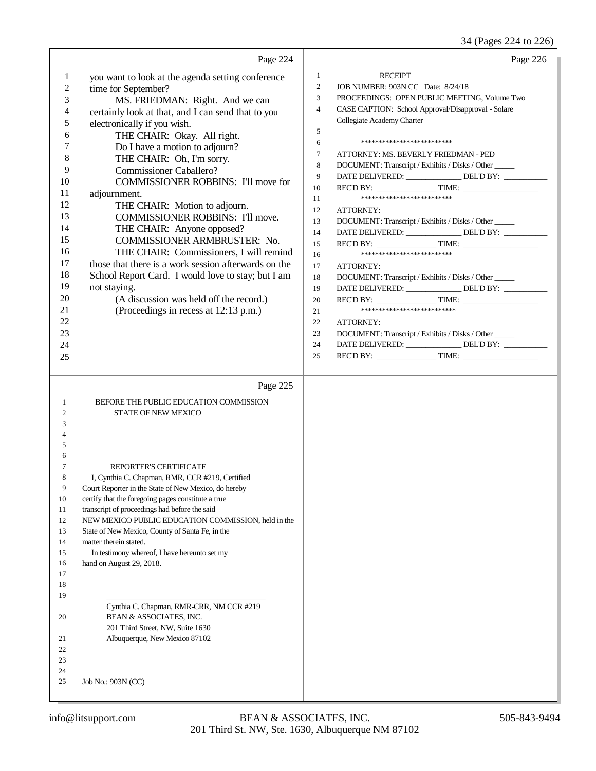Page 224

you want to look at the agenda setting conference time for September?

MS. FRIEDMAN: Right. And we can certainly look at that, and I can send that to you electronically if you wish.

THE CHAIR: Okay. All right.

Do I have a motion to adjourn?

THE CHAIR: Oh, I'm sorry.

Commissioner Caballero?

COMMISSIONER ROBBINS: I'll move for adjournment.

THE CHAIR: Motion to adjourn.

COMMISSIONER ROBBINS: I'll move.

THE CHAIR: Anyone opposed?

COMMISSIONER ARMBRUSTER: No.

THE CHAIR: Commissioners, I will remind those that there is a work session afterwards on the School Report Card. I would love to stay; but I am not staying.

(A discussion was held off the record.)

(Proceedings in recess at 12:13 p.m.)

Page 225

BEFORE THE PUBLIC EDUCATION COMMISSION
STATE OF NEW MEXICO

REPORTER'S CERTIFICATE

I, Cynthia C. Chapman, RMR, CCR #219, Certified Court Reporter in the State of New Mexico, do hereby certify that the foregoing pages constitute a true transcript of proceedings had before the said NEW MEXICO PUBLIC EDUCATION COMMISSION, held in the State of New Mexico, County of Santa Fe, in the matter therein stated.

In testimony whereof, I have hereunto set my hand on August 29, 2018.

\_\_\_\_\_\_\_\_\_\_\_\_\_\_\_\_\_\_\_\_\_\_\_\_\_\_\_\_\_\_\_\_\_\_\_\_\_\_
Cynthia C. Chapman, RMR-CRR, NM CCR #219
BEAN & ASSOCIATES, INC.
201 Third Street, NW, Suite 1630
Albuquerque, New Mexico 87102

Job No.: 903N (CC)

Page 226

RECEIPT

JOB NUMBER: 903N CC Date: 8/24/18
PROCEEDINGS: OPEN PUBLIC MEETING, Volume Two
CASE CAPTION: School Approval/Disapproval - Solare Collegiate Academy Charter

***************************

ATTORNEY: MS. BEVERLY FRIEDMAN - PED
DOCUMENT: Transcript / Exhibits / Disks / Other \_\_\_\_\_
DATE DELIVERED: \_\_\_\_\_\_\_\_\_\_\_\_\_\_\_ DEL'D BY: \_\_\_\_\_\_\_\_\_\_\_
REC'D BY: \_\_\_\_\_\_\_\_\_\_\_\_\_\_\_ TIME: \_\_\_\_\_\_\_\_\_\_\_\_\_\_\_\_\_\_\_

***************************

ATTORNEY:
DOCUMENT: Transcript / Exhibits / Disks / Other \_\_\_\_\_
DATE DELIVERED: \_\_\_\_\_\_\_\_\_\_\_\_\_\_\_ DEL'D BY: \_\_\_\_\_\_\_\_\_\_\_
REC'D BY: \_\_\_\_\_\_\_\_\_\_\_\_\_\_\_ TIME: \_\_\_\_\_\_\_\_\_\_\_\_\_\_\_\_\_\_\_

***************************

ATTORNEY:
DOCUMENT: Transcript / Exhibits / Disks / Other \_\_\_\_\_
DATE DELIVERED: \_\_\_\_\_\_\_\_\_\_\_\_\_\_\_ DEL'D BY: \_\_\_\_\_\_\_\_\_\_\_
REC'D BY: \_\_\_\_\_\_\_\_\_\_\_\_\_\_\_ TIME: \_\_\_\_\_\_\_\_\_\_\_\_\_\_\_\_\_\_\_

****************************

ATTORNEY:
DOCUMENT: Transcript / Exhibits / Disks / Other \_\_\_\_\_
DATE DELIVERED: \_\_\_\_\_\_\_\_\_\_\_\_\_\_\_ DEL'D BY: \_\_\_\_\_\_\_\_\_\_\_
REC'D BY: \_\_\_\_\_\_\_\_\_\_\_\_\_\_\_ TIME: \_\_\_\_\_\_\_\_\_\_\_\_\_\_\_\_\_\_\_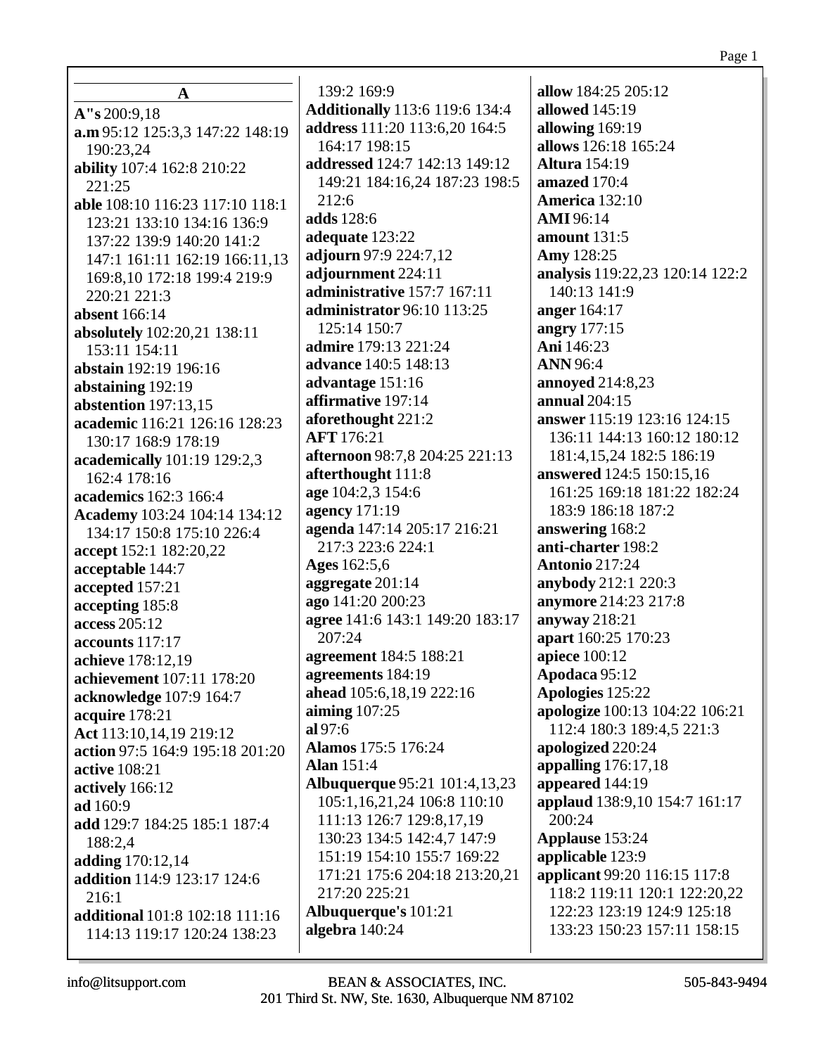## A

**A"s** 200:9,18
**a.m** 95:12 125:3,3 147:22 148:19 190:23,24
**ability** 107:4 162:8 210:22 221:25
**able** 108:10 116:23 117:10 118:1 123:21 133:10 134:16 136:9 137:22 139:9 140:20 141:2 147:1 161:11 162:19 166:11,13 169:8,10 172:18 199:4 219:9 220:21 221:3
**absent** 166:14
**absolutely** 102:20,21 138:11 153:11 154:11
**abstain** 192:19 196:16
**abstaining** 192:19
**abstention** 197:13,15
**academic** 116:21 126:16 128:23 130:17 168:9 178:19
**academically** 101:19 129:2,3 162:4 178:16
**academics** 162:3 166:4
**Academy** 103:24 104:14 134:12 134:17 150:8 175:10 226:4
**accept** 152:1 182:20,22
**acceptable** 144:7
**accepted** 157:21
**accepting** 185:8
**access** 205:12
**accounts** 117:17
**achieve** 178:12,19
**achievement** 107:11 178:20
**acknowledge** 107:9 164:7
**acquire** 178:21
**Act** 113:10,14,19 219:12
**action** 97:5 164:9 195:18 201:20
**active** 108:21
**actively** 166:12
**ad** 160:9
**add** 129:7 184:25 185:1 187:4 188:2,4
**adding** 170:12,14
**addition** 114:9 123:17 124:6 216:1
**additional** 101:8 102:18 111:16 114:13 119:17 120:24 138:23 139:2 169:9
**Additionally** 113:6 119:6 134:4
**address** 111:20 113:6,20 164:5 164:17 198:15
**addressed** 124:7 142:13 149:12 149:21 184:16,24 187:23 198:5 212:6
**adds** 128:6
**adequate** 123:22
**adjourn** 97:9 224:7,12
**adjournment** 224:11
**administrative** 157:7 167:11
**administrator** 96:10 113:25 125:14 150:7
**admire** 179:13 221:24
**advance** 140:5 148:13
**advantage** 151:16
**affirmative** 197:14
**aforethought** 221:2
**AFT** 176:21
**afternoon** 98:7,8 204:25 221:13
**afterthought** 111:8
**age** 104:2,3 154:6
**agency** 171:19
**agenda** 147:14 205:17 216:21 217:3 223:6 224:1
**Ages** 162:5,6
**aggregate** 201:14
**ago** 141:20 200:23
**agree** 141:6 143:1 149:20 183:17 207:24
**agreement** 184:5 188:21
**agreements** 184:19
**ahead** 105:6,18,19 222:16
**aiming** 107:25
**al** 97:6
**Alamos** 175:5 176:24
**Alan** 151:4
**Albuquerque** 95:21 101:4,13,23 105:1,16,21,24 106:8 110:10 111:13 126:7 129:8,17,19 130:23 134:5 142:4,7 147:9 151:19 154:10 155:7 169:22 171:21 175:6 204:18 213:20,21 217:20 225:21
**Albuquerque's** 101:21
**algebra** 140:24
**allow** 184:25 205:12
**allowed** 145:19
**allowing** 169:19
**allows** 126:18 165:24
**Altura** 154:19
**amazed** 170:4
**America** 132:10
**AMI** 96:14
**amount** 131:5
**Amy** 128:25
**analysis** 119:22,23 120:14 122:2 140:13 141:9
**anger** 164:17
**angry** 177:15
**Ani** 146:23
**ANN** 96:4
**annoyed** 214:8,23
**annual** 204:15
**answer** 115:19 123:16 124:15 136:11 144:13 160:12 180:12 181:4,15,24 182:5 186:19
**answered** 124:5 150:15,16 161:25 169:18 181:22 182:24 183:9 186:18 187:2
**answering** 168:2
**anti-charter** 198:2
**Antonio** 217:24
**anybody** 212:1 220:3
**anymore** 214:23 217:8
**anyway** 218:21
**apart** 160:25 170:23
**apiece** 100:12
**Apodaca** 95:12
**Apologies** 125:22
**apologize** 100:13 104:22 106:21 112:4 180:3 189:4,5 221:3
**apologized** 220:24
**appalling** 176:17,18
**appeared** 144:19
**applaud** 138:9,10 154:7 161:17 200:24
**Applause** 153:24
**applicable** 123:9
**applicant** 99:20 116:15 117:8 118:2 119:11 120:1 122:20,22 122:23 123:19 124:9 125:18 133:23 150:23 157:11 158:15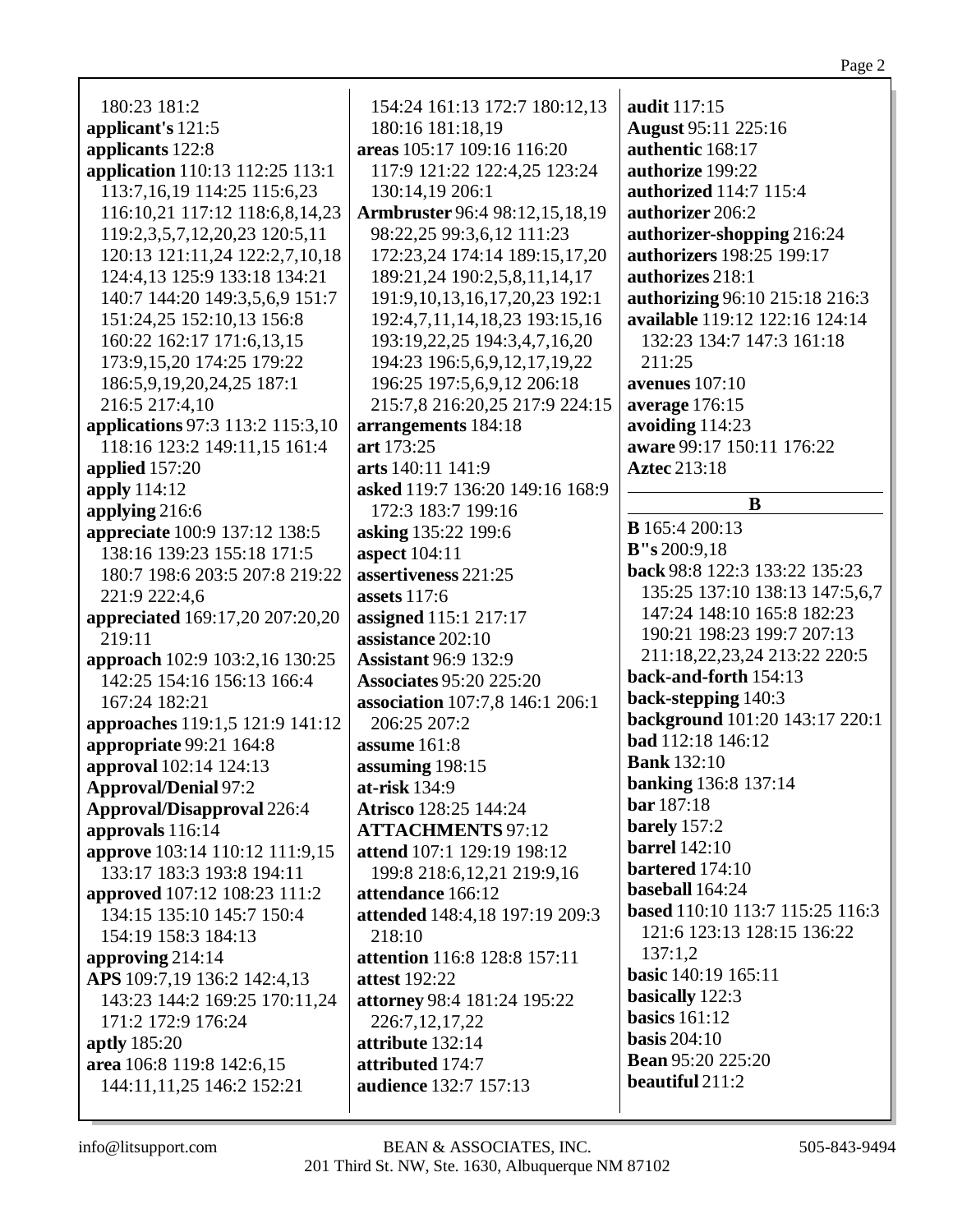180:23 181:2
**applicant's** 121:5
**applicants** 122:8
**application** 110:13 112:25 113:1 113:7,16,19 114:25 115:6,23 116:10,21 117:12 118:6,8,14,23 119:2,3,5,7,12,20,23 120:5,11 120:13 121:11,24 122:2,7,10,18 124:4,13 125:9 133:18 134:21 140:7 144:20 149:3,5,6,9 151:7 151:24,25 152:10,13 156:8 160:22 162:17 171:6,13,15 173:9,15,20 174:25 179:22 186:5,9,19,20,24,25 187:1 216:5 217:4,10
**applications** 97:3 113:2 115:3,10 118:16 123:2 149:11,15 161:4
**applied** 157:20
**apply** 114:12
**applying** 216:6
**appreciate** 100:9 137:12 138:5 138:16 139:23 155:18 171:5 180:7 198:6 203:5 207:8 219:22 221:9 222:4,6
**appreciated** 169:17,20 207:20,20 219:11
**approach** 102:9 103:2,16 130:25 142:25 154:16 156:13 166:4 167:24 182:21
**approaches** 119:1,5 121:9 141:12
**appropriate** 99:21 164:8
**approval** 102:14 124:13
**Approval/Denial** 97:2
**Approval/Disapproval** 226:4
**approvals** 116:14
**approve** 103:14 110:12 111:9,15 133:17 183:3 193:8 194:11
**approved** 107:12 108:23 111:2 134:15 135:10 145:7 150:4 154:19 158:3 184:13
**approving** 214:14
**APS** 109:7,19 136:2 142:4,13 143:23 144:2 169:25 170:11,24 171:2 172:9 176:24
**aptly** 185:20
**area** 106:8 119:8 142:6,15 144:11,11,25 146:2 152:21
154:24 161:13 172:7 180:12,13 180:16 181:18,19
**areas** 105:17 109:16 116:20 117:9 121:22 122:4,25 123:24 130:14,19 206:1
**Armbruster** 96:4 98:12,15,18,19 98:22,25 99:3,6,12 111:23 172:23,24 174:14 189:15,17,20 189:21,24 190:2,5,8,11,14,17 191:9,10,13,16,17,20,23 192:1 192:4,7,11,14,18,23 193:15,16 193:19,22,25 194:3,4,7,16,20 194:23 196:5,6,9,12,17,19,22 196:25 197:5,6,9,12 206:18 215:7,8 216:20,25 217:9 224:15
**arrangements** 184:18
**art** 173:25
**arts** 140:11 141:9
**asked** 119:7 136:20 149:16 168:9 172:3 183:7 199:16
**asking** 135:22 199:6
**aspect** 104:11
**assertiveness** 221:25
**assets** 117:6
**assigned** 115:1 217:17
**assistance** 202:10
**Assistant** 96:9 132:9
**Associates** 95:20 225:20
**association** 107:7,8 146:1 206:1 206:25 207:2
**assume** 161:8
**assuming** 198:15
**at-risk** 134:9
**Atrisco** 128:25 144:24
**ATTACHMENTS** 97:12
**attend** 107:1 129:19 198:12 199:8 218:6,12,21 219:9,16
**attendance** 166:12
**attended** 148:4,18 197:19 209:3 218:10
**attention** 116:8 128:8 157:11
**attest** 192:22
**attorney** 98:4 181:24 195:22 226:7,12,17,22
**attribute** 132:14
**attributed** 174:7
**audience** 132:7 157:13
**audit** 117:15
**August** 95:11 225:16
**authentic** 168:17
**authorize** 199:22
**authorized** 114:7 115:4
**authorizer** 206:2
**authorizer-shopping** 216:24
**authorizers** 198:25 199:17
**authorizes** 218:1
**authorizing** 96:10 215:18 216:3
**available** 119:12 122:16 124:14 132:23 134:7 147:3 161:18 211:25
**avenues** 107:10
**average** 176:15
**avoiding** 114:23
**aware** 99:17 150:11 176:22
**Aztec** 213:18

## B

**B** 165:4 200:13
**B"s** 200:9,18
**back** 98:8 122:3 133:22 135:23 135:25 137:10 138:13 147:5,6,7 147:24 148:10 165:8 182:23 190:21 198:23 199:7 207:13 211:18,22,23,24 213:22 220:5
**back-and-forth** 154:13
**back-stepping** 140:3
**background** 101:20 143:17 220:1
**bad** 112:18 146:12
**Bank** 132:10
**banking** 136:8 137:14
**bar** 187:18
**barely** 157:2
**barrel** 142:10
**bartered** 174:10
**baseball** 164:24
**based** 110:10 113:7 115:25 116:3 121:6 123:13 128:15 136:22 137:1,2
**basic** 140:19 165:11
**basically** 122:3
**basics** 161:12
**basis** 204:10
**Bean** 95:20 225:20
**beautiful** 211:2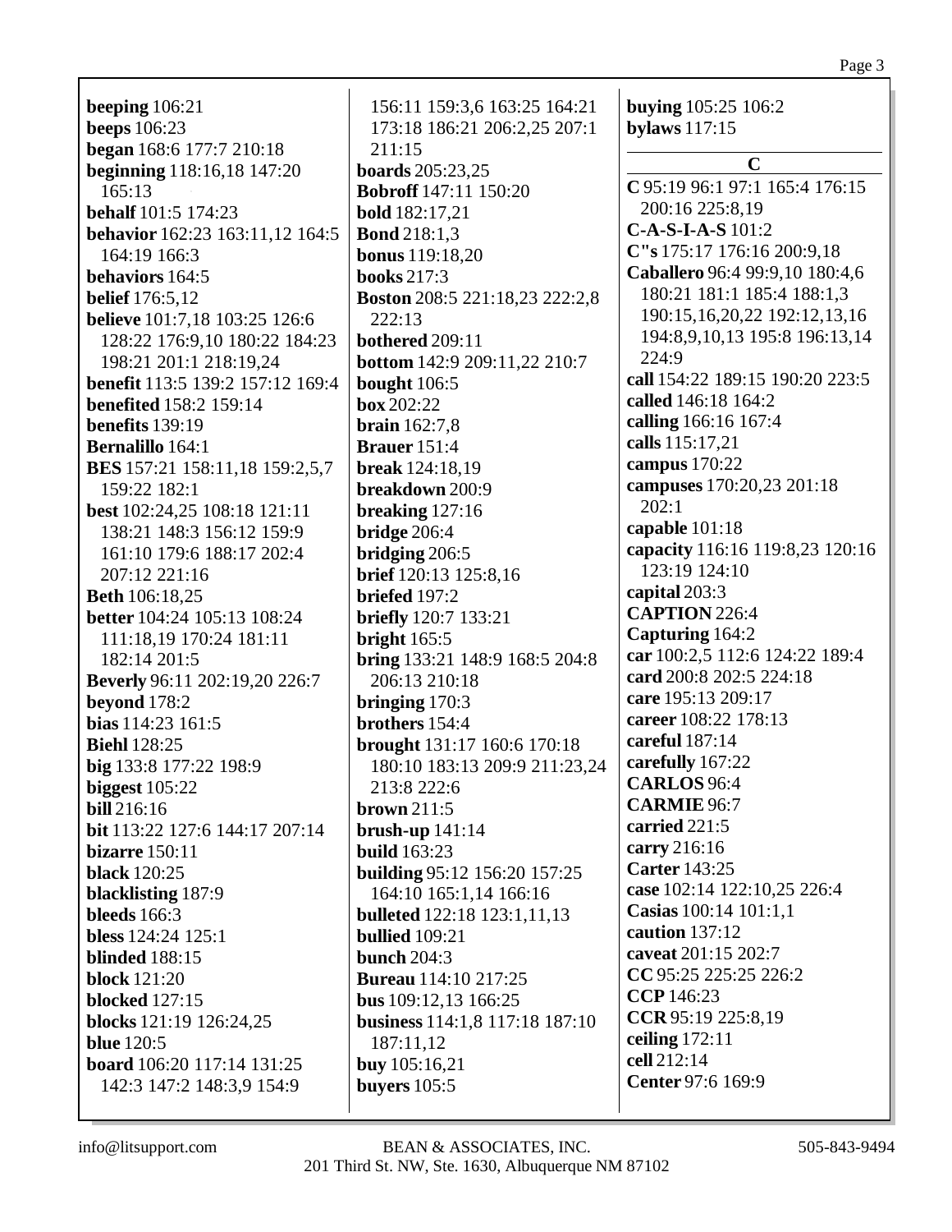**beeping** 106:21
**beeps** 106:23
**began** 168:6 177:7 210:18
**beginning** 118:16,18 147:20 165:13
**behalf** 101:5 174:23
**behavior** 162:23 163:11,12 164:5 164:19 166:3
**behaviors** 164:5
**belief** 176:5,12
**believe** 101:7,18 103:25 126:6 128:22 176:9,10 180:22 184:23 198:21 201:1 218:19,24
**benefit** 113:5 139:2 157:12 169:4
**benefited** 158:2 159:14
**benefits** 139:19
**Bernalillo** 164:1
**BES** 157:21 158:11,18 159:2,5,7 159:22 182:1
**best** 102:24,25 108:18 121:11 138:21 148:3 156:12 159:9 161:10 179:6 188:17 202:4 207:12 221:16
**Beth** 106:18,25
**better** 104:24 105:13 108:24 111:18,19 170:24 181:11 182:14 201:5
**Beverly** 96:11 202:19,20 226:7
**beyond** 178:2
**bias** 114:23 161:5
**Biehl** 128:25
**big** 133:8 177:22 198:9
**biggest** 105:22
**bill** 216:16
**bit** 113:22 127:6 144:17 207:14
**bizarre** 150:11
**black** 120:25
**blacklisting** 187:9
**bleeds** 166:3
**bless** 124:24 125:1
**blinded** 188:15
**block** 121:20
**blocked** 127:15
**blocks** 121:19 126:24,25
**blue** 120:5
**board** 106:20 117:14 131:25 142:3 147:2 148:3,9 154:9 156:11 159:3,6 163:25 164:21 173:18 186:21 206:2,25 207:1 211:15
**boards** 205:23,25
**Bobroff** 147:11 150:20
**bold** 182:17,21
**Bond** 218:1,3
**bonus** 119:18,20
**books** 217:3
**Boston** 208:5 221:18,23 222:2,8 222:13
**bothered** 209:11
**bottom** 142:9 209:11,22 210:7
**bought** 106:5
**box** 202:22
**brain** 162:7,8
**Brauer** 151:4
**break** 124:18,19
**breakdown** 200:9
**breaking** 127:16
**bridge** 206:4
**bridging** 206:5
**brief** 120:13 125:8,16
**briefed** 197:2
**briefly** 120:7 133:21
**bright** 165:5
**bring** 133:21 148:9 168:5 204:8 206:13 210:18
**bringing** 170:3
**brothers** 154:4
**brought** 131:17 160:6 170:18 180:10 183:13 209:9 211:23,24 213:8 222:6
**brown** 211:5
**brush-up** 141:14
**build** 163:23
**building** 95:12 156:20 157:25 164:10 165:1,14 166:16
**bulleted** 122:18 123:1,11,13
**bullied** 109:21
**bunch** 204:3
**Bureau** 114:10 217:25
**bus** 109:12,13 166:25
**business** 114:1,8 117:18 187:10 187:11,12
**buy** 105:16,21
**buyers** 105:5
**buying** 105:25 106:2
**bylaws** 117:15

## C

**C** 95:19 96:1 97:1 165:4 176:15 200:16 225:8,19
**C-A-S-I-A-S** 101:2
**C"s** 175:17 176:16 200:9,18
**Caballero** 96:4 99:9,10 180:4,6 180:21 181:1 185:4 188:1,3 190:15,16,20,22 192:12,13,16 194:8,9,10,13 195:8 196:13,14 224:9
**call** 154:22 189:15 190:20 223:5
**called** 146:18 164:2
**calling** 166:16 167:4
**calls** 115:17,21
**campus** 170:22
**campuses** 170:20,23 201:18 202:1
**capable** 101:18
**capacity** 116:16 119:8,23 120:16 123:19 124:10
**capital** 203:3
**CAPTION** 226:4
**Capturing** 164:2
**car** 100:2,5 112:6 124:22 189:4
**card** 200:8 202:5 224:18
**care** 195:13 209:17
**career** 108:22 178:13
**careful** 187:14
**carefully** 167:22
**CARLOS** 96:4
**CARMIE** 96:7
**carried** 221:5
**carry** 216:16
**Carter** 143:25
**case** 102:14 122:10,25 226:4
**Casias** 100:14 101:1,1
**caution** 137:12
**caveat** 201:15 202:7
**CC** 95:25 225:25 226:2
**CCP** 146:23
**CCR** 95:19 225:8,19
**ceiling** 172:11
**cell** 212:14
**Center** 97:6 169:9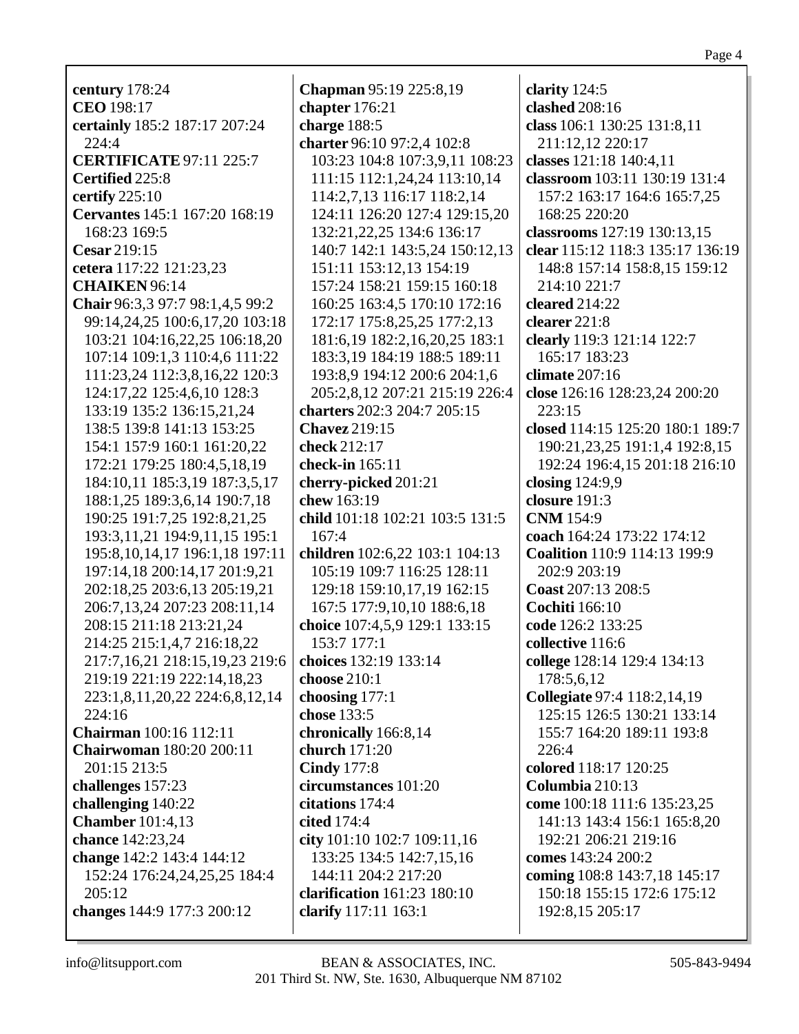**century** 178:24
**CEO** 198:17
**certainly** 185:2 187:17 207:24 224:4
**CERTIFICATE** 97:11 225:7
**Certified** 225:8
**certify** 225:10
**Cervantes** 145:1 167:20 168:19 168:23 169:5
**Cesar** 219:15
**cetera** 117:22 121:23,23
**CHAIKEN** 96:14
**Chair** 96:3,3 97:7 98:1,4,5 99:2 99:14,24,25 100:6,17,20 103:18 103:21 104:16,22,25 106:18,20 107:14 109:1,3 110:4,6 111:22 111:23,24 112:3,8,16,22 120:3 124:17,22 125:4,6,10 128:3 133:19 135:2 136:15,21,24 138:5 139:8 141:13 153:25 154:1 157:9 160:1 161:20,22 172:21 179:25 180:4,5,18,19 184:10,11 185:3,19 187:3,5,17 188:1,25 189:3,6,14 190:7,18 190:25 191:7,25 192:8,21,25 193:3,11,21 194:9,11,15 195:1 195:8,10,14,17 196:1,18 197:11 197:14,18 200:14,17 201:9,21 202:18,25 203:6,13 205:19,21 206:7,13,24 207:23 208:11,14 208:15 211:18 213:21,24 214:25 215:1,4,7 216:18,22 217:7,16,21 218:15,19,23 219:6 219:19 221:19 222:14,18,23 223:1,8,11,20,22 224:6,8,12,14 224:16
**Chairman** 100:16 112:11
**Chairwoman** 180:20 200:11 201:15 213:5
**challenges** 157:23
**challenging** 140:22
**Chamber** 101:4,13
**chance** 142:23,24
**change** 142:2 143:4 144:12 152:24 176:24,24,25,25 184:4 205:12
**changes** 144:9 177:3 200:12
**Chapman** 95:19 225:8,19
**chapter** 176:21
**charge** 188:5
**charter** 96:10 97:2,4 102:8 103:23 104:8 107:3,9,11 108:23 111:15 112:1,24,24 113:10,14 114:2,7,13 116:17 118:2,14 124:11 126:20 127:4 129:15,20 132:21,22,25 134:6 136:17 140:7 142:1 143:5,24 150:12,13 151:11 153:12,13 154:19 157:24 158:21 159:15 160:18 160:25 163:4,5 170:10 172:16 172:17 175:8,25,25 177:2,13 181:6,19 182:2,16,20,25 183:1 183:3,19 184:19 188:5 189:11 193:8,9 194:12 200:6 204:1,6 205:2,8,12 207:21 215:19 226:4
**charters** 202:3 204:7 205:15
**Chavez** 219:15
**check** 212:17
**check-in** 165:11
**cherry-picked** 201:21
**chew** 163:19
**child** 101:18 102:21 103:5 131:5 167:4
**children** 102:6,22 103:1 104:13 105:19 109:7 116:25 128:11 129:18 159:10,17,19 162:15 167:5 177:9,10,10 188:6,18
**choice** 107:4,5,9 129:1 133:15 153:7 177:1
**choices** 132:19 133:14
**choose** 210:1
**choosing** 177:1
**chose** 133:5
**chronically** 166:8,14
**church** 171:20
**Cindy** 177:8
**circumstances** 101:20
**citations** 174:4
**cited** 174:4
**city** 101:10 102:7 109:11,16 133:25 134:5 142:7,15,16 144:11 204:2 217:20
**clarification** 161:23 180:10
**clarify** 117:11 163:1
**clarity** 124:5
**clashed** 208:16
**class** 106:1 130:25 131:8,11 211:12,12 220:17
**classes** 121:18 140:4,11
**classroom** 103:11 130:19 131:4 157:2 163:17 164:6 165:7,25 168:25 220:20
**classrooms** 127:19 130:13,15
**clear** 115:12 118:3 135:17 136:19 148:8 157:14 158:8,15 159:12 214:10 221:7
**cleared** 214:22
**clearer** 221:8
**clearly** 119:3 121:14 122:7 165:17 183:23
**climate** 207:16
**close** 126:16 128:23,24 200:20 223:15
**closed** 114:15 125:20 180:1 189:7 190:21,23,25 191:1,4 192:8,15 192:24 196:4,15 201:18 216:10
**closing** 124:9,9
**closure** 191:3
**CNM** 154:9
**coach** 164:24 173:22 174:12
**Coalition** 110:9 114:13 199:9 202:9 203:19
**Coast** 207:13 208:5
**Cochiti** 166:10
**code** 126:2 133:25
**collective** 116:6
**college** 128:14 129:4 134:13 178:5,6,12
**Collegiate** 97:4 118:2,14,19 125:15 126:5 130:21 133:14 155:7 164:20 189:11 193:8 226:4
**colored** 118:17 120:25
**Columbia** 210:13
**come** 100:18 111:6 135:23,25 141:13 143:4 156:1 165:8,20 192:21 206:21 219:16
**comes** 143:24 200:2
**coming** 108:8 143:7,18 145:17 150:18 155:15 172:6 175:12 192:8,15 205:17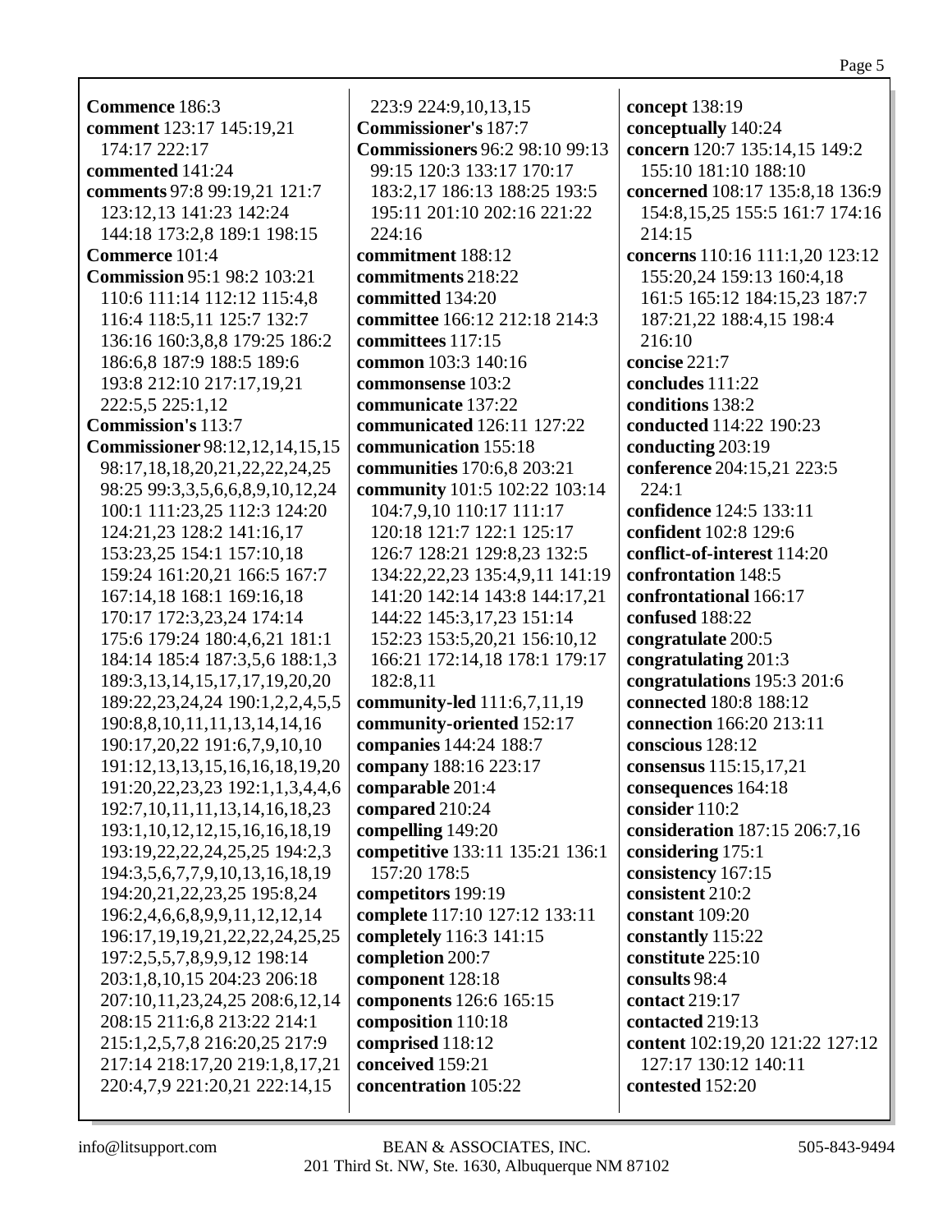**Commence** 186:3
**comment** 123:17 145:19,21 174:17 222:17
**commented** 141:24
**comments** 97:8 99:19,21 121:7 123:12,13 141:23 142:24 144:18 173:2,8 189:1 198:15
**Commerce** 101:4
**Commission** 95:1 98:2 103:21 110:6 111:14 112:12 115:4,8 116:4 118:5,11 125:7 132:7 136:16 160:3,8,8 179:25 186:2 186:6,8 187:9 188:5 189:6 193:8 212:10 217:17,19,21 222:5,5 225:1,12
**Commission's** 113:7
**Commissioner** 98:12,12,14,15,15 98:17,18,18,20,21,22,22,24,25 98:25 99:3,3,5,6,6,8,9,10,12,24 100:1 111:23,25 112:3 124:20 124:21,23 128:2 141:16,17 153:23,25 154:1 157:10,18 159:24 161:20,21 166:5 167:7 167:14,18 168:1 169:16,18 170:17 172:3,23,24 174:14 175:6 179:24 180:4,6,21 181:1 184:14 185:4 187:3,5,6 188:1,3 189:3,13,14,15,17,17,19,20,20 189:22,23,24,24 190:1,2,2,4,5,5 190:8,8,10,11,11,13,14,14,16 190:17,20,22 191:6,7,9,10,10 191:12,13,13,15,16,16,18,19,20 191:20,22,23,23 192:1,1,3,4,4,6 192:7,10,11,11,13,14,16,18,23 193:1,10,12,12,15,16,16,18,19 193:19,22,22,24,25,25 194:2,3 194:3,5,6,7,7,9,10,13,16,18,19 194:20,21,22,23,25 195:8,24 196:2,4,6,6,8,9,9,11,12,12,14 196:17,19,19,21,22,22,24,25,25 197:2,5,5,7,8,9,9,12 198:14 203:1,8,10,15 204:23 206:18 207:10,11,23,24,25 208:6,12,14 208:15 211:6,8 213:22 214:1 215:1,2,5,7,8 216:20,25 217:9 217:14 218:17,20 219:1,8,17,21 220:4,7,9 221:20,21 222:14,15 223:9 224:9,10,13,15
**Commissioner's** 187:7
**Commissioners** 96:2 98:10 99:13 99:15 120:3 133:17 170:17 183:2,17 186:13 188:25 193:5 195:11 201:10 202:16 221:22 224:16
**commitment** 188:12
**commitments** 218:22
**committed** 134:20
**committee** 166:12 212:18 214:3
**committees** 117:15
**common** 103:3 140:16
**commonsense** 103:2
**communicate** 137:22
**communicated** 126:11 127:22
**communication** 155:18
**communities** 170:6,8 203:21
**community** 101:5 102:22 103:14 104:7,9,10 110:17 111:17 120:18 121:7 122:1 125:17 126:7 128:21 129:8,23 132:5 134:22,22,23 135:4,9,11 141:19 141:20 142:14 143:8 144:17,21 144:22 145:3,17,23 151:14 152:23 153:5,20,21 156:10,12 166:21 172:14,18 178:1 179:17 182:8,11
**community-led** 111:6,7,11,19
**community-oriented** 152:17
**companies** 144:24 188:7
**company** 188:16 223:17
**comparable** 201:4
**compared** 210:24
**compelling** 149:20
**competitive** 133:11 135:21 136:1 157:20 178:5
**competitors** 199:19
**complete** 117:10 127:12 133:11
**completely** 116:3 141:15
**completion** 200:7
**component** 128:18
**components** 126:6 165:15
**composition** 110:18
**comprised** 118:12
**conceived** 159:21
**concentration** 105:22
**concept** 138:19
**conceptually** 140:24
**concern** 120:7 135:14,15 149:2 155:10 181:10 188:10
**concerned** 108:17 135:8,18 136:9 154:8,15,25 155:5 161:7 174:16 214:15
**concerns** 110:16 111:1,20 123:12 155:20,24 159:13 160:4,18 161:5 165:12 184:15,23 187:7 187:21,22 188:4,15 198:4 216:10
**concise** 221:7
**concludes** 111:22
**conditions** 138:2
**conducted** 114:22 190:23
**conducting** 203:19
**conference** 204:15,21 223:5 224:1
**confidence** 124:5 133:11
**confident** 102:8 129:6
**conflict-of-interest** 114:20
**confrontation** 148:5
**confrontational** 166:17
**confused** 188:22
**congratulate** 200:5
**congratulating** 201:3
**congratulations** 195:3 201:6
**connected** 180:8 188:12
**connection** 166:20 213:11
**conscious** 128:12
**consensus** 115:15,17,21
**consequences** 164:18
**consider** 110:2
**consideration** 187:15 206:7,16
**considering** 175:1
**consistency** 167:15
**consistent** 210:2
**constant** 109:20
**constantly** 115:22
**constitute** 225:10
**consults** 98:4
**contact** 219:17
**contacted** 219:13
**content** 102:19,20 121:22 127:12 127:17 130:12 140:11
**contested** 152:20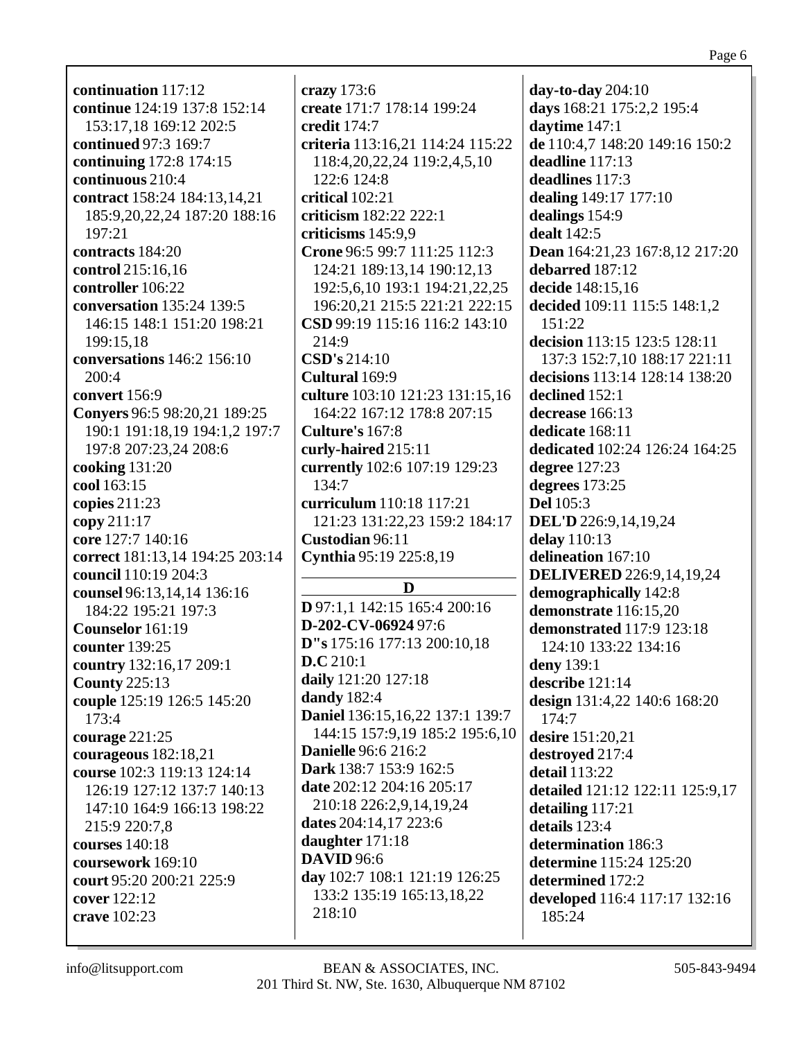**continuation** 117:12
**continue** 124:19 137:8 152:14 153:17,18 169:12 202:5
**continued** 97:3 169:7
**continuing** 172:8 174:15
**continuous** 210:4
**contract** 158:24 184:13,14,21 185:9,20,22,24 187:20 188:16 197:21
**contracts** 184:20
**control** 215:16,16
**controller** 106:22
**conversation** 135:24 139:5 146:15 148:1 151:20 198:21 199:15,18
**conversations** 146:2 156:10 200:4
**convert** 156:9
**Conyers** 96:5 98:20,21 189:25 190:1 191:18,19 194:1,2 197:7 197:8 207:23,24 208:6
**cooking** 131:20
**cool** 163:15
**copies** 211:23
**copy** 211:17
**core** 127:7 140:16
**correct** 181:13,14 194:25 203:14
**council** 110:19 204:3
**counsel** 96:13,14,14 136:16 184:22 195:21 197:3
**Counselor** 161:19
**counter** 139:25
**country** 132:16,17 209:1
**County** 225:13
**couple** 125:19 126:5 145:20 173:4
**courage** 221:25
**courageous** 182:18,21
**course** 102:3 119:13 124:14 126:19 127:12 137:7 140:13 147:10 164:9 166:13 198:22 215:9 220:7,8
**courses** 140:18
**coursework** 169:10
**court** 95:20 200:21 225:9
**cover** 122:12
**crave** 102:23
**crazy** 173:6
**create** 171:7 178:14 199:24
**credit** 174:7
**criteria** 113:16,21 114:24 115:22 118:4,20,22,24 119:2,4,5,10 122:6 124:8
**critical** 102:21
**criticism** 182:22 222:1
**criticisms** 145:9,9
**Crone** 96:5 99:7 111:25 112:3 124:21 189:13,14 190:12,13 192:5,6,10 193:1 194:21,22,25 196:20,21 215:5 221:21 222:15
**CSD** 99:19 115:16 116:2 143:10 214:9
**CSD's** 214:10
**Cultural** 169:9
**culture** 103:10 121:23 131:15,16 164:22 167:12 178:8 207:15
**Culture's** 167:8
**curly-haired** 215:11
**currently** 102:6 107:19 129:23 134:7
**curriculum** 110:18 117:21 121:23 131:22,23 159:2 184:17
**Custodian** 96:11
**Cynthia** 95:19 225:8,19

## D

**D** 97:1,1 142:15 165:4 200:16
**D-202-CV-06924** 97:6
**D"s** 175:16 177:13 200:10,18
**D.C** 210:1
**daily** 121:20 127:18
**dandy** 182:4
**Daniel** 136:15,16,22 137:1 139:7 144:15 157:9,19 185:2 195:6,10
**Danielle** 96:6 216:2
**Dark** 138:7 153:9 162:5
**date** 202:12 204:16 205:17 210:18 226:2,9,14,19,24
**dates** 204:14,17 223:6
**daughter** 171:18
**DAVID** 96:6
**day** 102:7 108:1 121:19 126:25 133:2 135:19 165:13,18,22 218:10
**day-to-day** 204:10
**days** 168:21 175:2,2 195:4
**daytime** 147:1
**de** 110:4,7 148:20 149:16 150:2
**deadline** 117:13
**deadlines** 117:3
**dealing** 149:17 177:10
**dealings** 154:9
**dealt** 142:5
**Dean** 164:21,23 167:8,12 217:20
**debarred** 187:12
**decide** 148:15,16
**decided** 109:11 115:5 148:1,2 151:22
**decision** 113:15 123:5 128:11 137:3 152:7,10 188:17 221:11
**decisions** 113:14 128:14 138:20
**declined** 152:1
**decrease** 166:13
**dedicate** 168:11
**dedicated** 102:24 126:24 164:25
**degree** 127:23
**degrees** 173:25
**Del** 105:3
**DEL'D** 226:9,14,19,24
**delay** 110:13
**delineation** 167:10
**DELIVERED** 226:9,14,19,24
**demographically** 142:8
**demonstrate** 116:15,20
**demonstrated** 117:9 123:18 124:10 133:22 134:16
**deny** 139:1
**describe** 121:14
**design** 131:4,22 140:6 168:20 174:7
**desire** 151:20,21
**destroyed** 217:4
**detail** 113:22
**detailed** 121:12 122:11 125:9,17
**detailing** 117:21
**details** 123:4
**determination** 186:3
**determine** 115:24 125:20
**determined** 172:2
**developed** 116:4 117:17 132:16 185:24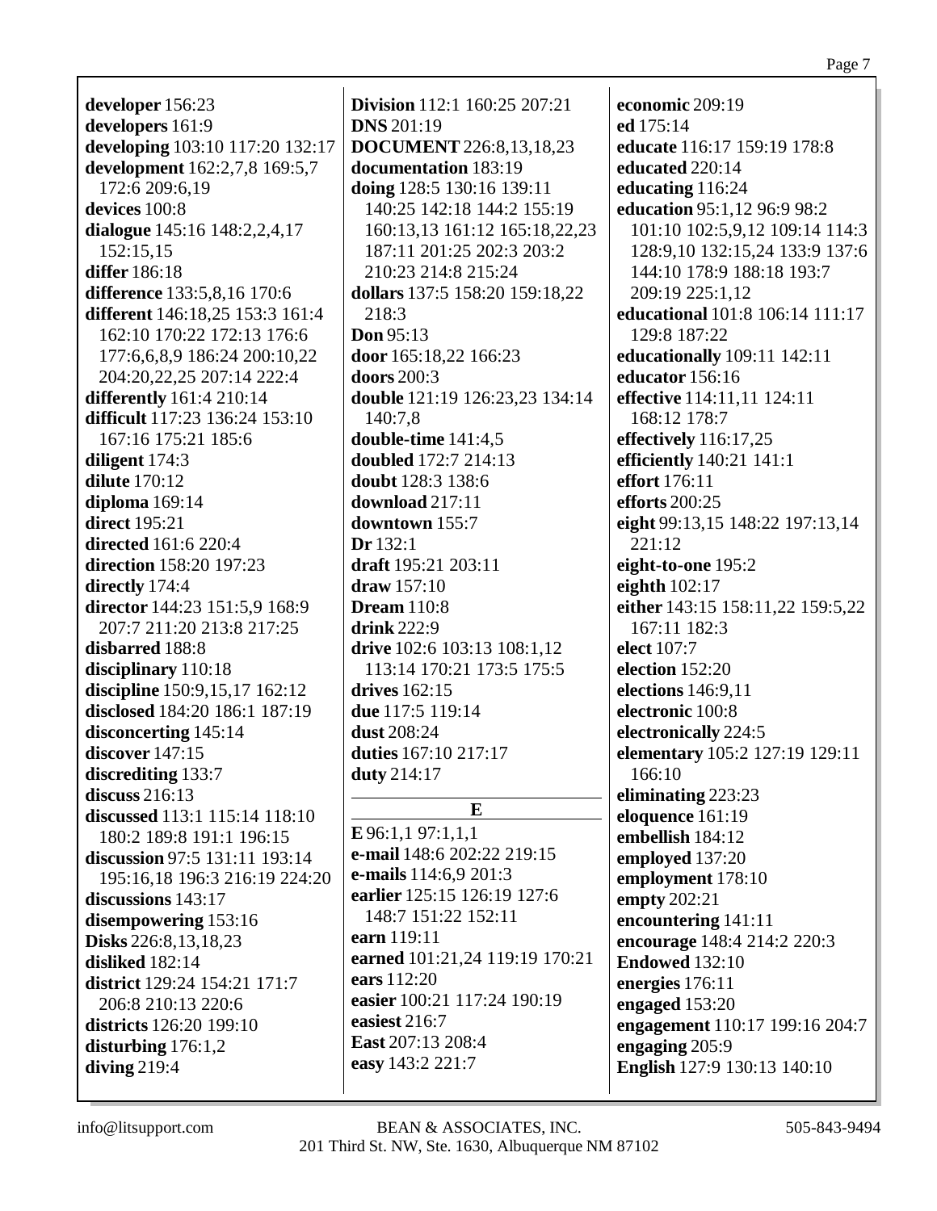**developer** 156:23
**developers** 161:9
**developing** 103:10 117:20 132:17
**development** 162:2,7,8 169:5,7 172:6 209:6,19
**devices** 100:8
**dialogue** 145:16 148:2,2,4,17 152:15,15
**differ** 186:18
**difference** 133:5,8,16 170:6
**different** 146:18,25 153:3 161:4 162:10 170:22 172:13 176:6 177:6,6,8,9 186:24 200:10,22 204:20,22,25 207:14 222:4
**differently** 161:4 210:14
**difficult** 117:23 136:24 153:10 167:16 175:21 185:6
**diligent** 174:3
**dilute** 170:12
**diploma** 169:14
**direct** 195:21
**directed** 161:6 220:4
**direction** 158:20 197:23
**directly** 174:4
**director** 144:23 151:5,9 168:9 207:7 211:20 213:8 217:25
**disbarred** 188:8
**disciplinary** 110:18
**discipline** 150:9,15,17 162:12
**disclosed** 184:20 186:1 187:19
**disconcerting** 145:14
**discover** 147:15
**discrediting** 133:7
**discuss** 216:13
**discussed** 113:1 115:14 118:10 180:2 189:8 191:1 196:15
**discussion** 97:5 131:11 193:14 195:16,18 196:3 216:19 224:20
**discussions** 143:17
**disempowering** 153:16
**Disks** 226:8,13,18,23
**disliked** 182:14
**district** 129:24 154:21 171:7 206:8 210:13 220:6
**districts** 126:20 199:10
**disturbing** 176:1,2
**diving** 219:4

**Division** 112:1 160:25 207:21
**DNS** 201:19
**DOCUMENT** 226:8,13,18,23
**documentation** 183:19
**doing** 128:5 130:16 139:11 140:25 142:18 144:2 155:19 160:13,13 161:12 165:18,22,23 187:11 201:25 202:3 203:2 210:23 214:8 215:24
**dollars** 137:5 158:20 159:18,22 218:3
**Don** 95:13
**door** 165:18,22 166:23
**doors** 200:3
**double** 121:19 126:23,23 134:14 140:7,8
**double-time** 141:4,5
**doubled** 172:7 214:13
**doubt** 128:3 138:6
**download** 217:11
**downtown** 155:7
**Dr** 132:1
**draft** 195:21 203:11
**draw** 157:10
**Dream** 110:8
**drink** 222:9
**drive** 102:6 103:13 108:1,12 113:14 170:21 173:5 175:5
**drives** 162:15
**due** 117:5 119:14
**dust** 208:24
**duties** 167:10 217:17
**duty** 214:17

## E

**E** 96:1,1 97:1,1,1
**e-mail** 148:6 202:22 219:15
**e-mails** 114:6,9 201:3
**earlier** 125:15 126:19 127:6 148:7 151:22 152:11
**earn** 119:11
**earned** 101:21,24 119:19 170:21
**ears** 112:20
**easier** 100:21 117:24 190:19
**easiest** 216:7
**East** 207:13 208:4
**easy** 143:2 221:7

**economic** 209:19
**ed** 175:14
**educate** 116:17 159:19 178:8
**educated** 220:14
**educating** 116:24
**education** 95:1,12 96:9 98:2 101:10 102:5,9,12 109:14 114:3 128:9,10 132:15,24 133:9 137:6 144:10 178:9 188:18 193:7 209:19 225:1,12
**educational** 101:8 106:14 111:17 129:8 187:22
**educationally** 109:11 142:11
**educator** 156:16
**effective** 114:11,11 124:11 168:12 178:7
**effectively** 116:17,25
**efficiently** 140:21 141:1
**effort** 176:11
**efforts** 200:25
**eight** 99:13,15 148:22 197:13,14 221:12
**eight-to-one** 195:2
**eighth** 102:17
**either** 143:15 158:11,22 159:5,22 167:11 182:3
**elect** 107:7
**election** 152:20
**elections** 146:9,11
**electronic** 100:8
**electronically** 224:5
**elementary** 105:2 127:19 129:11 166:10
**eliminating** 223:23
**eloquence** 161:19
**embellish** 184:12
**employed** 137:20
**employment** 178:10
**empty** 202:21
**encountering** 141:11
**encourage** 148:4 214:2 220:3
**Endowed** 132:10
**energies** 176:11
**engaged** 153:20
**engagement** 110:17 199:16 204:7
**engaging** 205:9
**English** 127:9 130:13 140:10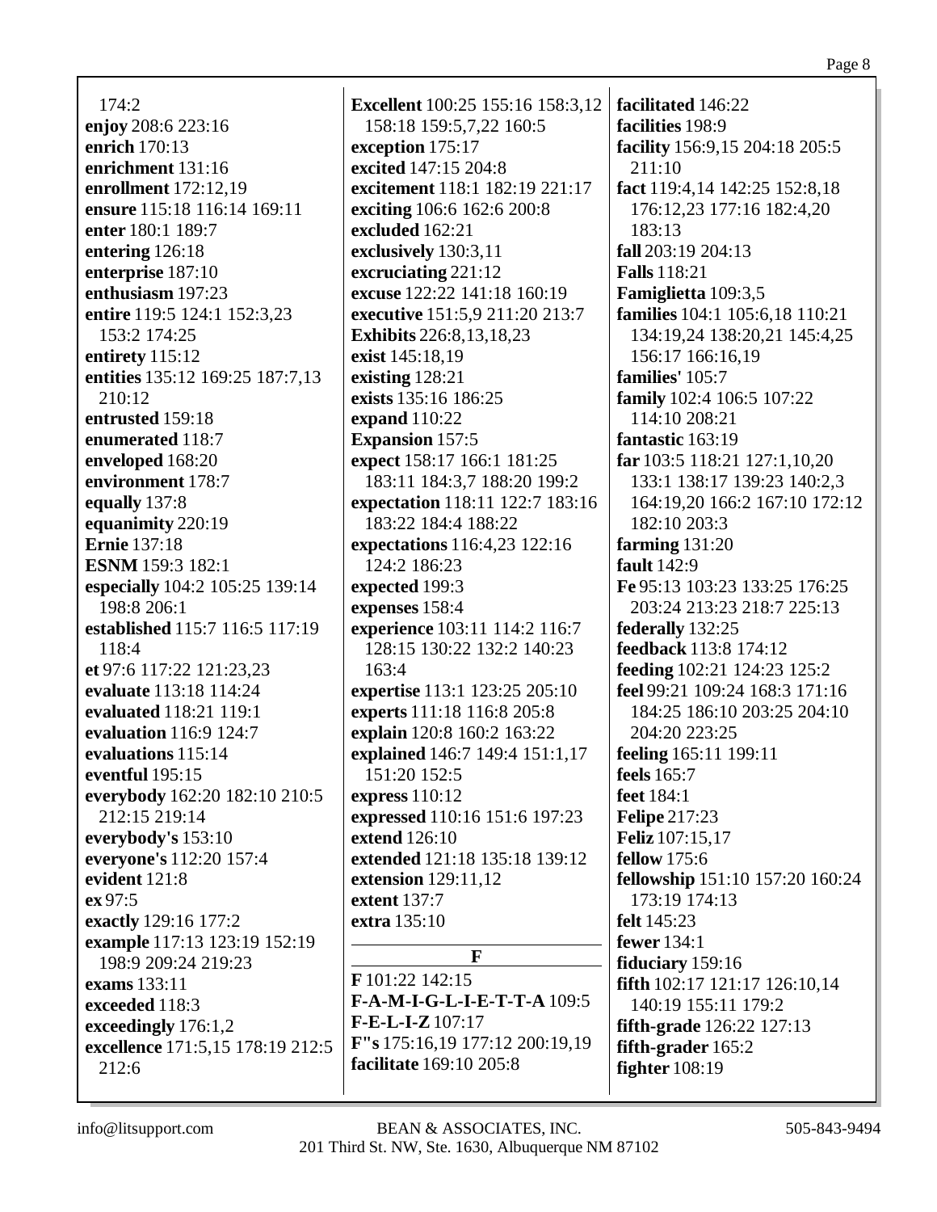174:2
**enjoy** 208:6 223:16
**enrich** 170:13
**enrichment** 131:16
**enrollment** 172:12,19
**ensure** 115:18 116:14 169:11
**enter** 180:1 189:7
**entering** 126:18
**enterprise** 187:10
**enthusiasm** 197:23
**entire** 119:5 124:1 152:3,23 153:2 174:25
**entirety** 115:12
**entities** 135:12 169:25 187:7,13 210:12
**entrusted** 159:18
**enumerated** 118:7
**enveloped** 168:20
**environment** 178:7
**equally** 137:8
**equanimity** 220:19
**Ernie** 137:18
**ESNM** 159:3 182:1
**especially** 104:2 105:25 139:14 198:8 206:1
**established** 115:7 116:5 117:19 118:4
**et** 97:6 117:22 121:23,23
**evaluate** 113:18 114:24
**evaluated** 118:21 119:1
**evaluation** 116:9 124:7
**evaluations** 115:14
**eventful** 195:15
**everybody** 162:20 182:10 210:5 212:15 219:14
**everybody's** 153:10
**everyone's** 112:20 157:4
**evident** 121:8
**ex** 97:5
**exactly** 129:16 177:2
**example** 117:13 123:19 152:19 198:9 209:24 219:23
**exams** 133:11
**exceeded** 118:3
**exceedingly** 176:1,2
**excellence** 171:5,15 178:19 212:5 212:6
**Excellent** 100:25 155:16 158:3,12 158:18 159:5,7,22 160:5
**exception** 175:17
**excited** 147:15 204:8
**excitement** 118:1 182:19 221:17
**exciting** 106:6 162:6 200:8
**excluded** 162:21
**exclusively** 130:3,11
**excruciating** 221:12
**excuse** 122:22 141:18 160:19
**executive** 151:5,9 211:20 213:7
**Exhibits** 226:8,13,18,23
**exist** 145:18,19
**existing** 128:21
**exists** 135:16 186:25
**expand** 110:22
**Expansion** 157:5
**expect** 158:17 166:1 181:25 183:11 184:3,7 188:20 199:2
**expectation** 118:11 122:7 183:16 183:22 184:4 188:22
**expectations** 116:4,23 122:16 124:2 186:23
**expected** 199:3
**expenses** 158:4
**experience** 103:11 114:2 116:7 128:15 130:22 132:2 140:23 163:4
**expertise** 113:1 123:25 205:10
**experts** 111:18 116:8 205:8
**explain** 120:8 160:2 163:22
**explained** 146:7 149:4 151:1,17 151:20 152:5
**express** 110:12
**expressed** 110:16 151:6 197:23
**extend** 126:10
**extended** 121:18 135:18 139:12
**extension** 129:11,12
**extent** 137:7
**extra** 135:10

## F

**F** 101:22 142:15
**F-A-M-I-G-L-I-E-T-T-A** 109:5
**F-E-L-I-Z** 107:17
**F"s** 175:16,19 177:12 200:19,19
**facilitate** 169:10 205:8
**facilitated** 146:22
**facilities** 198:9
**facility** 156:9,15 204:18 205:5 211:10
**fact** 119:4,14 142:25 152:8,18 176:12,23 177:16 182:4,20 183:13
**fall** 203:19 204:13
**Falls** 118:21
**Famiglietta** 109:3,5
**families** 104:1 105:6,18 110:21 134:19,24 138:20,21 145:4,25 156:17 166:16,19
**families'** 105:7
**family** 102:4 106:5 107:22 114:10 208:21
**fantastic** 163:19
**far** 103:5 118:21 127:1,10,20 133:1 138:17 139:23 140:2,3 164:19,20 166:2 167:10 172:12 182:10 203:3
**farming** 131:20
**fault** 142:9
**Fe** 95:13 103:23 133:25 176:25 203:24 213:23 218:7 225:13
**federally** 132:25
**feedback** 113:8 174:12
**feeding** 102:21 124:23 125:2
**feel** 99:21 109:24 168:3 171:16 184:25 186:10 203:25 204:10 204:20 223:25
**feeling** 165:11 199:11
**feels** 165:7
**feet** 184:1
**Felipe** 217:23
**Feliz** 107:15,17
**fellow** 175:6
**fellowship** 151:10 157:20 160:24 173:19 174:13
**felt** 145:23
**fewer** 134:1
**fiduciary** 159:16
**fifth** 102:17 121:17 126:10,14 140:19 155:11 179:2
**fifth-grade** 126:22 127:13
**fifth-grader** 165:2
**fighter** 108:19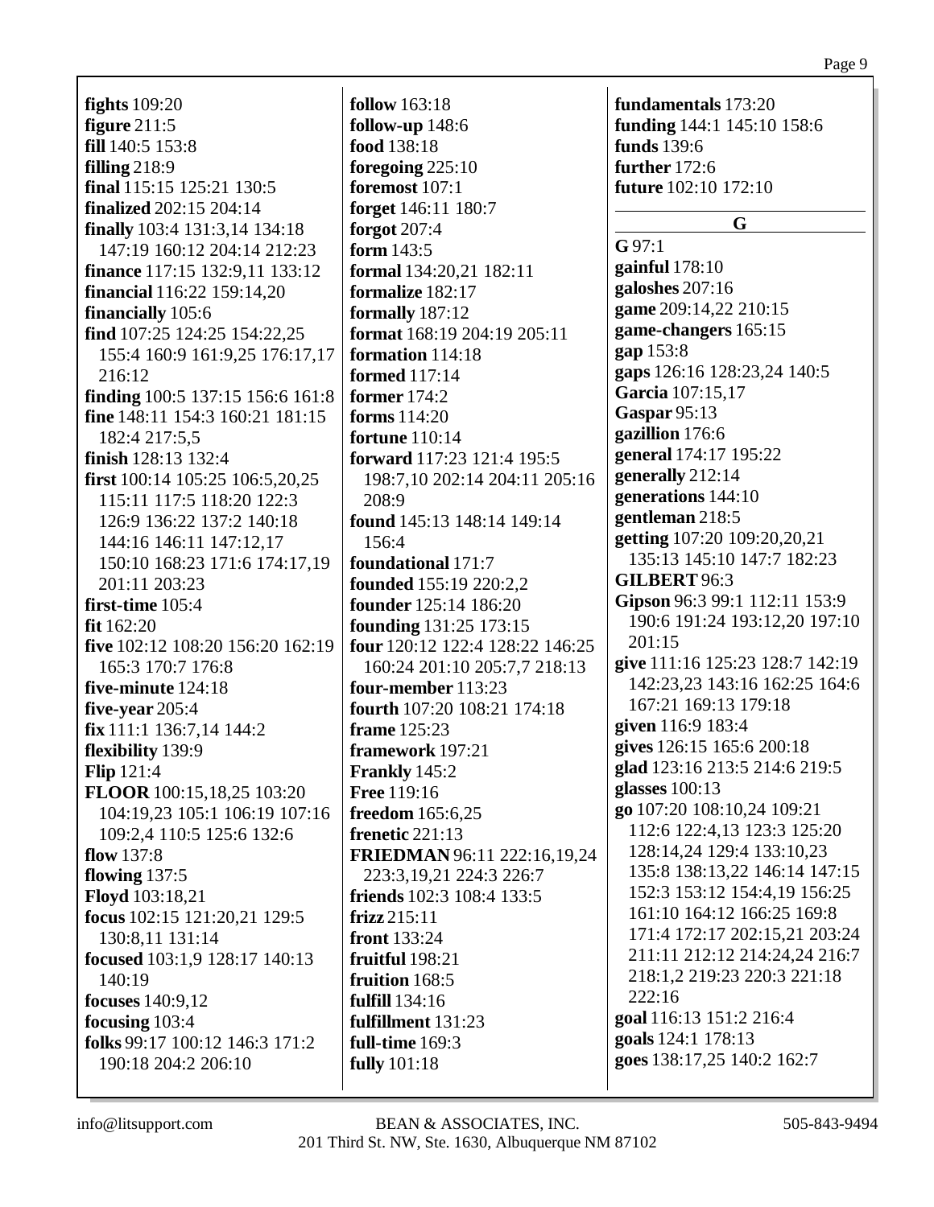**fights** 109:20
**figure** 211:5
**fill** 140:5 153:8
**filling** 218:9
**final** 115:15 125:21 130:5
**finalized** 202:15 204:14
**finally** 103:4 131:3,14 134:18 147:19 160:12 204:14 212:23
**finance** 117:15 132:9,11 133:12
**financial** 116:22 159:14,20
**financially** 105:6
**find** 107:25 124:25 154:22,25 155:4 160:9 161:9,25 176:17,17 216:12
**finding** 100:5 137:15 156:6 161:8
**fine** 148:11 154:3 160:21 181:15 182:4 217:5,5
**finish** 128:13 132:4
**first** 100:14 105:25 106:5,20,25 115:11 117:5 118:20 122:3 126:9 136:22 137:2 140:18 144:16 146:11 147:12,17 150:10 168:23 171:6 174:17,19 201:11 203:23
**first-time** 105:4
**fit** 162:20
**five** 102:12 108:20 156:20 162:19 165:3 170:7 176:8
**five-minute** 124:18
**five-year** 205:4
**fix** 111:1 136:7,14 144:2
**flexibility** 139:9
**Flip** 121:4
**FLOOR** 100:15,18,25 103:20 104:19,23 105:1 106:19 107:16 109:2,4 110:5 125:6 132:6
**flow** 137:8
**flowing** 137:5
**Floyd** 103:18,21
**focus** 102:15 121:20,21 129:5 130:8,11 131:14
**focused** 103:1,9 128:17 140:13 140:19
**focuses** 140:9,12
**focusing** 103:4
**folks** 99:17 100:12 146:3 171:2 190:18 204:2 206:10
**follow** 163:18
**follow-up** 148:6
**food** 138:18
**foregoing** 225:10
**foremost** 107:1
**forget** 146:11 180:7
**forgot** 207:4
**form** 143:5
**formal** 134:20,21 182:11
**formalize** 182:17
**formally** 187:12
**format** 168:19 204:19 205:11
**formation** 114:18
**formed** 117:14
**former** 174:2
**forms** 114:20
**fortune** 110:14
**forward** 117:23 121:4 195:5 198:7,10 202:14 204:11 205:16 208:9
**found** 145:13 148:14 149:14 156:4
**foundational** 171:7
**founded** 155:19 220:2,2
**founder** 125:14 186:20
**founding** 131:25 173:15
**four** 120:12 122:4 128:22 146:25 160:24 201:10 205:7,7 218:13
**four-member** 113:23
**fourth** 107:20 108:21 174:18
**frame** 125:23
**framework** 197:21
**Frankly** 145:2
**Free** 119:16
**freedom** 165:6,25
**frenetic** 221:13
**FRIEDMAN** 96:11 222:16,19,24 223:3,19,21 224:3 226:7
**friends** 102:3 108:4 133:5
**frizz** 215:11
**front** 133:24
**fruitful** 198:21
**fruition** 168:5
**fulfill** 134:16
**fulfillment** 131:23
**full-time** 169:3
**fully** 101:18
**fundamentals** 173:20
**funding** 144:1 145:10 158:6
**funds** 139:6
**further** 172:6
**future** 102:10 172:10

## G

**G** 97:1
**gainful** 178:10
**galoshes** 207:16
**game** 209:14,22 210:15
**game-changers** 165:15
**gap** 153:8
**gaps** 126:16 128:23,24 140:5
**Garcia** 107:15,17
**Gaspar** 95:13
**gazillion** 176:6
**general** 174:17 195:22
**generally** 212:14
**generations** 144:10
**gentleman** 218:5
**getting** 107:20 109:20,20,21 135:13 145:10 147:7 182:23
**GILBERT** 96:3
**Gipson** 96:3 99:1 112:11 153:9 190:6 191:24 193:12,20 197:10 201:15
**give** 111:16 125:23 128:7 142:19 142:23,23 143:16 162:25 164:6 167:21 169:13 179:18
**given** 116:9 183:4
**gives** 126:15 165:6 200:18
**glad** 123:16 213:5 214:6 219:5
**glasses** 100:13
**go** 107:20 108:10,24 109:21 112:6 122:4,13 123:3 125:20 128:14,24 129:4 133:10,23 135:8 138:13,22 146:14 147:15 152:3 153:12 154:4,19 156:25 161:10 164:12 166:25 169:8 171:4 172:17 202:15,21 203:24 211:11 212:12 214:24,24 216:7 218:1,2 219:23 220:3 221:18 222:16
**goal** 116:13 151:2 216:4
**goals** 124:1 178:13
**goes** 138:17,25 140:2 162:7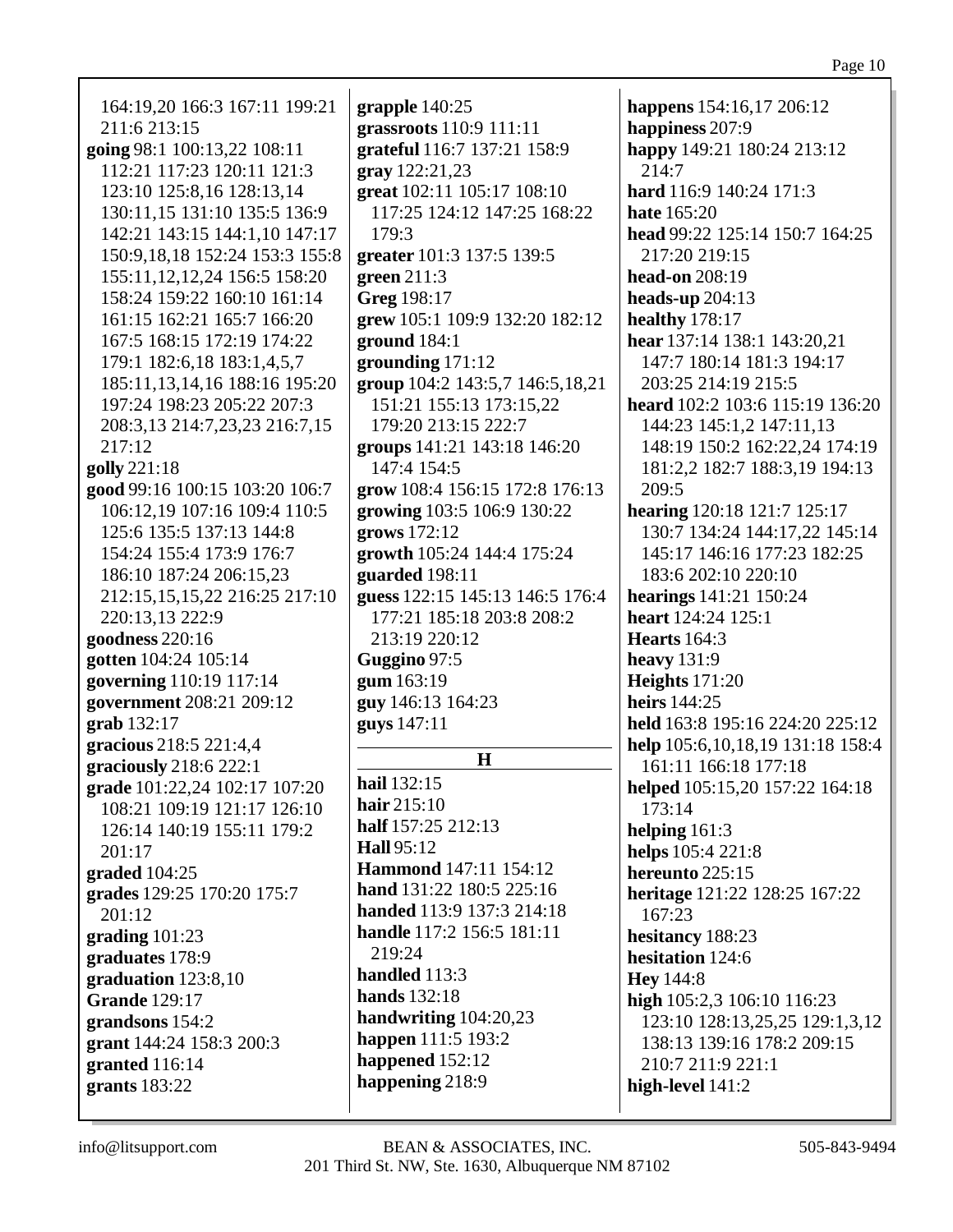164:19,20 166:3 167:11 199:21 211:6 213:15
**going** 98:1 100:13,22 108:11 112:21 117:23 120:11 121:3 123:10 125:8,16 128:13,14 130:11,15 131:10 135:5 136:9 142:21 143:15 144:1,10 147:17 150:9,18,18 152:24 153:3 155:8 155:11,12,12,24 156:5 158:20 158:24 159:22 160:10 161:14 161:15 162:21 165:7 166:20 167:5 168:15 172:19 174:22 179:1 182:6,18 183:1,4,5,7 185:11,13,14,16 188:16 195:20 197:24 198:23 205:22 207:3 208:3,13 214:7,23,23 216:7,15 217:12
**golly** 221:18
**good** 99:16 100:15 103:20 106:7 106:12,19 107:16 109:4 110:5 125:6 135:5 137:13 144:8 154:24 155:4 173:9 176:7 186:10 187:24 206:15,23 212:15,15,15,22 216:25 217:10 220:13,13 222:9
**goodness** 220:16
**gotten** 104:24 105:14
**governing** 110:19 117:14
**government** 208:21 209:12
**grab** 132:17
**gracious** 218:5 221:4,4
**graciously** 218:6 222:1
**grade** 101:22,24 102:17 107:20 108:21 109:19 121:17 126:10 126:14 140:19 155:11 179:2 201:17
**graded** 104:25
**grades** 129:25 170:20 175:7 201:12
**grading** 101:23
**graduates** 178:9
**graduation** 123:8,10
**Grande** 129:17
**grandsons** 154:2
**grant** 144:24 158:3 200:3
**granted** 116:14
**grants** 183:22
**grapple** 140:25
**grassroots** 110:9 111:11
**grateful** 116:7 137:21 158:9
**gray** 122:21,23
**great** 102:11 105:17 108:10 117:25 124:12 147:25 168:22 179:3
**greater** 101:3 137:5 139:5
**green** 211:3
**Greg** 198:17
**grew** 105:1 109:9 132:20 182:12
**ground** 184:1
**grounding** 171:12
**group** 104:2 143:5,7 146:5,18,21 151:21 155:13 173:15,22 179:20 213:15 222:7
**groups** 141:21 143:18 146:20 147:4 154:5
**grow** 108:4 156:15 172:8 176:13
**growing** 103:5 106:9 130:22
**grows** 172:12
**growth** 105:24 144:4 175:24
**guarded** 198:11
**guess** 122:15 145:13 146:5 176:4 177:21 185:18 203:8 208:2 213:19 220:12
**Guggino** 97:5
**gum** 163:19
**guy** 146:13 164:23
**guys** 147:11

## H

**hail** 132:15
**hair** 215:10
**half** 157:25 212:13
**Hall** 95:12
**Hammond** 147:11 154:12
**hand** 131:22 180:5 225:16
**handed** 113:9 137:3 214:18
**handle** 117:2 156:5 181:11 219:24
**handled** 113:3
**hands** 132:18
**handwriting** 104:20,23
**happen** 111:5 193:2
**happened** 152:12
**happening** 218:9
**happens** 154:16,17 206:12
**happiness** 207:9
**happy** 149:21 180:24 213:12 214:7
**hard** 116:9 140:24 171:3
**hate** 165:20
**head** 99:22 125:14 150:7 164:25 217:20 219:15
**head-on** 208:19
**heads-up** 204:13
**healthy** 178:17
**hear** 137:14 138:1 143:20,21 147:7 180:14 181:3 194:17 203:25 214:19 215:5
**heard** 102:2 103:6 115:19 136:20 144:23 145:1,2 147:11,13 148:19 150:2 162:22,24 174:19 181:2,2 182:7 188:3,19 194:13 209:5
**hearing** 120:18 121:7 125:17 130:7 134:24 144:17,22 145:14 145:17 146:16 177:23 182:25 183:6 202:10 220:10
**hearings** 141:21 150:24
**heart** 124:24 125:1
**Hearts** 164:3
**heavy** 131:9
**Heights** 171:20
**heirs** 144:25
**held** 163:8 195:16 224:20 225:12
**help** 105:6,10,18,19 131:18 158:4 161:11 166:18 177:18
**helped** 105:15,20 157:22 164:18 173:14
**helping** 161:3
**helps** 105:4 221:8
**hereunto** 225:15
**heritage** 121:22 128:25 167:22 167:23
**hesitancy** 188:23
**hesitation** 124:6
**Hey** 144:8
**high** 105:2,3 106:10 116:23 123:10 128:13,25,25 129:1,3,12 138:13 139:16 178:2 209:15 210:7 211:9 221:1
**high-level** 141:2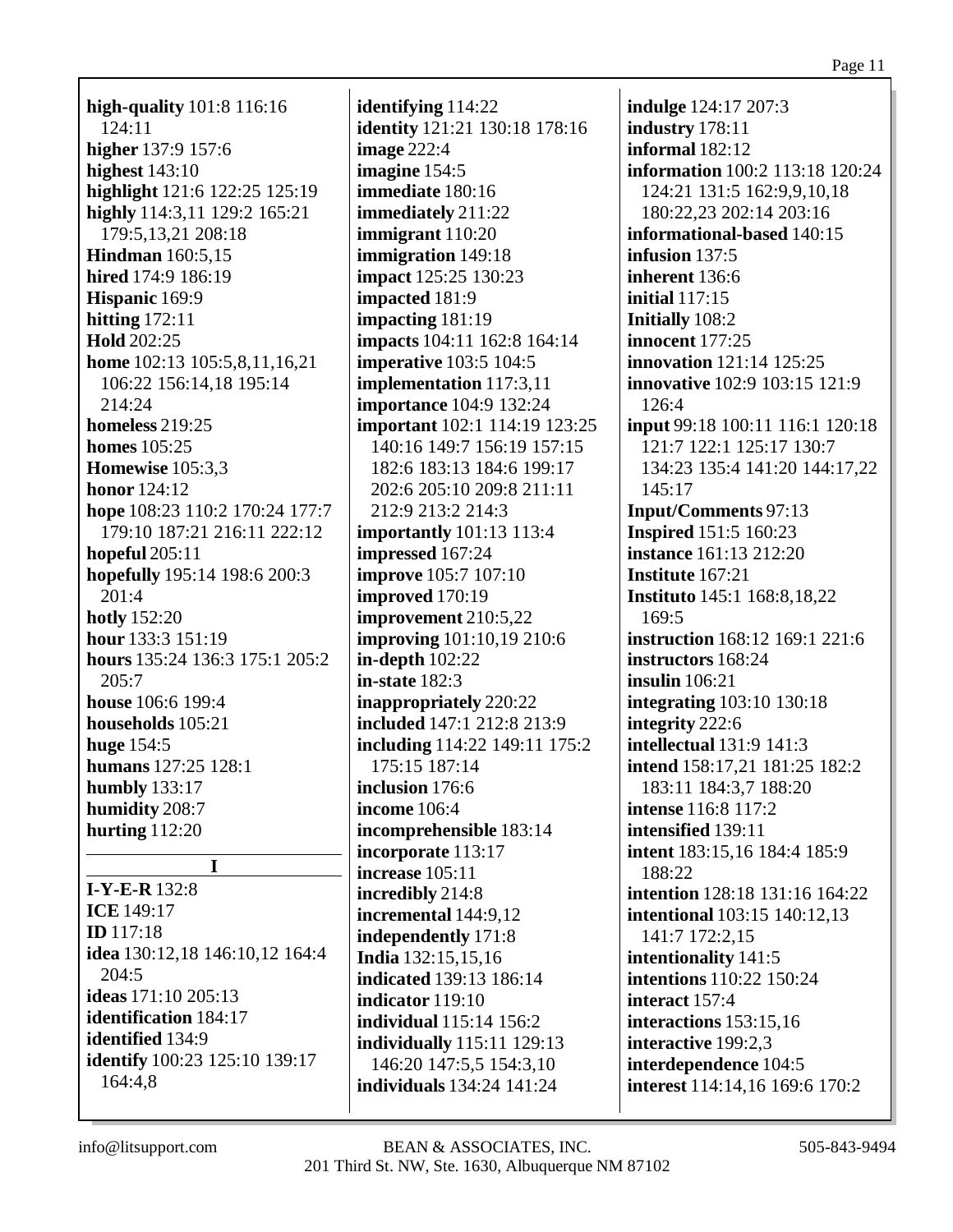**high-quality** 101:8 116:16 124:11
**higher** 137:9 157:6
**highest** 143:10
**highlight** 121:6 122:25 125:19
**highly** 114:3,11 129:2 165:21 179:5,13,21 208:18
**Hindman** 160:5,15
**hired** 174:9 186:19
**Hispanic** 169:9
**hitting** 172:11
**Hold** 202:25
**home** 102:13 105:5,8,11,16,21 106:22 156:14,18 195:14 214:24
**homeless** 219:25
**homes** 105:25
**Homewise** 105:3,3
**honor** 124:12
**hope** 108:23 110:2 170:24 177:7 179:10 187:21 216:11 222:12
**hopeful** 205:11
**hopefully** 195:14 198:6 200:3 201:4
**hotly** 152:20
**hour** 133:3 151:19
**hours** 135:24 136:3 175:1 205:2 205:7
**house** 106:6 199:4
**households** 105:21
**huge** 154:5
**humans** 127:25 128:1
**humbly** 133:17
**humidity** 208:7
**hurting** 112:20

## I

**I-Y-E-R** 132:8
**ICE** 149:17
**ID** 117:18
**idea** 130:12,18 146:10,12 164:4 204:5
**ideas** 171:10 205:13
**identification** 184:17
**identified** 134:9
**identify** 100:23 125:10 139:17 164:4,8
**identifying** 114:22
**identity** 121:21 130:18 178:16
**image** 222:4
**imagine** 154:5
**immediate** 180:16
**immediately** 211:22
**immigrant** 110:20
**immigration** 149:18
**impact** 125:25 130:23
**impacted** 181:9
**impacting** 181:19
**impacts** 104:11 162:8 164:14
**imperative** 103:5 104:5
**implementation** 117:3,11
**importance** 104:9 132:24
**important** 102:1 114:19 123:25 140:16 149:7 156:19 157:15 182:6 183:13 184:6 199:17 202:6 205:10 209:8 211:11 212:9 213:2 214:3
**importantly** 101:13 113:4
**impressed** 167:24
**improve** 105:7 107:10
**improved** 170:19
**improvement** 210:5,22
**improving** 101:10,19 210:6
**in-depth** 102:22
**in-state** 182:3
**inappropriately** 220:22
**included** 147:1 212:8 213:9
**including** 114:22 149:11 175:2 175:15 187:14
**inclusion** 176:6
**income** 106:4
**incomprehensible** 183:14
**incorporate** 113:17
**increase** 105:11
**incredibly** 214:8
**incremental** 144:9,12
**independently** 171:8
**India** 132:15,15,16
**indicated** 139:13 186:14
**indicator** 119:10
**individual** 115:14 156:2
**individually** 115:11 129:13 146:20 147:5,5 154:3,10
**individuals** 134:24 141:24
**indulge** 124:17 207:3
**industry** 178:11
**informal** 182:12
**information** 100:2 113:18 120:24 124:21 131:5 162:9,9,10,18 180:22,23 202:14 203:16
**informational-based** 140:15
**infusion** 137:5
**inherent** 136:6
**initial** 117:15
**Initially** 108:2
**innocent** 177:25
**innovation** 121:14 125:25
**innovative** 102:9 103:15 121:9 126:4
**input** 99:18 100:11 116:1 120:18 121:7 122:1 125:17 130:7 134:23 135:4 141:20 144:17,22 145:17
**Input/Comments** 97:13
**Inspired** 151:5 160:23
**instance** 161:13 212:20
**Institute** 167:21
**Instituto** 145:1 168:8,18,22 169:5
**instruction** 168:12 169:1 221:6
**instructors** 168:24
**insulin** 106:21
**integrating** 103:10 130:18
**integrity** 222:6
**intellectual** 131:9 141:3
**intend** 158:17,21 181:25 182:2 183:11 184:3,7 188:20
**intense** 116:8 117:2
**intensified** 139:11
**intent** 183:15,16 184:4 185:9 188:22
**intention** 128:18 131:16 164:22
**intentional** 103:15 140:12,13 141:7 172:2,15
**intentionality** 141:5
**intentions** 110:22 150:24
**interact** 157:4
**interactions** 153:15,16
**interactive** 199:2,3
**interdependence** 104:5
**interest** 114:14,16 169:6 170:2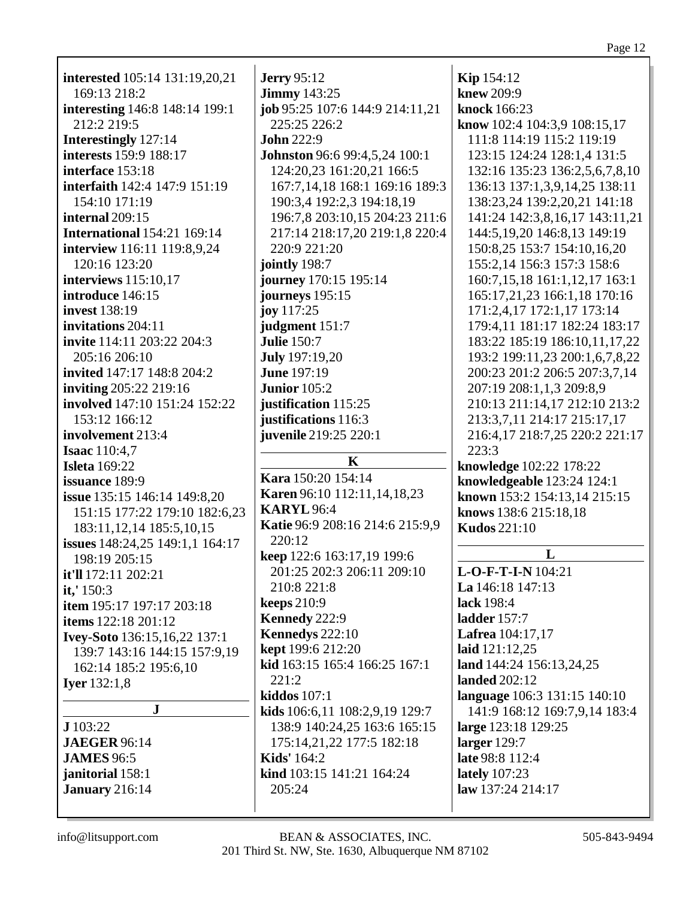**interested** 105:14 131:19,20,21 169:13 218:2
**interesting** 146:8 148:14 199:1 212:2 219:5
**Interestingly** 127:14
**interests** 159:9 188:17
**interface** 153:18
**interfaith** 142:4 147:9 151:19 154:10 171:19
**internal** 209:15
**International** 154:21 169:14
**interview** 116:11 119:8,9,24 120:16 123:20
**interviews** 115:10,17
**introduce** 146:15
**invest** 138:19
**invitations** 204:11
**invite** 114:11 203:22 204:3 205:16 206:10
**invited** 147:17 148:8 204:2
**inviting** 205:22 219:16
**involved** 147:10 151:24 152:22 153:12 166:12
**involvement** 213:4
**Isaac** 110:4,7
**Isleta** 169:22
**issuance** 189:9
**issue** 135:15 146:14 149:8,20 151:15 177:22 179:10 182:6,23 183:11,12,14 185:5,10,15
**issues** 148:24,25 149:1,1 164:17 198:19 205:15
**it'll** 172:11 202:21
**it,'** 150:3
**item** 195:17 197:17 203:18
**items** 122:18 201:12
**Ivey-Soto** 136:15,16,22 137:1 139:7 143:16 144:15 157:9,19 162:14 185:2 195:6,10
**Iyer** 132:1,8

## J

**J** 103:22
**JAEGER** 96:14
**JAMES** 96:5
**janitorial** 158:1
**January** 216:14
**Jerry** 95:12
**Jimmy** 143:25
**job** 95:25 107:6 144:9 214:11,21 225:25 226:2
**John** 222:9
**Johnston** 96:6 99:4,5,24 100:1 124:20,23 161:20,21 166:5 167:7,14,18 168:1 169:16 189:3 190:3,4 192:2,3 194:18,19 196:7,8 203:10,15 204:23 211:6 217:14 218:17,20 219:1,8 220:4 220:9 221:20
**jointly** 198:7
**journey** 170:15 195:14
**journeys** 195:15
**joy** 117:25
**judgment** 151:7
**Julie** 150:7
**July** 197:19,20
**June** 197:19
**Junior** 105:2
**justification** 115:25
**justifications** 116:3
**juvenile** 219:25 220:1

## K

**Kara** 150:20 154:14
**Karen** 96:10 112:11,14,18,23
**KARYL** 96:4
**Katie** 96:9 208:16 214:6 215:9,9 220:12
**keep** 122:6 163:17,19 199:6 201:25 202:3 206:11 209:10 210:8 221:8
**keeps** 210:9
**Kennedy** 222:9
**Kennedys** 222:10
**kept** 199:6 212:20
**kid** 163:15 165:4 166:25 167:1 221:2
**kiddos** 107:1
**kids** 106:6,11 108:2,9,19 129:7 138:9 140:24,25 163:6 165:15 175:14,21,22 177:5 182:18
**Kids'** 164:2
**kind** 103:15 141:21 164:24 205:24
**Kip** 154:12
**knew** 209:9
**knock** 166:23
**know** 102:4 104:3,9 108:15,17 111:8 114:19 115:2 119:19 123:15 124:24 128:1,4 131:5 132:16 135:23 136:2,5,6,7,8,10 136:13 137:1,3,9,14,25 138:11 138:23,24 139:2,20,21 141:18 141:24 142:3,8,16,17 143:11,21 144:5,19,20 146:8,13 149:19 150:8,25 153:7 154:10,16,20 155:2,14 156:3 157:3 158:6 160:7,15,18 161:1,12,17 163:1 165:17,21,23 166:1,18 170:16 171:2,4,17 172:1,17 173:14 179:4,11 181:17 182:24 183:17 183:22 185:19 186:10,11,17,22 193:2 199:11,23 200:1,6,7,8,22 200:23 201:2 206:5 207:3,7,14 207:19 208:1,1,3 209:8,9 210:13 211:14,17 212:10 213:2 213:3,7,11 214:17 215:17,17 216:4,17 218:7,25 220:2 221:17 223:3
**knowledge** 102:22 178:22
**knowledgeable** 123:24 124:1
**known** 153:2 154:13,14 215:15
**knows** 138:6 215:18,18
**Kudos** 221:10

## L

**L-O-F-T-I-N** 104:21
**La** 146:18 147:13
**lack** 198:4
**ladder** 157:7
**Lafrea** 104:17,17
**laid** 121:12,25
**land** 144:24 156:13,24,25
**landed** 202:12
**language** 106:3 131:15 140:10 141:9 168:12 169:7,9,14 183:4
**large** 123:18 129:25
**larger** 129:7
**late** 98:8 112:4
**lately** 107:23
**law** 137:24 214:17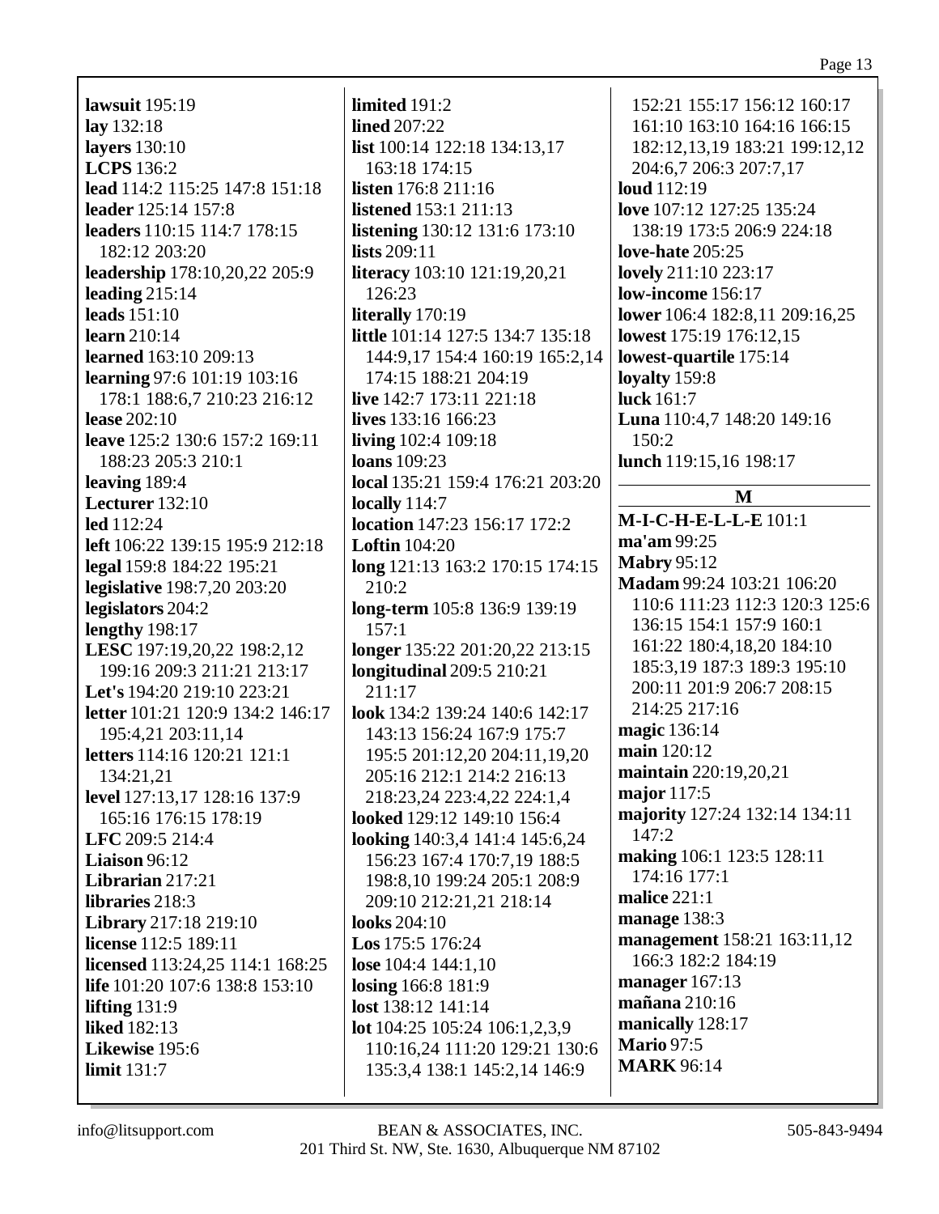**lawsuit** 195:19
**lay** 132:18
**layers** 130:10
**LCPS** 136:2
**lead** 114:2 115:25 147:8 151:18
**leader** 125:14 157:8
**leaders** 110:15 114:7 178:15 182:12 203:20
**leadership** 178:10,20,22 205:9
**leading** 215:14
**leads** 151:10
**learn** 210:14
**learned** 163:10 209:13
**learning** 97:6 101:19 103:16 178:1 188:6,7 210:23 216:12
**lease** 202:10
**leave** 125:2 130:6 157:2 169:11 188:23 205:3 210:1
**leaving** 189:4
**Lecturer** 132:10
**led** 112:24
**left** 106:22 139:15 195:9 212:18
**legal** 159:8 184:22 195:21
**legislative** 198:7,20 203:20
**legislators** 204:2
**lengthy** 198:17
**LESC** 197:19,20,22 198:2,12 199:16 209:3 211:21 213:17
**Let's** 194:20 219:10 223:21
**letter** 101:21 120:9 134:2 146:17 195:4,21 203:11,14
**letters** 114:16 120:21 121:1 134:21,21
**level** 127:13,17 128:16 137:9 165:16 176:15 178:19
**LFC** 209:5 214:4
**Liaison** 96:12
**Librarian** 217:21
**libraries** 218:3
**Library** 217:18 219:10
**license** 112:5 189:11
**licensed** 113:24,25 114:1 168:25
**life** 101:20 107:6 138:8 153:10
**lifting** 131:9
**liked** 182:13
**Likewise** 195:6
**limit** 131:7
**limited** 191:2
**lined** 207:22
**list** 100:14 122:18 134:13,17 163:18 174:15
**listen** 176:8 211:16
**listened** 153:1 211:13
**listening** 130:12 131:6 173:10
**lists** 209:11
**literacy** 103:10 121:19,20,21 126:23
**literally** 170:19
**little** 101:14 127:5 134:7 135:18 144:9,17 154:4 160:19 165:2,14 174:15 188:21 204:19
**live** 142:7 173:11 221:18
**lives** 133:16 166:23
**living** 102:4 109:18
**loans** 109:23
**local** 135:21 159:4 176:21 203:20
**locally** 114:7
**location** 147:23 156:17 172:2
**Loftin** 104:20
**long** 121:13 163:2 170:15 174:15 210:2
**long-term** 105:8 136:9 139:19 157:1
**longer** 135:22 201:20,22 213:15
**longitudinal** 209:5 210:21 211:17
**look** 134:2 139:24 140:6 142:17 143:13 156:24 167:9 175:7 195:5 201:12,20 204:11,19,20 205:16 212:1 214:2 216:13 218:23,24 223:4,22 224:1,4
**looked** 129:12 149:10 156:4
**looking** 140:3,4 141:4 145:6,24 156:23 167:4 170:7,19 188:5 198:8,10 199:24 205:1 208:9 209:10 212:21,21 218:14
**looks** 204:10
**Los** 175:5 176:24
**lose** 104:4 144:1,10
**losing** 166:8 181:9
**lost** 138:12 141:14
**lot** 104:25 105:24 106:1,2,3,9 110:16,24 111:20 129:21 130:6 135:3,4 138:1 145:2,14 146:9 152:21 155:17 156:12 160:17 161:10 163:10 164:16 166:15 182:12,13,19 183:21 199:12,12 204:6,7 206:3 207:7,17
**loud** 112:19
**love** 107:12 127:25 135:24 138:19 173:5 206:9 224:18
**love-hate** 205:25
**lovely** 211:10 223:17
**low-income** 156:17
**lower** 106:4 182:8,11 209:16,25
**lowest** 175:19 176:12,15
**lowest-quartile** 175:14
**loyalty** 159:8
**luck** 161:7
**Luna** 110:4,7 148:20 149:16 150:2
**lunch** 119:15,16 198:17

## M

**M-I-C-H-E-L-L-E** 101:1
**ma'am** 99:25
**Mabry** 95:12
**Madam** 99:24 103:21 106:20 110:6 111:23 112:3 120:3 125:6 136:15 154:1 157:9 160:1 161:22 180:4,18,20 184:10 185:3,19 187:3 189:3 195:10 200:11 201:9 206:7 208:15 214:25 217:16
**magic** 136:14
**main** 120:12
**maintain** 220:19,20,21
**major** 117:5
**majority** 127:24 132:14 134:11 147:2
**making** 106:1 123:5 128:11 174:16 177:1
**malice** 221:1
**manage** 138:3
**management** 158:21 163:11,12 166:3 182:2 184:19
**manager** 167:13
**mañana** 210:16
**manically** 128:17
**Mario** 97:5
**MARK** 96:14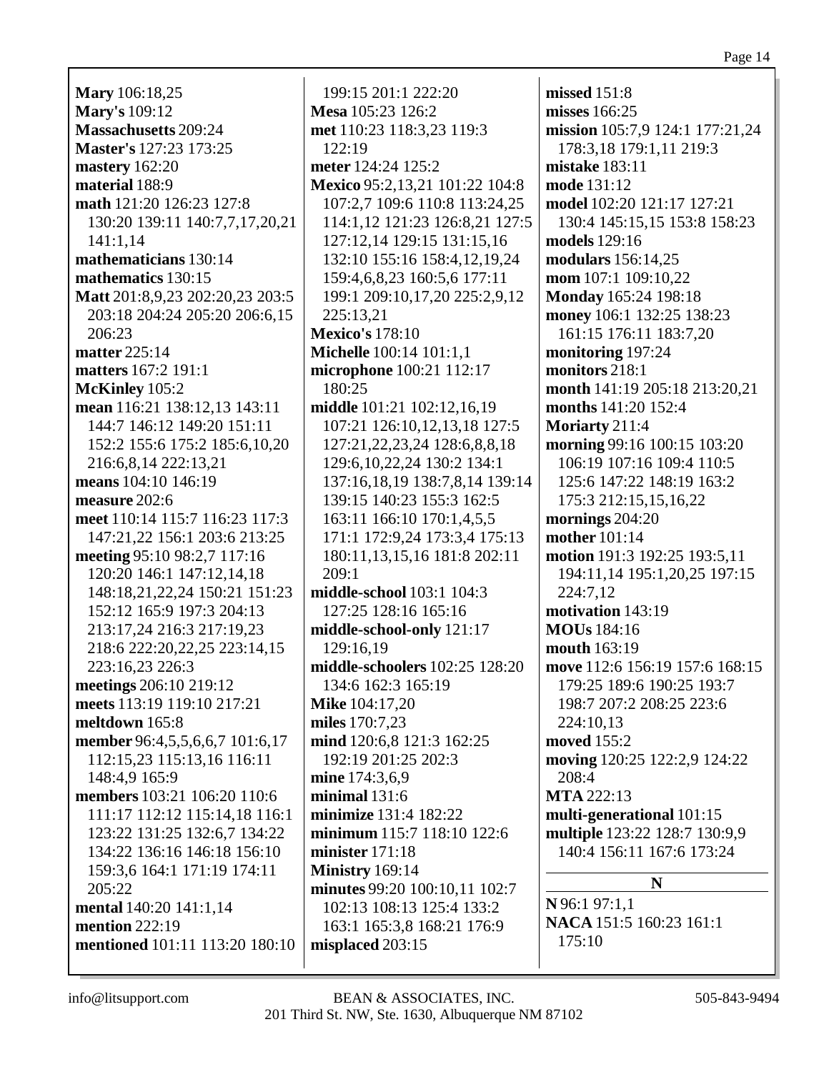**Mary** 106:18,25
**Mary's** 109:12
**Massachusetts** 209:24
**Master's** 127:23 173:25
**mastery** 162:20
**material** 188:9
**math** 121:20 126:23 127:8 130:20 139:11 140:7,7,17,20,21 141:1,14
**mathematicians** 130:14
**mathematics** 130:15
**Matt** 201:8,9,23 202:20,23 203:5 203:18 204:24 205:20 206:6,15 206:23
**matter** 225:14
**matters** 167:2 191:1
**McKinley** 105:2
**mean** 116:21 138:12,13 143:11 144:7 146:12 149:20 151:11 152:2 155:6 175:2 185:6,10,20 216:6,8,14 222:13,21
**means** 104:10 146:19
**measure** 202:6
**meet** 110:14 115:7 116:23 117:3 147:21,22 156:1 203:6 213:25
**meeting** 95:10 98:2,7 117:16 120:20 146:1 147:12,14,18 148:18,21,22,24 150:21 151:23 152:12 165:9 197:3 204:13 213:17,24 216:3 217:19,23 218:6 222:20,22,25 223:14,15 223:16,23 226:3
**meetings** 206:10 219:12
**meets** 113:19 119:10 217:21
**meltdown** 165:8
**member** 96:4,5,5,6,6,7 101:6,17 112:15,23 115:13,16 116:11 148:4,9 165:9
**members** 103:21 106:20 110:6 111:17 112:12 115:14,18 116:1 123:22 131:25 132:6,7 134:22 134:22 136:16 146:18 156:10 159:3,6 164:1 171:19 174:11 205:22
**mental** 140:20 141:1,14
**mention** 222:19
**mentioned** 101:11 113:20 180:10 199:15 201:1 222:20
**Mesa** 105:23 126:2
**met** 110:23 118:3,23 119:3 122:19
**meter** 124:24 125:2
**Mexico** 95:2,13,21 101:22 104:8 107:2,7 109:6 110:8 113:24,25 114:1,12 121:23 126:8,21 127:5 127:12,14 129:15 131:15,16 132:10 155:16 158:4,12,19,24 159:4,6,8,23 160:5,6 177:11 199:1 209:10,17,20 225:2,9,12 225:13,21
**Mexico's** 178:10
**Michelle** 100:14 101:1,1
**microphone** 100:21 112:17 180:25
**middle** 101:21 102:12,16,19 107:21 126:10,12,13,18 127:5 127:21,22,23,24 128:6,8,8,18 129:6,10,22,24 130:2 134:1 137:16,18,19 138:7,8,14 139:14 139:15 140:23 155:3 162:5 163:11 166:10 170:1,4,5,5 171:1 172:9,24 173:3,4 175:13 180:11,13,15,16 181:8 202:11 209:1
**middle-school** 103:1 104:3 127:25 128:16 165:16
**middle-school-only** 121:17 129:16,19
**middle-schoolers** 102:25 128:20 134:6 162:3 165:19
**Mike** 104:17,20
**miles** 170:7,23
**mind** 120:6,8 121:3 162:25 192:19 201:25 202:3
**mine** 174:3,6,9
**minimal** 131:6
**minimize** 131:4 182:22
**minimum** 115:7 118:10 122:6
**minister** 171:18
**Ministry** 169:14
**minutes** 99:20 100:10,11 102:7 102:13 108:13 125:4 133:2 163:1 165:3,8 168:21 176:9
**misplaced** 203:15
**missed** 151:8
**misses** 166:25
**mission** 105:7,9 124:1 177:21,24 178:3,18 179:1,11 219:3
**mistake** 183:11
**mode** 131:12
**model** 102:20 121:17 127:21 130:4 145:15,15 153:8 158:23
**models** 129:16
**modulars** 156:14,25
**mom** 107:1 109:10,22
**Monday** 165:24 198:18
**money** 106:1 132:25 138:23 161:15 176:11 183:7,20
**monitoring** 197:24
**monitors** 218:1
**month** 141:19 205:18 213:20,21
**months** 141:20 152:4
**Moriarty** 211:4
**morning** 99:16 100:15 103:20 106:19 107:16 109:4 110:5 125:6 147:22 148:19 163:2 175:3 212:15,15,16,22
**mornings** 204:20
**mother** 101:14
**motion** 191:3 192:25 193:5,11 194:11,14 195:1,20,25 197:15 224:7,12
**motivation** 143:19
**MOUs** 184:16
**mouth** 163:19
**move** 112:6 156:19 157:6 168:15 179:25 189:6 190:25 193:7 198:7 207:2 208:25 223:6 224:10,13
**moved** 155:2
**moving** 120:25 122:2,9 124:22 208:4
**MTA** 222:13
**multi-generational** 101:15
**multiple** 123:22 128:7 130:9,9 140:4 156:11 167:6 173:24

## N

**N** 96:1 97:1,1
**NACA** 151:5 160:23 161:1 175:10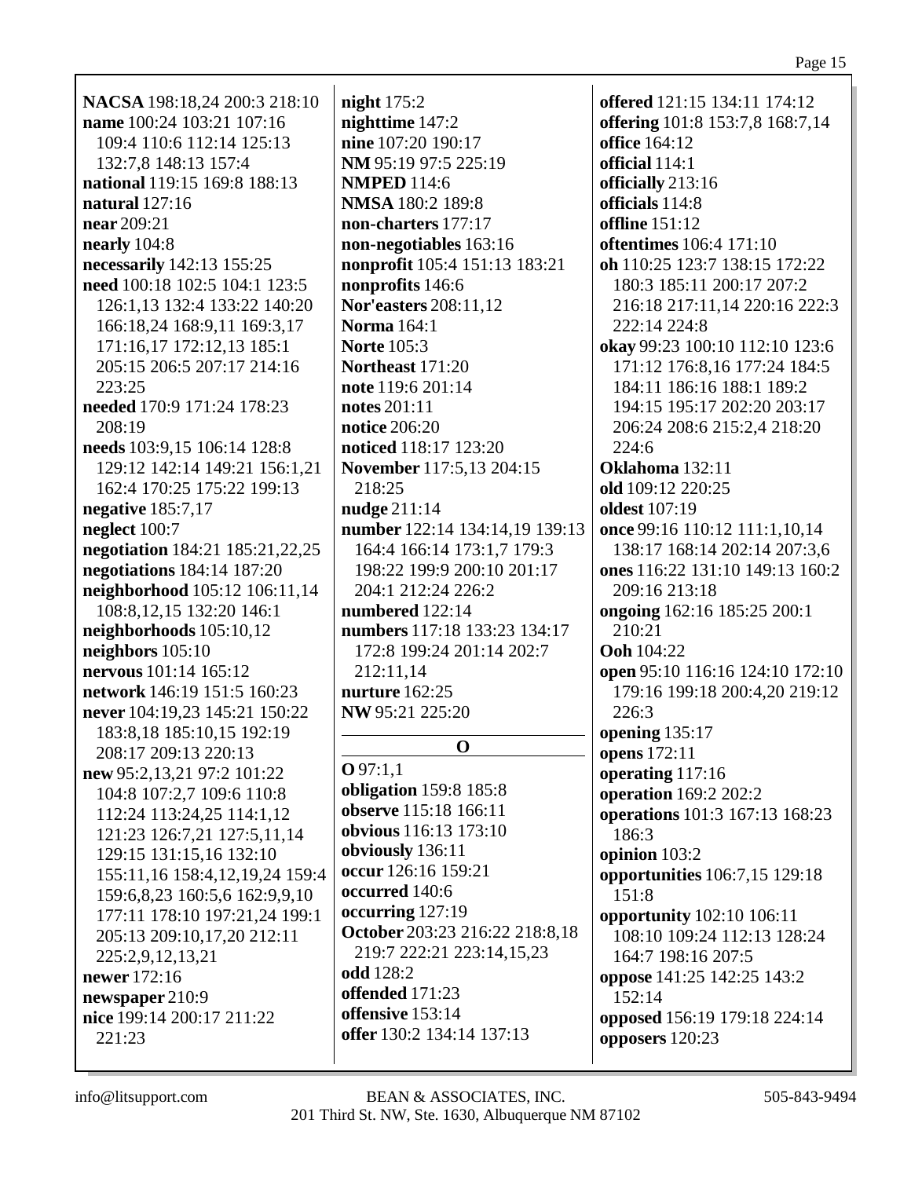**NACSA** 198:18,24 200:3 218:10
**name** 100:24 103:21 107:16 109:4 110:6 112:14 125:13 132:7,8 148:13 157:4
**national** 119:15 169:8 188:13
**natural** 127:16
**near** 209:21
**nearly** 104:8
**necessarily** 142:13 155:25
**need** 100:18 102:5 104:1 123:5 126:1,13 132:4 133:22 140:20 166:18,24 168:9,11 169:3,17 171:16,17 172:12,13 185:1 205:15 206:5 207:17 214:16 223:25
**needed** 170:9 171:24 178:23 208:19
**needs** 103:9,15 106:14 128:8 129:12 142:14 149:21 156:1,21 162:4 170:25 175:22 199:13
**negative** 185:7,17
**neglect** 100:7
**negotiation** 184:21 185:21,22,25
**negotiations** 184:14 187:20
**neighborhood** 105:12 106:11,14 108:8,12,15 132:20 146:1
**neighborhoods** 105:10,12
**neighbors** 105:10
**nervous** 101:14 165:12
**network** 146:19 151:5 160:23
**never** 104:19,23 145:21 150:22 183:8,18 185:10,15 192:19 208:17 209:13 220:13
**new** 95:2,13,21 97:2 101:22 104:8 107:2,7 109:6 110:8 112:24 113:24,25 114:1,12 121:23 126:7,21 127:5,11,14 129:15 131:15,16 132:10 155:11,16 158:4,12,19,24 159:4 159:6,8,23 160:5,6 162:9,9,10 177:11 178:10 197:21,24 199:1 205:13 209:10,17,20 212:11 225:2,9,12,13,21
**newer** 172:16
**newspaper** 210:9
**nice** 199:14 200:17 211:22 221:23
**night** 175:2
**nighttime** 147:2
**nine** 107:20 190:17
**NM** 95:19 97:5 225:19
**NMPED** 114:6
**NMSA** 180:2 189:8
**non-charters** 177:17
**non-negotiables** 163:16
**nonprofit** 105:4 151:13 183:21
**nonprofits** 146:6
**Nor'easters** 208:11,12
**Norma** 164:1
**Norte** 105:3
**Northeast** 171:20
**note** 119:6 201:14
**notes** 201:11
**notice** 206:20
**noticed** 118:17 123:20
**November** 117:5,13 204:15 218:25
**nudge** 211:14
**number** 122:14 134:14,19 139:13 164:4 166:14 173:1,7 179:3 198:22 199:9 200:10 201:17 204:1 212:24 226:2
**numbered** 122:14
**numbers** 117:18 133:23 134:17 172:8 199:24 201:14 202:7 212:11,14
**nurture** 162:25
**NW** 95:21 225:20

## O

**O** 97:1,1
**obligation** 159:8 185:8
**observe** 115:18 166:11
**obvious** 116:13 173:10
**obviously** 136:11
**occur** 126:16 159:21
**occurred** 140:6
**occurring** 127:19
**October** 203:23 216:22 218:8,18 219:7 222:21 223:14,15,23
**odd** 128:2
**offended** 171:23
**offensive** 153:14
**offer** 130:2 134:14 137:13
**offered** 121:15 134:11 174:12
**offering** 101:8 153:7,8 168:7,14
**office** 164:12
**official** 114:1
**officially** 213:16
**officials** 114:8
**offline** 151:12
**oftentimes** 106:4 171:10
**oh** 110:25 123:7 138:15 172:22 180:3 185:11 200:17 207:2 216:18 217:11,14 220:16 222:3 222:14 224:8
**okay** 99:23 100:10 112:10 123:6 171:12 176:8,16 177:24 184:5 184:11 186:16 188:1 189:2 194:15 195:17 202:20 203:17 206:24 208:6 215:2,4 218:20 224:6
**Oklahoma** 132:11
**old** 109:12 220:25
**oldest** 107:19
**once** 99:16 110:12 111:1,10,14 138:17 168:14 202:14 207:3,6
**ones** 116:22 131:10 149:13 160:2 209:16 213:18
**ongoing** 162:16 185:25 200:1 210:21
**Ooh** 104:22
**open** 95:10 116:16 124:10 172:10 179:16 199:18 200:4,20 219:12 226:3
**opening** 135:17
**opens** 172:11
**operating** 117:16
**operation** 169:2 202:2
**operations** 101:3 167:13 168:23 186:3
**opinion** 103:2
**opportunities** 106:7,15 129:18 151:8
**opportunity** 102:10 106:11 108:10 109:24 112:13 128:24 164:7 198:16 207:5
**oppose** 141:25 142:25 143:2 152:14
**opposed** 156:19 179:18 224:14
**opposers** 120:23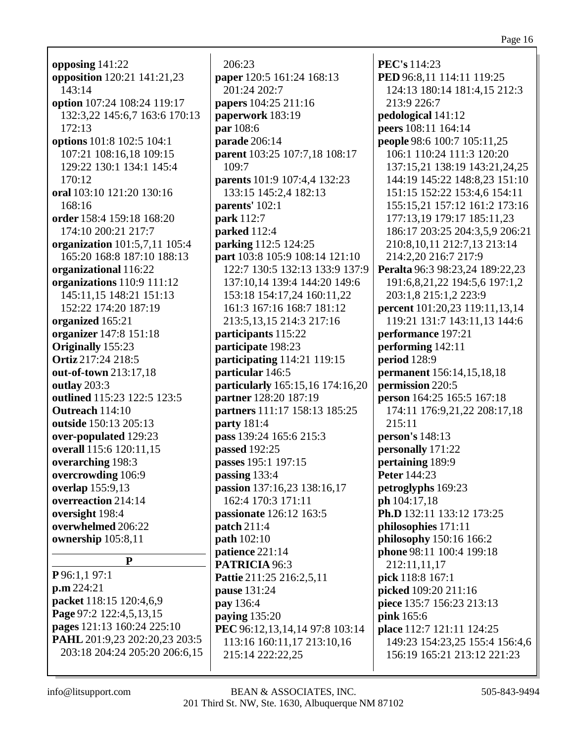**opposing** 141:22
**opposition** 120:21 141:21,23 143:14
**option** 107:24 108:24 119:17 132:3,22 145:6,7 163:6 170:13 172:13
**options** 101:8 102:5 104:1 107:21 108:16,18 109:15 129:22 130:1 134:1 145:4 170:12
**oral** 103:10 121:20 130:16 168:16
**order** 158:4 159:18 168:20 174:10 200:21 217:7
**organization** 101:5,7,11 105:4 165:20 168:8 187:10 188:13
**organizational** 116:22
**organizations** 110:9 111:12 145:11,15 148:21 151:13 152:22 174:20 187:19
**organized** 165:21
**organizer** 147:8 151:18
**Originally** 155:23
**Ortiz** 217:24 218:5
**out-of-town** 213:17,18
**outlay** 203:3
**outlined** 115:23 122:5 123:5
**Outreach** 114:10
**outside** 150:13 205:13
**over-populated** 129:23
**overall** 115:6 120:11,15
**overarching** 198:3
**overcrowding** 106:9
**overlap** 155:9,13
**overreaction** 214:14
**oversight** 198:4
**overwhelmed** 206:22
**ownership** 105:8,11

## P

**P** 96:1,1 97:1
**p.m** 224:21
**packet** 118:15 120:4,6,9
**Page** 97:2 122:4,5,13,15
**pages** 121:13 160:24 225:10
**PAHL** 201:9,23 202:20,23 203:5 203:18 204:24 205:20 206:6,15 206:23
**paper** 120:5 161:24 168:13 201:24 202:7
**papers** 104:25 211:16
**paperwork** 183:19
**par** 108:6
**parade** 206:14
**parent** 103:25 107:7,18 108:17 109:7
**parents** 101:9 107:4,4 132:23 133:15 145:2,4 182:13
**parents'** 102:1
**park** 112:7
**parked** 112:4
**parking** 112:5 124:25
**part** 103:8 105:9 108:14 121:10 122:7 130:5 132:13 133:9 137:9 137:10,14 139:4 144:20 149:6 153:18 154:17,24 160:11,22 161:3 167:16 168:7 181:12 213:5,13,15 214:3 217:16
**participants** 115:22
**participate** 198:23
**participating** 114:21 119:15
**particular** 146:5
**particularly** 165:15,16 174:16,20
**partner** 128:20 187:19
**partners** 111:17 158:13 185:25
**party** 181:4
**pass** 139:24 165:6 215:3
**passed** 192:25
**passes** 195:1 197:15
**passing** 133:4
**passion** 137:16,23 138:16,17 162:4 170:3 171:11
**passionate** 126:12 163:5
**patch** 211:4
**path** 102:10
**patience** 221:14
**PATRICIA** 96:3
**Pattie** 211:25 216:2,5,11
**pause** 131:24
**pay** 136:4
**paying** 135:20
**PEC** 96:12,13,14,14 97:8 103:14 113:16 160:11,17 213:10,16 215:14 222:22,25
**PEC's** 114:23
**PED** 96:8,11 114:11 119:25 124:13 180:14 181:4,15 212:3 213:9 226:7
**pedological** 141:12
**peers** 108:11 164:14
**people** 98:6 100:7 105:11,25 106:1 110:24 111:3 120:20 137:15,21 138:19 143:21,24,25 144:19 145:22 148:8,23 151:10 151:15 152:22 153:4,6 154:11 155:15,21 157:12 161:2 173:16 177:13,19 179:17 185:11,23 186:17 203:25 204:3,5,9 206:21 210:8,10,11 212:7,13 213:14 214:2,20 216:7 217:9
**Peralta** 96:3 98:23,24 189:22,23 191:6,8,21,22 194:5,6 197:1,2 203:1,8 215:1,2 223:9
**percent** 101:20,23 119:11,13,14 119:21 131:7 143:11,13 144:6
**performance** 197:21
**performing** 142:11
**period** 128:9
**permanent** 156:14,15,18,18
**permission** 220:5
**person** 164:25 165:5 167:18 174:11 176:9,21,22 208:17,18 215:11
**person's** 148:13
**personally** 171:22
**pertaining** 189:9
**Peter** 144:23
**petroglyphs** 169:23
**ph** 104:17,18
**Ph.D** 132:11 133:12 173:25
**philosophies** 171:11
**philosophy** 150:16 166:2
**phone** 98:11 100:4 199:18 212:11,11,17
**pick** 118:8 167:1
**picked** 109:20 211:16
**piece** 135:7 156:23 213:13
**pink** 165:6
**place** 112:7 121:11 124:25 149:23 154:23,25 155:4 156:4,6 156:19 165:21 213:12 221:23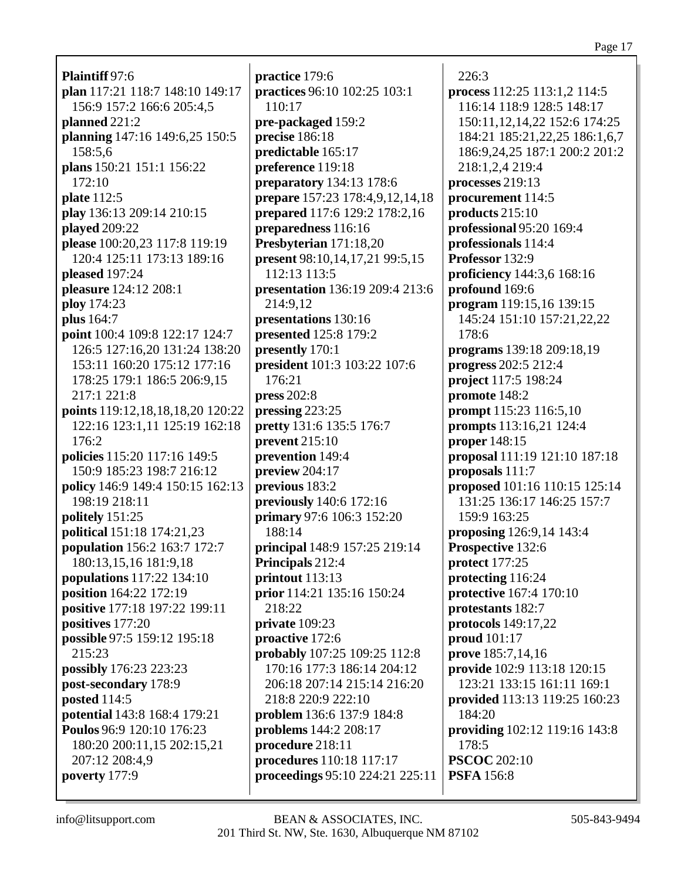**Plaintiff** 97:6
**plan** 117:21 118:7 148:10 149:17 156:9 157:2 166:6 205:4,5
**planned** 221:2
**planning** 147:16 149:6,25 150:5 158:5,6
**plans** 150:21 151:1 156:22 172:10
**plate** 112:5
**play** 136:13 209:14 210:15
**played** 209:22
**please** 100:20,23 117:8 119:19 120:4 125:11 173:13 189:16
**pleased** 197:24
**pleasure** 124:12 208:1
**ploy** 174:23
**plus** 164:7
**point** 100:4 109:8 122:17 124:7 126:5 127:16,20 131:24 138:20 153:11 160:20 175:12 177:16 178:25 179:1 186:5 206:9,15 217:1 221:8
**points** 119:12,18,18,18,20 120:22 122:16 123:1,11 125:19 162:18 176:2
**policies** 115:20 117:16 149:5 150:9 185:23 198:7 216:12
**policy** 146:9 149:4 150:15 162:13 198:19 218:11
**politely** 151:25
**political** 151:18 174:21,23
**population** 156:2 163:7 172:7 180:13,15,16 181:9,18
**populations** 117:22 134:10
**position** 164:22 172:19
**positive** 177:18 197:22 199:11
**positives** 177:20
**possible** 97:5 159:12 195:18 215:23
**possibly** 176:23 223:23
**post-secondary** 178:9
**posted** 114:5
**potential** 143:8 168:4 179:21
**Poulos** 96:9 120:10 176:23 180:20 200:11,15 202:15,21 207:12 208:4,9
**poverty** 177:9
**practice** 179:6
**practices** 96:10 102:25 103:1 110:17
**pre-packaged** 159:2
**precise** 186:18
**predictable** 165:17
**preference** 119:18
**preparatory** 134:13 178:6
**prepare** 157:23 178:4,9,12,14,18
**prepared** 117:6 129:2 178:2,16
**preparedness** 116:16
**Presbyterian** 171:18,20
**present** 98:10,14,17,21 99:5,15 112:13 113:5
**presentation** 136:19 209:4 213:6 214:9,12
**presentations** 130:16
**presented** 125:8 179:2
**presently** 170:1
**president** 101:3 103:22 107:6 176:21
**press** 202:8
**pressing** 223:25
**pretty** 131:6 135:5 176:7
**prevent** 215:10
**prevention** 149:4
**preview** 204:17
**previous** 183:2
**previously** 140:6 172:16
**primary** 97:6 106:3 152:20 188:14
**principal** 148:9 157:25 219:14
**Principals** 212:4
**printout** 113:13
**prior** 114:21 135:16 150:24 218:22
**private** 109:23
**proactive** 172:6
**probably** 107:25 109:25 112:8 170:16 177:3 186:14 204:12 206:18 207:14 215:14 216:20 218:8 220:9 222:10
**problem** 136:6 137:9 184:8
**problems** 144:2 208:17
**procedure** 218:11
**procedures** 110:18 117:17
**proceedings** 95:10 224:21 225:11 226:3
**process** 112:25 113:1,2 114:5 116:14 118:9 128:5 148:17 150:11,12,14,22 152:6 174:25 184:21 185:21,22,25 186:1,6,7 186:9,24,25 187:1 200:2 201:2 218:1,2,4 219:4
**processes** 219:13
**procurement** 114:5
**products** 215:10
**professional** 95:20 169:4
**professionals** 114:4
**Professor** 132:9
**proficiency** 144:3,6 168:16
**profound** 169:6
**program** 119:15,16 139:15 145:24 151:10 157:21,22,22 178:6
**programs** 139:18 209:18,19
**progress** 202:5 212:4
**project** 117:5 198:24
**promote** 148:2
**prompt** 115:23 116:5,10
**prompts** 113:16,21 124:4
**proper** 148:15
**proposal** 111:19 121:10 187:18
**proposals** 111:7
**proposed** 101:16 110:15 125:14 131:25 136:17 146:25 157:7 159:9 163:25
**proposing** 126:9,14 143:4
**Prospective** 132:6
**protect** 177:25
**protecting** 116:24
**protective** 167:4 170:10
**protestants** 182:7
**protocols** 149:17,22
**proud** 101:17
**prove** 185:7,14,16
**provide** 102:9 113:18 120:15 123:21 133:15 161:11 169:1
**provided** 113:13 119:25 160:23 184:20
**providing** 102:12 119:16 143:8 178:5
**PSCOC** 202:10
**PSFA** 156:8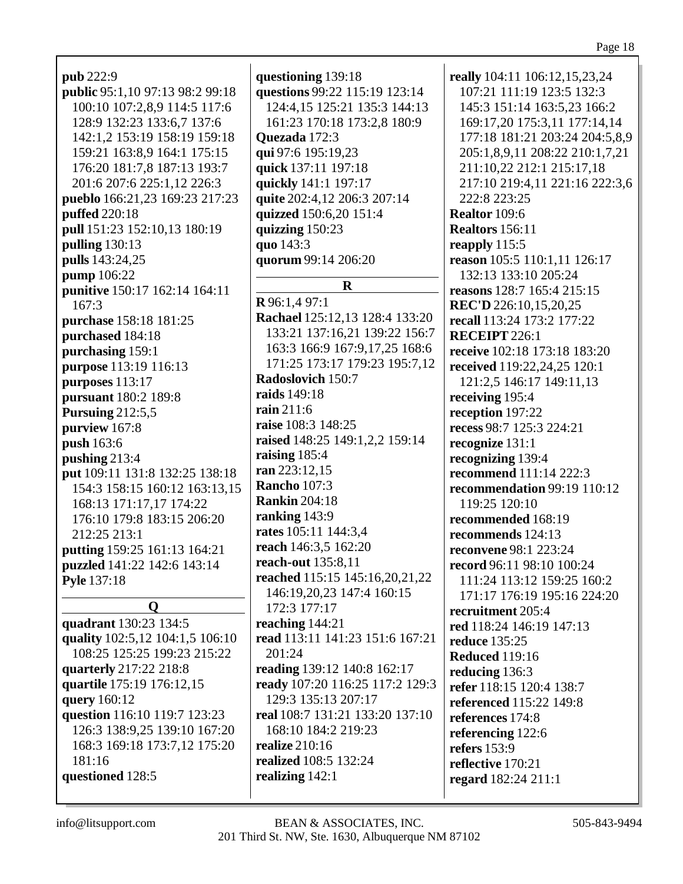**pub** 222:9
**public** 95:1,10 97:13 98:2 99:18 100:10 107:2,8,9 114:5 117:6 128:9 132:23 133:6,7 137:6 142:1,2 153:19 158:19 159:18 159:21 163:8,9 164:1 175:15 176:20 181:7,8 187:13 193:7 201:6 207:6 225:1,12 226:3
**pueblo** 166:21,23 169:23 217:23
**puffed** 220:18
**pull** 151:23 152:10,13 180:19
**pulling** 130:13
**pulls** 143:24,25
**pump** 106:22
**punitive** 150:17 162:14 164:11 167:3
**purchase** 158:18 181:25
**purchased** 184:18
**purchasing** 159:1
**purpose** 113:19 116:13
**purposes** 113:17
**pursuant** 180:2 189:8
**Pursuing** 212:5,5
**purview** 167:8
**push** 163:6
**pushing** 213:4
**put** 109:11 131:8 132:25 138:18 154:3 158:15 160:12 163:13,15 168:13 171:17,17 174:22 176:10 179:8 183:15 206:20 212:25 213:1
**putting** 159:25 161:13 164:21
**puzzled** 141:22 142:6 143:14
**Pyle** 137:18

## Q

**quadrant** 130:23 134:5
**quality** 102:5,12 104:1,5 106:10 108:25 125:25 199:23 215:22
**quarterly** 217:22 218:8
**quartile** 175:19 176:12,15
**query** 160:12
**question** 116:10 119:7 123:23 126:3 138:9,25 139:10 167:20 168:3 169:18 173:7,12 175:20 181:16
**questioned** 128:5
**questioning** 139:18
**questions** 99:22 115:19 123:14 124:4,15 125:21 135:3 144:13 161:23 170:18 173:2,8 180:9
**Quezada** 172:3
**qui** 97:6 195:19,23
**quick** 137:11 197:18
**quickly** 141:1 197:17
**quite** 202:4,12 206:3 207:14
**quizzed** 150:6,20 151:4
**quizzing** 150:23
**quo** 143:3
**quorum** 99:14 206:20

## R

**R** 96:1,4 97:1
**Rachael** 125:12,13 128:4 133:20 133:21 137:16,21 139:22 156:7 163:3 166:9 167:9,17,25 168:6 171:25 173:17 179:23 195:7,12
**Radoslovich** 150:7
**raids** 149:18
**rain** 211:6
**raise** 108:3 148:25
**raised** 148:25 149:1,2,2 159:14
**raising** 185:4
**ran** 223:12,15
**Rancho** 107:3
**Rankin** 204:18
**ranking** 143:9
**rates** 105:11 144:3,4
**reach** 146:3,5 162:20
**reach-out** 135:8,11
**reached** 115:15 145:16,20,21,22 146:19,20,23 147:4 160:15 172:3 177:17
**reaching** 144:21
**read** 113:11 141:23 151:6 167:21 201:24
**reading** 139:12 140:8 162:17
**ready** 107:20 116:25 117:2 129:3 129:3 135:13 207:17
**real** 108:7 131:21 133:20 137:10 168:10 184:2 219:23
**realize** 210:16
**realized** 108:5 132:24
**realizing** 142:1
**really** 104:11 106:12,15,23,24 107:21 111:19 123:5 132:3 145:3 151:14 163:5,23 166:2 169:17,20 175:3,11 177:14,14 177:18 181:21 203:24 204:5,8,9 205:1,8,9,11 208:22 210:1,7,21 211:10,22 212:1 215:17,18 217:10 219:4,11 221:16 222:3,6 222:8 223:25
**Realtor** 109:6
**Realtors** 156:11
**reapply** 115:5
**reason** 105:5 110:1,11 126:17 132:13 133:10 205:24
**reasons** 128:7 165:4 215:15
**REC'D** 226:10,15,20,25
**recall** 113:24 173:2 177:22
**RECEIPT** 226:1
**receive** 102:18 173:18 183:20
**received** 119:22,24,25 120:1 121:2,5 146:17 149:11,13
**receiving** 195:4
**reception** 197:22
**recess** 98:7 125:3 224:21
**recognize** 131:1
**recognizing** 139:4
**recommend** 111:14 222:3
**recommendation** 99:19 110:12 119:25 120:10
**recommended** 168:19
**recommends** 124:13
**reconvene** 98:1 223:24
**record** 96:11 98:10 100:24 111:24 113:12 159:25 160:2 171:17 176:19 195:16 224:20
**recruitment** 205:4
**red** 118:24 146:19 147:13
**reduce** 135:25
**Reduced** 119:16
**reducing** 136:3
**refer** 118:15 120:4 138:7
**referenced** 115:22 149:8
**references** 174:8
**referencing** 122:6
**refers** 153:9
**reflective** 170:21
**regard** 182:24 211:1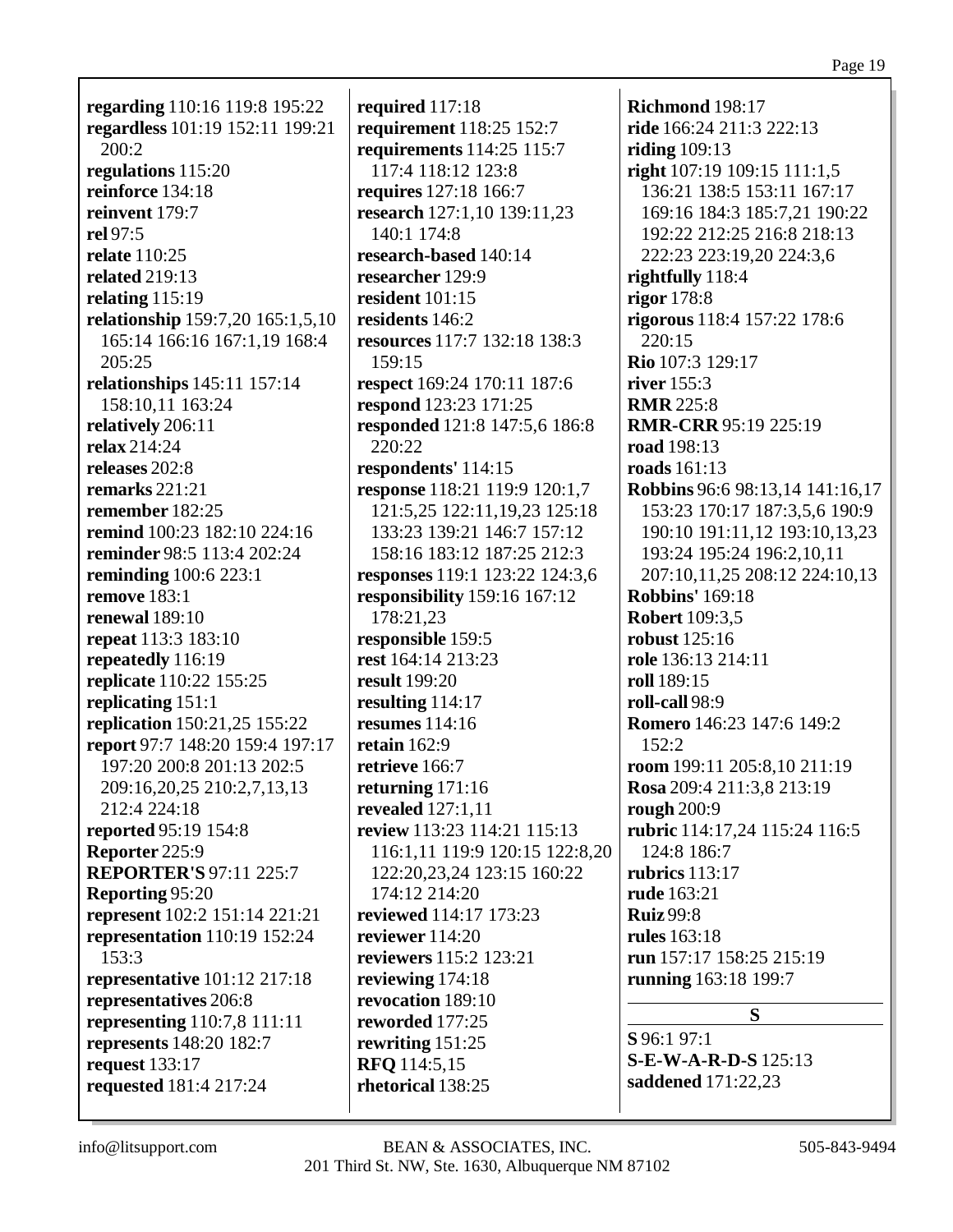**regarding** 110:16 119:8 195:22
**regardless** 101:19 152:11 199:21 200:2
**regulations** 115:20
**reinforce** 134:18
**reinvent** 179:7
**rel** 97:5
**relate** 110:25
**related** 219:13
**relating** 115:19
**relationship** 159:7,20 165:1,5,10 165:14 166:16 167:1,19 168:4 205:25
**relationships** 145:11 157:14 158:10,11 163:24
**relatively** 206:11
**relax** 214:24
**releases** 202:8
**remarks** 221:21
**remember** 182:25
**remind** 100:23 182:10 224:16
**reminder** 98:5 113:4 202:24
**reminding** 100:6 223:1
**remove** 183:1
**renewal** 189:10
**repeat** 113:3 183:10
**repeatedly** 116:19
**replicate** 110:22 155:25
**replicating** 151:1
**replication** 150:21,25 155:22
**report** 97:7 148:20 159:4 197:17 197:20 200:8 201:13 202:5 209:16,20,25 210:2,7,13,13 212:4 224:18
**reported** 95:19 154:8
**Reporter** 225:9
**REPORTER'S** 97:11 225:7
**Reporting** 95:20
**represent** 102:2 151:14 221:21
**representation** 110:19 152:24 153:3
**representative** 101:12 217:18
**representatives** 206:8
**representing** 110:7,8 111:11
**represents** 148:20 182:7
**request** 133:17
**requested** 181:4 217:24
**required** 117:18
**requirement** 118:25 152:7
**requirements** 114:25 115:7 117:4 118:12 123:8
**requires** 127:18 166:7
**research** 127:1,10 139:11,23 140:1 174:8
**research-based** 140:14
**researcher** 129:9
**resident** 101:15
**residents** 146:2
**resources** 117:7 132:18 138:3 159:15
**respect** 169:24 170:11 187:6
**respond** 123:23 171:25
**responded** 121:8 147:5,6 186:8 220:22
**respondents'** 114:15
**response** 118:21 119:9 120:1,7 121:5,25 122:11,19,23 125:18 133:23 139:21 146:7 157:12 158:16 183:12 187:25 212:3
**responses** 119:1 123:22 124:3,6
**responsibility** 159:16 167:12 178:21,23
**responsible** 159:5
**rest** 164:14 213:23
**result** 199:20
**resulting** 114:17
**resumes** 114:16
**retain** 162:9
**retrieve** 166:7
**returning** 171:16
**revealed** 127:1,11
**review** 113:23 114:21 115:13 116:1,11 119:9 120:15 122:8,20 122:20,23,24 123:15 160:22 174:12 214:20
**reviewed** 114:17 173:23
**reviewer** 114:20
**reviewers** 115:2 123:21
**reviewing** 174:18
**revocation** 189:10
**reworded** 177:25
**rewriting** 151:25
**RFQ** 114:5,15
**rhetorical** 138:25
**Richmond** 198:17
**ride** 166:24 211:3 222:13
**riding** 109:13
**right** 107:19 109:15 111:1,5 136:21 138:5 153:11 167:17 169:16 184:3 185:7,21 190:22 192:22 212:25 216:8 218:13 222:23 223:19,20 224:3,6
**rightfully** 118:4
**rigor** 178:8
**rigorous** 118:4 157:22 178:6 220:15
**Rio** 107:3 129:17
**river** 155:3
**RMR** 225:8
**RMR-CRR** 95:19 225:19
**road** 198:13
**roads** 161:13
**Robbins** 96:6 98:13,14 141:16,17 153:23 170:17 187:3,5,6 190:9 190:10 191:11,12 193:10,13,23 193:24 195:24 196:2,10,11 207:10,11,25 208:12 224:10,13
**Robbins'** 169:18
**Robert** 109:3,5
**robust** 125:16
**role** 136:13 214:11
**roll** 189:15
**roll-call** 98:9
**Romero** 146:23 147:6 149:2 152:2
**room** 199:11 205:8,10 211:19
**Rosa** 209:4 211:3,8 213:19
**rough** 200:9
**rubric** 114:17,24 115:24 116:5 124:8 186:7
**rubrics** 113:17
**rude** 163:21
**Ruiz** 99:8
**rules** 163:18
**run** 157:17 158:25 215:19
**running** 163:18 199:7

## S

**S** 96:1 97:1
**S-E-W-A-R-D-S** 125:13
**saddened** 171:22,23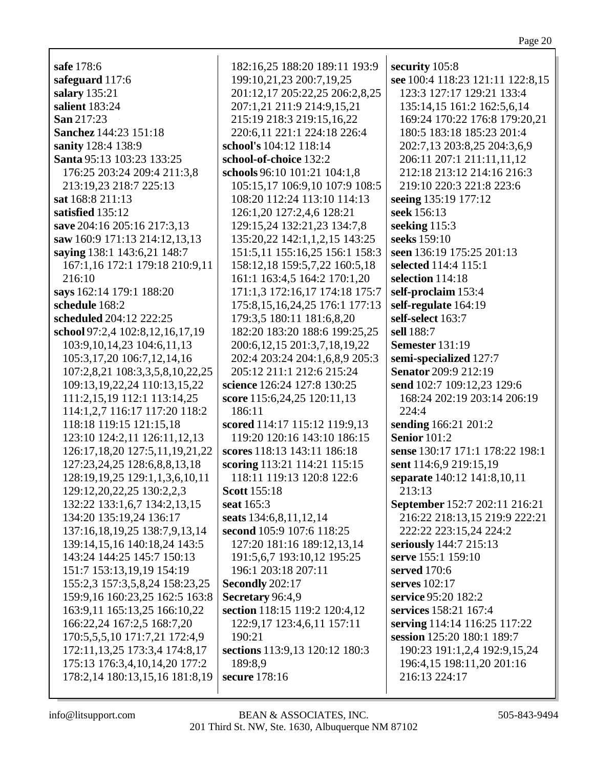**safe** 178:6
**safeguard** 117:6
**salary** 135:21
**salient** 183:24
**San** 217:23
**Sanchez** 144:23 151:18
**sanity** 128:4 138:9
**Santa** 95:13 103:23 133:25 176:25 203:24 209:4 211:3,8 213:19,23 218:7 225:13
**sat** 168:8 211:13
**satisfied** 135:12
**save** 204:16 205:16 217:3,13
**saw** 160:9 171:13 214:12,13,13
**saying** 138:1 143:6,21 148:7 167:1,16 172:1 179:18 210:9,11 216:10
**says** 162:14 179:1 188:20
**schedule** 168:2
**scheduled** 204:12 222:25
**school** 97:2,4 102:8,12,16,17,19 103:9,10,14,23 104:6,11,13 105:3,17,20 106:7,12,14,16 107:2,8,21 108:3,3,5,8,10,22,25 109:13,19,22,24 110:13,15,22 111:2,15,19 112:1 113:14,25 114:1,2,7 116:17 117:20 118:2 118:18 119:15 121:15,18 123:10 124:2,11 126:11,12,13 126:17,18,20 127:5,11,19,21,22 127:23,24,25 128:6,8,8,13,18 128:19,19,25 129:1,1,3,6,10,11 129:12,20,22,25 130:2,2,3 132:22 133:1,6,7 134:2,13,15 134:20 135:19,24 136:17 137:16,18,19,25 138:7,9,13,14 139:14,15,16 140:18,24 143:5 143:24 144:25 145:7 150:13 151:7 153:13,19,19 154:19 155:2,3 157:3,5,8,24 158:23,25 159:9,16 160:23,25 162:5 163:8 163:9,11 165:13,25 166:10,22 166:22,24 167:2,5 168:7,20 170:5,5,5,10 171:7,21 172:4,9 172:11,13,25 173:3,4 174:8,17 175:13 176:3,4,10,14,20 177:2 178:2,14 180:13,15,16 181:8,19 182:16,25 188:20 189:11 193:9 199:10,21,23 200:7,19,25 201:12,17 205:22,25 206:2,8,25 207:1,21 211:9 214:9,15,21 215:19 218:3 219:15,16,22 220:6,11 221:1 224:18 226:4
**school's** 104:12 118:14
**school-of-choice** 132:2
**schools** 96:10 101:21 104:1,8 105:15,17 106:9,10 107:9 108:5 108:20 112:24 113:10 114:13 126:1,20 127:2,4,6 128:21 129:15,24 132:21,23 134:7,8 135:20,22 142:1,1,2,15 143:25 151:5,11 155:16,25 156:1 158:3 158:12,18 159:5,7,22 160:5,18 161:1 163:4,5 164:2 170:1,20 171:1,3 172:16,17 174:18 175:7 175:8,15,16,24,25 176:1 177:13 179:3,5 180:11 181:6,8,20 182:20 183:20 188:6 199:25,25 200:6,12,15 201:3,7,18,19,22 202:4 203:24 204:1,6,8,9 205:3 205:12 211:1 212:6 215:24
**science** 126:24 127:8 130:25
**score** 115:6,24,25 120:11,13 186:11
**scored** 114:17 115:12 119:9,13 119:20 120:16 143:10 186:15
**scores** 118:13 143:11 186:18
**scoring** 113:21 114:21 115:15 118:11 119:13 120:8 122:6
**Scott** 155:18
**seat** 165:3
**seats** 134:6,8,11,12,14
**second** 105:9 107:6 118:25 127:20 181:16 189:12,13,14 191:5,6,7 193:10,12 195:25 196:1 203:18 207:11
**Secondly** 202:17
**Secretary** 96:4,9
**section** 118:15 119:2 120:4,12 122:9,17 123:4,6,11 157:11 190:21
**sections** 113:9,13 120:12 180:3 189:8,9
**secure** 178:16
**security** 105:8
**see** 100:4 118:23 121:11 122:8,15 123:3 127:17 129:21 133:4 135:14,15 161:2 162:5,6,14 169:24 170:22 176:8 179:20,21 180:5 183:18 185:23 201:4 202:7,13 203:8,25 204:3,6,9 206:11 207:1 211:11,11,12 212:18 213:12 214:16 216:3 219:10 220:3 221:8 223:6
**seeing** 135:19 177:12
**seek** 156:13
**seeking** 115:3
**seeks** 159:10
**seen** 136:19 175:25 201:13
**selected** 114:4 115:1
**selection** 114:18
**self-proclaim** 153:4
**self-regulate** 164:19
**self-select** 163:7
**sell** 188:7
**Semester** 131:19
**semi-specialized** 127:7
**Senator** 209:9 212:19
**send** 102:7 109:12,23 129:6 168:24 202:19 203:14 206:19 224:4
**sending** 166:21 201:2
**Senior** 101:2
**sense** 130:17 171:1 178:22 198:1
**sent** 114:6,9 219:15,19
**separate** 140:12 141:8,10,11 213:13
**September** 152:7 202:11 216:21 216:22 218:13,15 219:9 222:21 222:22 223:15,24 224:2
**seriously** 144:7 215:13
**serve** 155:1 159:10
**served** 170:6
**serves** 102:17
**service** 95:20 182:2
**services** 158:21 167:4
**serving** 114:14 116:25 117:22
**session** 125:20 180:1 189:7 190:23 191:1,2,4 192:9,15,24 196:4,15 198:11,20 201:16 216:13 224:17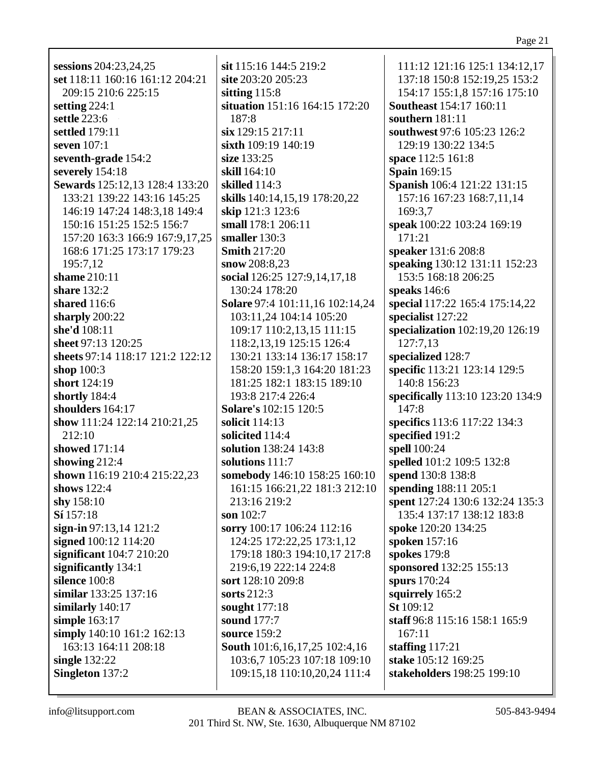**sessions** 204:23,24,25
**set** 118:11 160:16 161:12 204:21 209:15 210:6 225:15
**setting** 224:1
**settle** 223:6
**settled** 179:11
**seven** 107:1
**seventh-grade** 154:2
**severely** 154:18
**Sewards** 125:12,13 128:4 133:20 133:21 139:22 143:16 145:25 146:19 147:24 148:3,18 149:4 150:16 151:25 152:5 156:7 157:20 163:3 166:9 167:9,17,25 168:6 171:25 173:17 179:23 195:7,12
**shame** 210:11
**share** 132:2
**shared** 116:6
**sharply** 200:22
**she'd** 108:11
**sheet** 97:13 120:25
**sheets** 97:14 118:17 121:2 122:12
**shop** 100:3
**short** 124:19
**shortly** 184:4
**shoulders** 164:17
**show** 111:24 122:14 210:21,25 212:10
**showed** 171:14
**showing** 212:4
**shown** 116:19 210:4 215:22,23
**shows** 122:4
**shy** 158:10
**Sí** 157:18
**sign-in** 97:13,14 121:2
**signed** 100:12 114:20
**significant** 104:7 210:20
**significantly** 134:1
**silence** 100:8
**similar** 133:25 137:16
**similarly** 140:17
**simple** 163:17
**simply** 140:10 161:2 162:13 163:13 164:11 208:18
**single** 132:22
**Singleton** 137:2
**sit** 115:16 144:5 219:2
**site** 203:20 205:23
**sitting** 115:8
**situation** 151:16 164:15 172:20 187:8
**six** 129:15 217:11
**sixth** 109:19 140:19
**size** 133:25
**skill** 164:10
**skilled** 114:3
**skills** 140:14,15,19 178:20,22
**skip** 121:3 123:6
**small** 178:1 206:11
**smaller** 130:3
**Smith** 217:20
**snow** 208:8,23
**social** 126:25 127:9,14,17,18 130:24 178:20
**Solare** 97:4 101:11,16 102:14,24 103:11,24 104:14 105:20 109:17 110:2,13,15 111:15 118:2,13,19 125:15 126:4 130:21 133:14 136:17 158:17 158:20 159:1,3 164:20 181:23 181:25 182:1 183:15 189:10 193:8 217:4 226:4
**Solare's** 102:15 120:5
**solicit** 114:13
**solicited** 114:4
**solution** 138:24 143:8
**solutions** 111:7
**somebody** 146:10 158:25 160:10 161:15 166:21,22 181:3 212:10 213:16 219:2
**son** 102:7
**sorry** 100:17 106:24 112:16 124:25 172:22,25 173:1,12 179:18 180:3 194:10,17 217:8 219:6,19 222:14 224:8
**sort** 128:10 209:8
**sorts** 212:3
**sought** 177:18
**sound** 177:7
**source** 159:2
**South** 101:6,16,17,25 102:4,16 103:6,7 105:23 107:18 109:10 109:15,18 110:10,20,24 111:4 111:12 121:16 125:1 134:12,17 137:18 150:8 152:19,25 153:2 154:17 155:1,8 157:16 175:10
**Southeast** 154:17 160:11
**southern** 181:11
**southwest** 97:6 105:23 126:2 129:19 130:22 134:5
**space** 112:5 161:8
**Spain** 169:15
**Spanish** 106:4 121:22 131:15 157:16 167:23 168:7,11,14 169:3,7
**speak** 100:22 103:24 169:19 171:21
**speaker** 131:6 208:8
**speaking** 130:12 131:11 152:23 153:5 168:18 206:25
**speaks** 146:6
**special** 117:22 165:4 175:14,22
**specialist** 127:22
**specialization** 102:19,20 126:19 127:7,13
**specialized** 128:7
**specific** 113:21 123:14 129:5 140:8 156:23
**specifically** 113:10 123:20 134:9 147:8
**specifics** 113:6 117:22 134:3
**specified** 191:2
**spell** 100:24
**spelled** 101:2 109:5 132:8
**spend** 130:8 138:8
**spending** 188:11 205:1
**spent** 127:24 130:6 132:24 135:3 135:4 137:17 138:12 183:8
**spoke** 120:20 134:25
**spoken** 157:16
**spokes** 179:8
**sponsored** 132:25 155:13
**spurs** 170:24
**squirrely** 165:2
**St** 109:12
**staff** 96:8 115:16 158:1 165:9 167:11
**staffing** 117:21
**stake** 105:12 169:25
**stakeholders** 198:25 199:10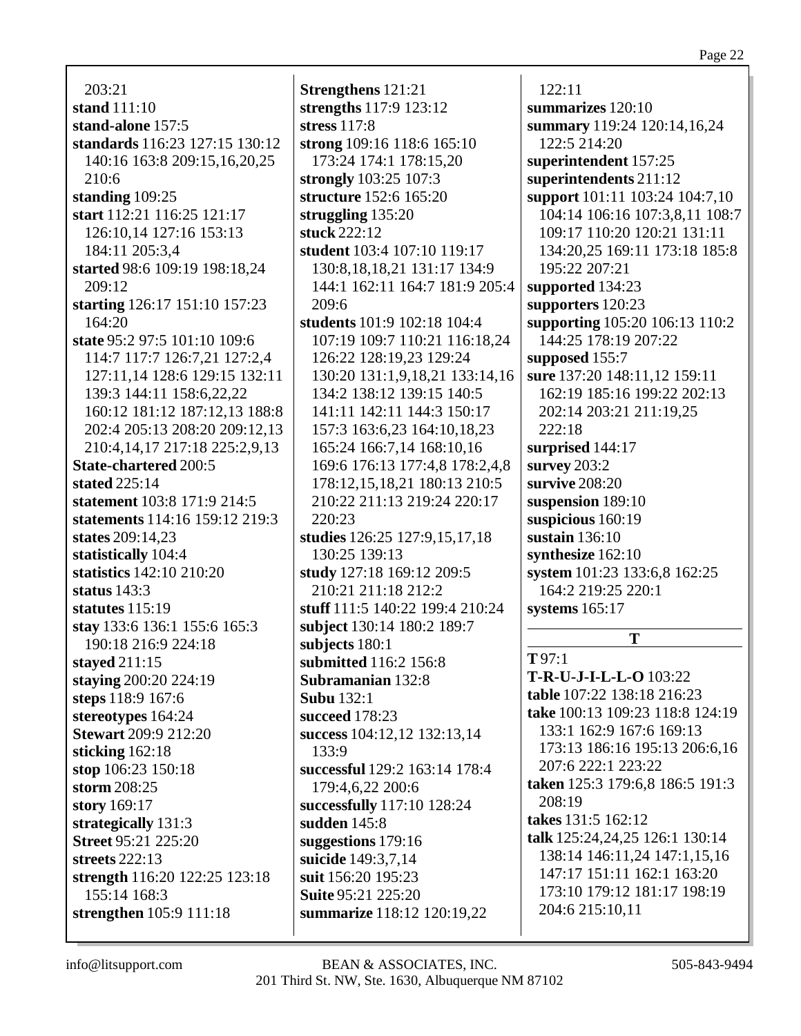203:21
**stand** 111:10
**stand-alone** 157:5
**standards** 116:23 127:15 130:12 140:16 163:8 209:15,16,20,25 210:6
**standing** 109:25
**start** 112:21 116:25 121:17 126:10,14 127:16 153:13 184:11 205:3,4
**started** 98:6 109:19 198:18,24 209:12
**starting** 126:17 151:10 157:23 164:20
**state** 95:2 97:5 101:10 109:6 114:7 117:7 126:7,21 127:2,4 127:11,14 128:6 129:15 132:11 139:3 144:11 158:6,22,22 160:12 181:12 187:12,13 188:8 202:4 205:13 208:20 209:12,13 210:4,14,17 217:18 225:2,9,13
**State-chartered** 200:5
**stated** 225:14
**statement** 103:8 171:9 214:5
**statements** 114:16 159:12 219:3
**states** 209:14,23
**statistically** 104:4
**statistics** 142:10 210:20
**status** 143:3
**statutes** 115:19
**stay** 133:6 136:1 155:6 165:3 190:18 216:9 224:18
**stayed** 211:15
**staying** 200:20 224:19
**steps** 118:9 167:6
**stereotypes** 164:24
**Stewart** 209:9 212:20
**sticking** 162:18
**stop** 106:23 150:18
**storm** 208:25
**story** 169:17
**strategically** 131:3
**Street** 95:21 225:20
**streets** 222:13
**strength** 116:20 122:25 123:18 155:14 168:3
**strengthen** 105:9 111:18
**Strengthens** 121:21
**strengths** 117:9 123:12
**stress** 117:8
**strong** 109:16 118:6 165:10 173:24 174:1 178:15,20
**strongly** 103:25 107:3
**structure** 152:6 165:20
**struggling** 135:20
**stuck** 222:12
**student** 103:4 107:10 119:17 130:8,18,18,21 131:17 134:9 144:1 162:11 164:7 181:9 205:4 209:6
**students** 101:9 102:18 104:4 107:19 109:7 110:21 116:18,24 126:22 128:19,23 129:24 130:20 131:1,9,18,21 133:14,16 134:2 138:12 139:15 140:5 141:11 142:11 144:3 150:17 157:3 163:6,23 164:10,18,23 165:24 166:7,14 168:10,16 169:6 176:13 177:4,8 178:2,4,8 178:12,15,18,21 180:13 210:5 210:22 211:13 219:24 220:17 220:23
**studies** 126:25 127:9,15,17,18 130:25 139:13
**study** 127:18 169:12 209:5 210:21 211:18 212:2
**stuff** 111:5 140:22 199:4 210:24
**subject** 130:14 180:2 189:7
**subjects** 180:1
**submitted** 116:2 156:8
**Subramanian** 132:8
**Subu** 132:1
**succeed** 178:23
**success** 104:12,12 132:13,14 133:9
**successful** 129:2 163:14 178:4 179:4,6,22 200:6
**successfully** 117:10 128:24
**sudden** 145:8
**suggestions** 179:16
**suicide** 149:3,7,14
**suit** 156:20 195:23
**Suite** 95:21 225:20
**summarize** 118:12 120:19,22 122:11
**summarizes** 120:10
**summary** 119:24 120:14,16,24 122:5 214:20
**superintendent** 157:25
**superintendents** 211:12
**support** 101:11 103:24 104:7,10 104:14 106:16 107:3,8,11 108:7 109:17 110:20 120:21 131:11 134:20,25 169:11 173:18 185:8 195:22 207:21
**supported** 134:23
**supporters** 120:23
**supporting** 105:20 106:13 110:2 144:25 178:19 207:22
**supposed** 155:7
**sure** 137:20 148:11,12 159:11 162:19 185:16 199:22 202:13 202:14 203:21 211:19,25 222:18
**surprised** 144:17
**survey** 203:2
**survive** 208:20
**suspension** 189:10
**suspicious** 160:19
**sustain** 136:10
**synthesize** 162:10
**system** 101:23 133:6,8 162:25 164:2 219:25 220:1
**systems** 165:17

## T

**T** 97:1
**T-R-U-J-I-L-L-O** 103:22
**table** 107:22 138:18 216:23
**take** 100:13 109:23 118:8 124:19 133:1 162:9 167:6 169:13 173:13 186:16 195:13 206:6,16 207:6 222:1 223:22
**taken** 125:3 179:6,8 186:5 191:3 208:19
**takes** 131:5 162:12
**talk** 125:24,24,25 126:1 130:14 138:14 146:11,24 147:1,15,16 147:17 151:11 162:1 163:20 173:10 179:12 181:17 198:19 204:6 215:10,11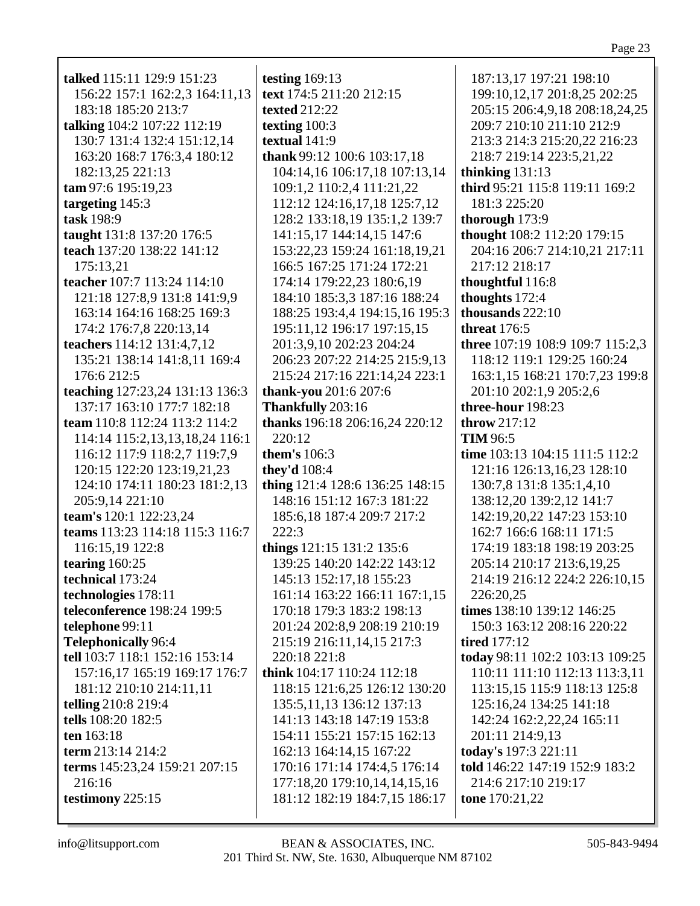**talked** 115:11 129:9 151:23 156:22 157:1 162:2,3 164:11,13 183:18 185:20 213:7
**talking** 104:2 107:22 112:19 130:7 131:4 132:4 151:12,14 163:20 168:7 176:3,4 180:12 182:13,25 221:13
**tam** 97:6 195:19,23
**targeting** 145:3
**task** 198:9
**taught** 131:8 137:20 176:5
**teach** 137:20 138:22 141:12 175:13,21
**teacher** 107:7 113:24 114:10 121:18 127:8,9 131:8 141:9,9 163:14 164:16 168:25 169:3 174:2 176:7,8 220:13,14
**teachers** 114:12 131:4,7,12 135:21 138:14 141:8,11 169:4 176:6 212:5
**teaching** 127:23,24 131:13 136:3 137:17 163:10 177:7 182:18
**team** 110:8 112:24 113:2 114:2 114:14 115:2,13,13,18,24 116:1 116:12 117:9 118:2,7 119:7,9 120:15 122:20 123:19,21,23 124:10 174:11 180:23 181:2,13 205:9,14 221:10
**team's** 120:1 122:23,24
**teams** 113:23 114:18 115:3 116:7 116:15,19 122:8
**tearing** 160:25
**technical** 173:24
**technologies** 178:11
**teleconference** 198:24 199:5
**telephone** 99:11
**Telephonically** 96:4
**tell** 103:7 118:1 152:16 153:14 157:16,17 165:19 169:17 176:7 181:12 210:10 214:11,11
**telling** 210:8 219:4
**tells** 108:20 182:5
**ten** 163:18
**term** 213:14 214:2
**terms** 145:23,24 159:21 207:15 216:16
**testimony** 225:15
**testing** 169:13
**text** 174:5 211:20 212:15
**texted** 212:22
**texting** 100:3
**textual** 141:9
**thank** 99:12 100:6 103:17,18 104:14,16 106:17,18 107:13,14 109:1,2 110:2,4 111:21,22 112:12 124:16,17,18 125:7,12 128:2 133:18,19 135:1,2 139:7 141:15,17 144:14,15 147:6 153:22,23 159:24 161:18,19,21 166:5 167:25 171:24 172:21 174:14 179:22,23 180:6,19 184:10 185:3,3 187:16 188:24 188:25 193:4,4 194:15,16 195:3 195:11,12 196:17 197:15,15 201:3,9,10 202:23 204:24 206:23 207:22 214:25 215:9,13 215:24 217:16 221:14,24 223:1
**thank-you** 201:6 207:6
**Thankfully** 203:16
**thanks** 196:18 206:16,24 220:12 220:12
**them's** 106:3
**they'd** 108:4
**thing** 121:4 128:6 136:25 148:15 148:16 151:12 167:3 181:22 185:6,18 187:4 209:7 217:2 222:3
**things** 121:15 131:2 135:6 139:25 140:20 142:22 143:12 145:13 152:17,18 155:23 161:14 163:22 166:11 167:1,15 170:18 179:3 183:2 198:13 201:24 202:8,9 208:19 210:19 215:19 216:11,14,15 217:3 220:18 221:8
**think** 104:17 110:24 112:18 118:15 121:6,25 126:12 130:20 135:5,11,13 136:12 137:13 141:13 143:18 147:19 153:8 154:11 155:21 157:15 162:13 162:13 164:14,15 167:22 170:16 171:14 174:4,5 176:14 177:18,20 179:10,14,14,15,16 181:12 182:19 184:7,15 186:17 187:13,17 197:21 198:10 199:10,12,17 201:8,25 202:25 205:15 206:4,9,18 208:18,24,25 209:7 210:10 211:10 212:9 213:3 214:3 215:20,22 216:23 218:7 219:14 223:5,21,22
**thinking** 131:13
**third** 95:21 115:8 119:11 169:2 181:3 225:20
**thorough** 173:9
**thought** 108:2 112:20 179:15 204:16 206:7 214:10,21 217:11 217:12 218:17
**thoughtful** 116:8
**thoughts** 172:4
**thousands** 222:10
**threat** 176:5
**three** 107:19 108:9 109:7 115:2,3 118:12 119:1 129:25 160:24 163:1,15 168:21 170:7,23 199:8 201:10 202:1,9 205:2,6
**three-hour** 198:23
**throw** 217:12
**TIM** 96:5
**time** 103:13 104:15 111:5 112:2 121:16 126:13,16,23 128:10 130:7,8 131:8 135:1,4,10 138:12,20 139:2,12 141:7 142:19,20,22 147:23 153:10 162:7 166:6 168:11 171:5 174:19 183:18 198:19 203:25 205:14 210:17 213:6,19,25 214:19 216:12 224:2 226:10,15 226:20,25
**times** 138:10 139:12 146:25 150:3 163:12 208:16 220:22
**tired** 177:12
**today** 98:11 102:2 103:13 109:25 110:11 111:10 112:13 113:3,11 113:15,15 115:9 118:13 125:8 125:16,24 134:25 141:18 142:24 162:2,22,24 165:11 201:11 214:9,13
**today's** 197:3 221:11
**told** 146:22 147:19 152:9 183:2 214:6 217:10 219:17
**tone** 170:21,22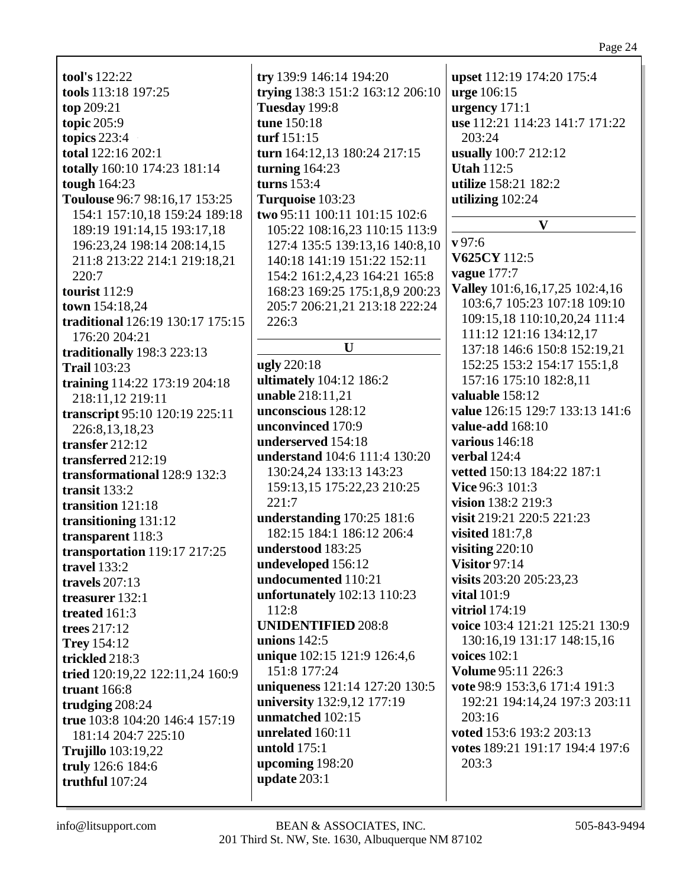**tool's** 122:22
**tools** 113:18 197:25
**top** 209:21
**topic** 205:9
**topics** 223:4
**total** 122:16 202:1
**totally** 160:10 174:23 181:14
**tough** 164:23
**Toulouse** 96:7 98:16,17 153:25 154:1 157:10,18 159:24 189:18 189:19 191:14,15 193:17,18 196:23,24 198:14 208:14,15 211:8 213:22 214:1 219:18,21 220:7
**tourist** 112:9
**town** 154:18,24
**traditional** 126:19 130:17 175:15 176:20 204:21
**traditionally** 198:3 223:13
**Trail** 103:23
**training** 114:22 173:19 204:18 218:11,12 219:11
**transcript** 95:10 120:19 225:11 226:8,13,18,23
**transfer** 212:12
**transferred** 212:19
**transformational** 128:9 132:3
**transit** 133:2
**transition** 121:18
**transitioning** 131:12
**transparent** 118:3
**transportation** 119:17 217:25
**travel** 133:2
**travels** 207:13
**treasurer** 132:1
**treated** 161:3
**trees** 217:12
**Trey** 154:12
**trickled** 218:3
**tried** 120:19,22 122:11,24 160:9
**truant** 166:8
**trudging** 208:24
**true** 103:8 104:20 146:4 157:19 181:14 204:7 225:10
**Trujillo** 103:19,22
**truly** 126:6 184:6
**truthful** 107:24
**try** 139:9 146:14 194:20
**trying** 138:3 151:2 163:12 206:10
**Tuesday** 199:8
**tune** 150:18
**turf** 151:15
**turn** 164:12,13 180:24 217:15
**turning** 164:23
**turns** 153:4
**Turquoise** 103:23
**two** 95:11 100:11 101:15 102:6 105:22 108:16,23 110:15 113:9 127:4 135:5 139:13,16 140:8,10 140:18 141:19 151:22 152:11 154:2 161:2,4,23 164:21 165:8 168:23 169:25 175:1,8,9 200:23 205:7 206:21,21 213:18 222:24 226:3

## U

**ugly** 220:18
**ultimately** 104:12 186:2
**unable** 218:11,21
**unconscious** 128:12
**unconvinced** 170:9
**underserved** 154:18
**understand** 104:6 111:4 130:20 130:24,24 133:13 143:23 159:13,15 175:22,23 210:25 221:7
**understanding** 170:25 181:6 182:15 184:1 186:12 206:4
**understood** 183:25
**undeveloped** 156:12
**undocumented** 110:21
**unfortunately** 102:13 110:23 112:8
**UNIDENTIFIED** 208:8
**unions** 142:5
**unique** 102:15 121:9 126:4,6 151:8 177:24
**uniqueness** 121:14 127:20 130:5
**university** 132:9,12 177:19
**unmatched** 102:15
**unrelated** 160:11
**untold** 175:1
**upcoming** 198:20
**update** 203:1
**upset** 112:19 174:20 175:4
**urge** 106:15
**urgency** 171:1
**use** 112:21 114:23 141:7 171:22 203:24
**usually** 100:7 212:12
**Utah** 112:5
**utilize** 158:21 182:2
**utilizing** 102:24

## V

**v** 97:6
**V625CY** 112:5
**vague** 177:7
**Valley** 101:6,16,17,25 102:4,16 103:6,7 105:23 107:18 109:10 109:15,18 110:10,20,24 111:4 111:12 121:16 134:12,17 137:18 146:6 150:8 152:19,21 152:25 153:2 154:17 155:1,8 157:16 175:10 182:8,11
**valuable** 158:12
**value** 126:15 129:7 133:13 141:6
**value-add** 168:10
**various** 146:18
**verbal** 124:4
**vetted** 150:13 184:22 187:1
**Vice** 96:3 101:3
**vision** 138:2 219:3
**visit** 219:21 220:5 221:23
**visited** 181:7,8
**visiting** 220:10
**Visitor** 97:14
**visits** 203:20 205:23,23
**vital** 101:9
**vitriol** 174:19
**voice** 103:4 121:21 125:21 130:9 130:16,19 131:17 148:15,16
**voices** 102:1
**Volume** 95:11 226:3
**vote** 98:9 153:3,6 171:4 191:3 192:21 194:14,24 197:3 203:11 203:16
**voted** 153:6 193:2 203:13
**votes** 189:21 191:17 194:4 197:6 203:3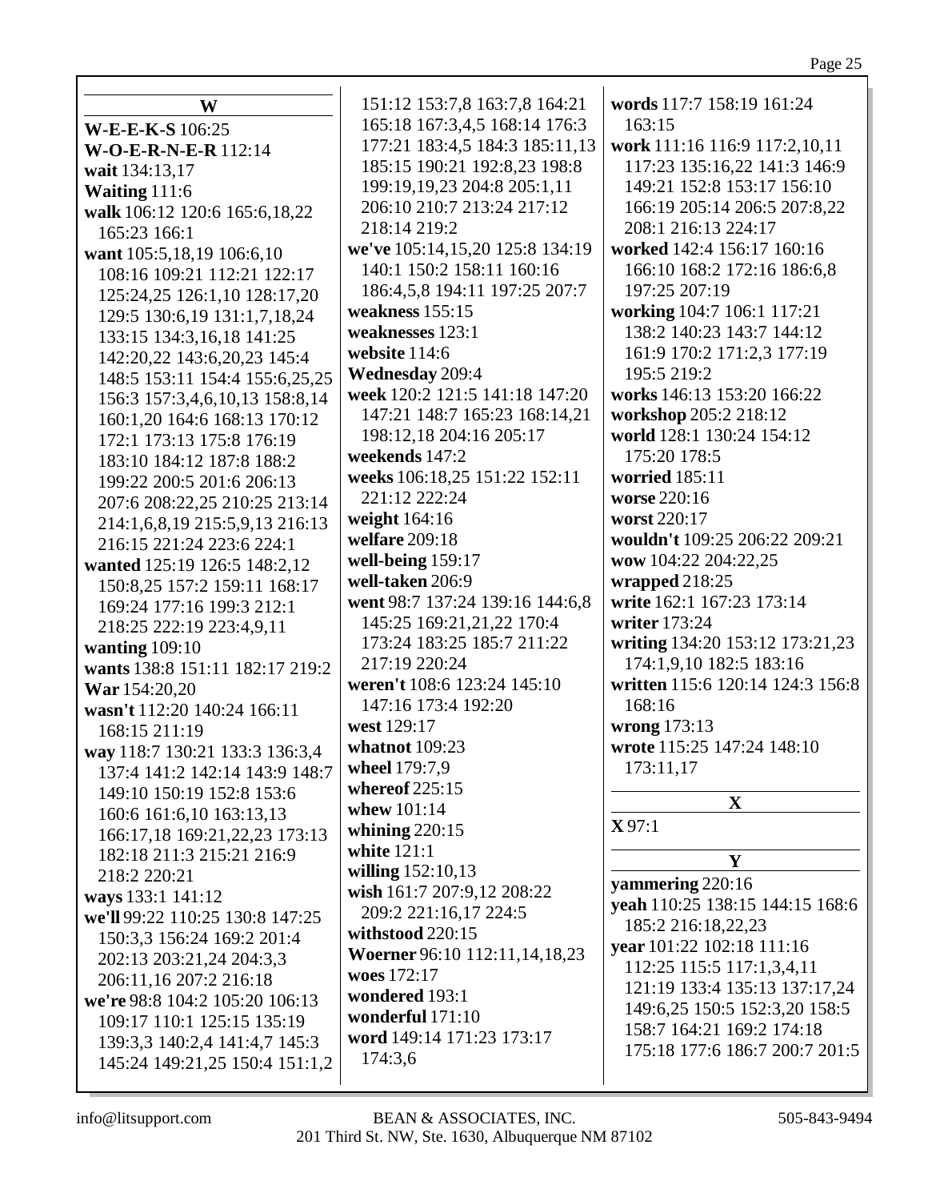## W

**W-E-E-K-S** 106:25
**W-O-E-R-N-E-R** 112:14
**wait** 134:13,17
**Waiting** 111:6
**walk** 106:12 120:6 165:6,18,22 165:23 166:1
**want** 105:5,18,19 106:6,10 108:16 109:21 112:21 122:17 125:24,25 126:1,10 128:17,20 129:5 130:6,19 131:1,7,18,24 133:15 134:3,16,18 141:25 142:20,22 143:6,20,23 145:4 148:5 153:11 154:4 155:6,25,25 156:3 157:3,4,6,10,13 158:8,14 160:1,20 164:6 168:13 170:12 172:1 173:13 175:8 176:19 183:10 184:12 187:8 188:2 199:22 200:5 201:6 206:13 207:6 208:22,25 210:25 213:14 214:1,6,8,19 215:5,9,13 216:13 216:15 221:24 223:6 224:1
**wanted** 125:19 126:5 148:2,12 150:8,25 157:2 159:11 168:17 169:24 177:16 199:3 212:1 218:25 222:19 223:4,9,11
**wanting** 109:10
**wants** 138:8 151:11 182:17 219:2
**War** 154:20,20
**wasn't** 112:20 140:24 166:11 168:15 211:19
**way** 118:7 130:21 133:3 136:3,4 137:4 141:2 142:14 143:9 148:7 149:10 150:19 152:8 153:6 160:6 161:6,10 163:13,13 166:17,18 169:21,22,23 173:13 182:18 211:3 215:21 216:9 218:2 220:21
**ways** 133:1 141:12
**we'll** 99:22 110:25 130:8 147:25 150:3,3 156:24 169:2 201:4 202:13 203:21,24 204:3,3 206:11,16 207:2 216:18
**we're** 98:8 104:2 105:20 106:13 109:17 110:1 125:15 135:19 139:3,3 140:2,4 141:4,7 145:3 145:24 149:21,25 150:4 151:1,2 151:12 153:7,8 163:7,8 164:21 165:18 167:3,4,5 168:14 176:3 177:21 183:4,5 184:3 185:11,13 185:15 190:21 192:8,23 198:8 199:19,19,23 204:8 205:1,11 206:10 210:7 213:24 217:12 218:14 219:2
**we've** 105:14,15,20 125:8 134:19 140:1 150:2 158:11 160:16 186:4,5,8 194:11 197:25 207:7
**weakness** 155:15
**weaknesses** 123:1
**website** 114:6
**Wednesday** 209:4
**week** 120:2 121:5 141:18 147:20 147:21 148:7 165:23 168:14,21 198:12,18 204:16 205:17
**weekends** 147:2
**weeks** 106:18,25 151:22 152:11 221:12 222:24
**weight** 164:16
**welfare** 209:18
**well-being** 159:17
**well-taken** 206:9
**went** 98:7 137:24 139:16 144:6,8 145:25 169:21,21,22 170:4 173:24 183:25 185:7 211:22 217:19 220:24
**weren't** 108:6 123:24 145:10 147:16 173:4 192:20
**west** 129:17
**whatnot** 109:23
**wheel** 179:7,9
**whereof** 225:15
**whew** 101:14
**whining** 220:15
**white** 121:1
**willing** 152:10,13
**wish** 161:7 207:9,12 208:22 209:2 221:16,17 224:5
**withstood** 220:15
**Woerner** 96:10 112:11,14,18,23
**woes** 172:17
**wondered** 193:1
**wonderful** 171:10
**word** 149:14 171:23 173:17 174:3,6
**words** 117:7 158:19 161:24 163:15
**work** 111:16 116:9 117:2,10,11 117:23 135:16,22 141:3 146:9 149:21 152:8 153:17 156:10 166:19 205:14 206:5 207:8,22 208:1 216:13 224:17
**worked** 142:4 156:17 160:16 166:10 168:2 172:16 186:6,8 197:25 207:19
**working** 104:7 106:1 117:21 138:2 140:23 143:7 144:12 161:9 170:2 171:2,3 177:19 195:5 219:2
**works** 146:13 153:20 166:22
**workshop** 205:2 218:12
**world** 128:1 130:24 154:12 175:20 178:5
**worried** 185:11
**worse** 220:16
**worst** 220:17
**wouldn't** 109:25 206:22 209:21
**wow** 104:22 204:22,25
**wrapped** 218:25
**write** 162:1 167:23 173:14
**writer** 173:24
**writing** 134:20 153:12 173:21,23 174:1,9,10 182:5 183:16
**written** 115:6 120:14 124:3 156:8 168:16
**wrong** 173:13
**wrote** 115:25 147:24 148:10 173:11,17

## X

**X** 97:1

## Y

**yammering** 220:16
**yeah** 110:25 138:15 144:15 168:6 185:2 216:18,22,23
**year** 101:22 102:18 111:16 112:25 115:5 117:1,3,4,11 121:19 133:4 135:13 137:17,24 149:6,25 150:5 152:3,20 158:5 158:7 164:21 169:2 174:18 175:18 177:6 186:7 200:7 201:5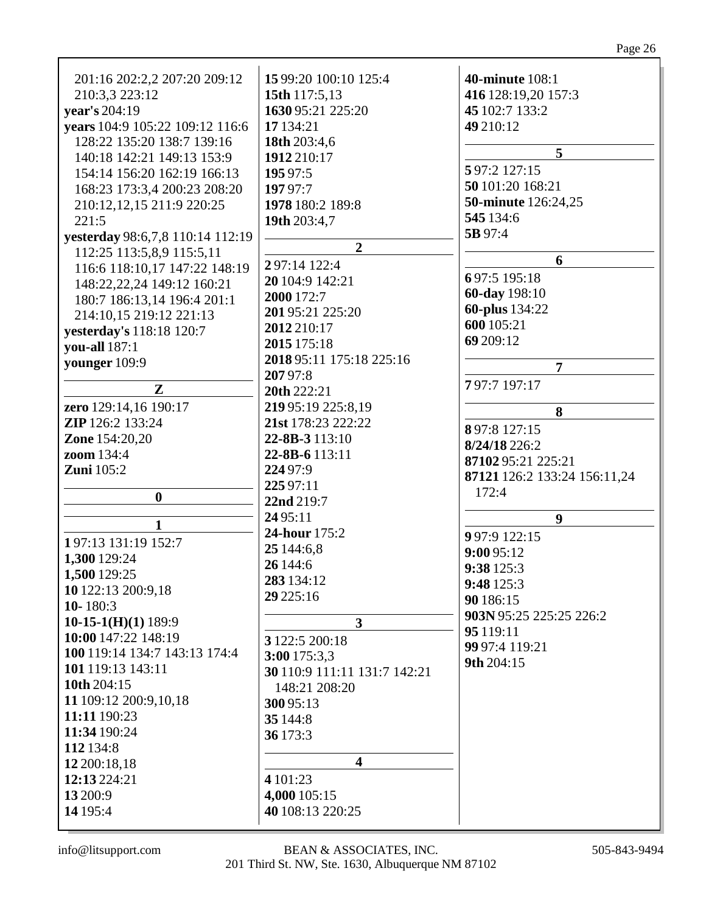201:16 202:2,2 207:20 209:12 210:3,3 223:12
**year's** 204:19
**years** 104:9 105:22 109:12 116:6 128:22 135:20 138:7 139:16 140:18 142:21 149:13 153:9 154:14 156:20 162:19 166:13 168:23 173:3,4 200:23 208:20 210:12,12,15 211:9 220:25 221:5
**yesterday** 98:6,7,8 110:14 112:19 112:25 113:5,8,9 115:5,11 116:6 118:10,17 147:22 148:19 148:22,22,24 149:12 160:21 180:7 186:13,14 196:4 201:1 214:10,15 219:12 221:13
**yesterday's** 118:18 120:7
**you-all** 187:1
**younger** 109:9

### Z

**zero** 129:14,16 190:17
**ZIP** 126:2 133:24
**Zone** 154:20,20
**zoom** 134:4
**Zuni** 105:2

### 0

### 1

**1** 97:13 131:19 152:7
**1,300** 129:24
**1,500** 129:25
**10** 122:13 200:9,18
**10-** 180:3
**10-15-1(H)(1)** 189:9
**10:00** 147:22 148:19
**100** 119:14 134:7 143:13 174:4
**101** 119:13 143:11
**10th** 204:15
**11** 109:12 200:9,10,18
**11:11** 190:23
**11:34** 190:24
**112** 134:8
**12** 200:18,18
**12:13** 224:21
**13** 200:9
**14** 195:4
**15** 99:20 100:10 125:4
**15th** 117:5,13
**1630** 95:21 225:20
**17** 134:21
**18th** 203:4,6
**1912** 210:17
**195** 97:5
**197** 97:7
**1978** 180:2 189:8
**19th** 203:4,7

### 2

**2** 97:14 122:4
**20** 104:9 142:21
**2000** 172:7
**201** 95:21 225:20
**2012** 210:17
**2015** 175:18
**2018** 95:11 175:18 225:16
**207** 97:8
**20th** 222:21
**219** 95:19 225:8,19
**21st** 178:23 222:22
**22-8B-3** 113:10
**22-8B-6** 113:11
**224** 97:9
**225** 97:11
**22nd** 219:7
**24** 95:11
**24-hour** 175:2
**25** 144:6,8
**26** 144:6
**283** 134:12
**29** 225:16

### 3

**3** 122:5 200:18
**3:00** 175:3,3
**30** 110:9 111:11 131:7 142:21 148:21 208:20
**300** 95:13
**35** 144:8
**36** 173:3

### 4

**4** 101:23
**4,000** 105:15
**40** 108:13 220:25
**40-minute** 108:1
**416** 128:19,20 157:3
**45** 102:7 133:2
**49** 210:12

### 5

**5** 97:2 127:15
**50** 101:20 168:21
**50-minute** 126:24,25
**545** 134:6
**5B** 97:4

### 6

**6** 97:5 195:18
**60-day** 198:10
**60-plus** 134:22
**600** 105:21
**69** 209:12

### 7

**7** 97:7 197:17

### 8

**8** 97:8 127:15
**8/24/18** 226:2
**87102** 95:21 225:21
**87121** 126:2 133:24 156:11,24 172:4

### 9

**9** 97:9 122:15
**9:00** 95:12
**9:38** 125:3
**9:48** 125:3
**90** 186:15
**903N** 95:25 225:25 226:2
**95** 119:11
**99** 97:4 119:21
**9th** 204:15